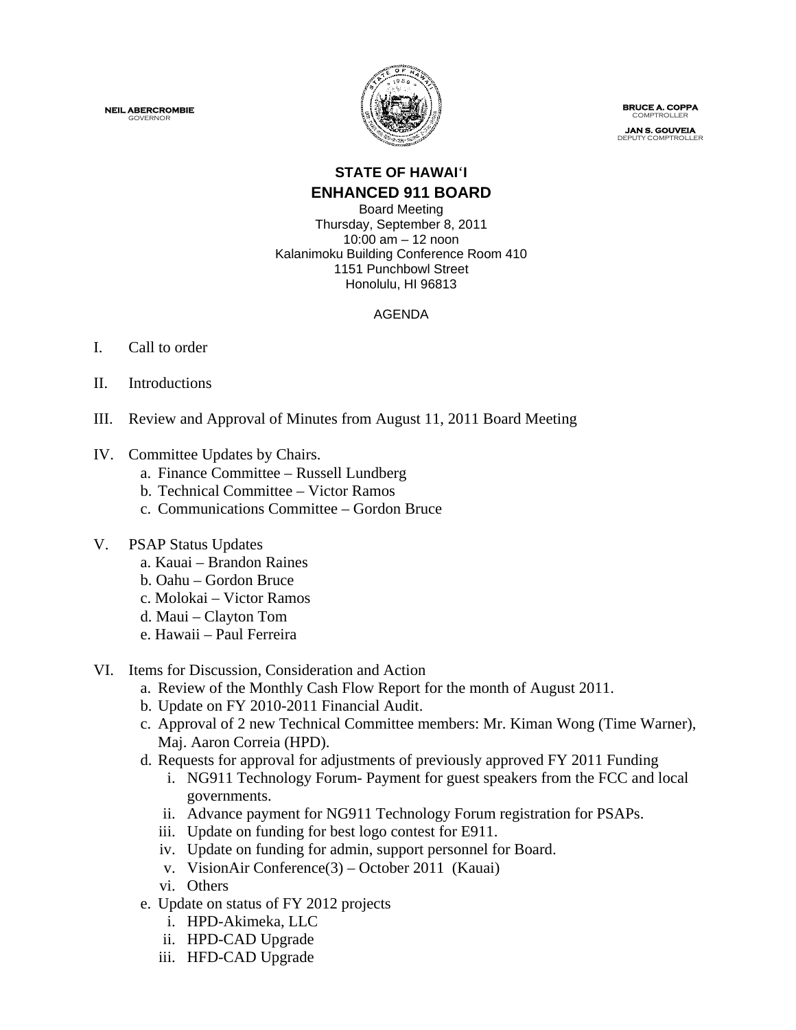NEIL ABERCROMBIE
GOVERNOR

BRUCE A. COPPA
COMPTROLLER

JAN S. GOUVEIA
DEPUTY COMPTROLLER

# STATE OF HAWAIʻI

# ENHANCED 911 BOARD

Board Meeting
Thursday, September 8, 2011
10:00 am – 12 noon
Kalanimoku Building Conference Room 410
1151 Punchbowl Street
Honolulu, HI 96813

AGENDA

I. Call to order

II. Introductions

III. Review and Approval of Minutes from August 11, 2011 Board Meeting

IV. Committee Updates by Chairs.
   a. Finance Committee – Russell Lundberg
   b. Technical Committee – Victor Ramos
   c. Communications Committee – Gordon Bruce

V. PSAP Status Updates
   a. Kauai – Brandon Raines
   b. Oahu – Gordon Bruce
   c. Molokai – Victor Ramos
   d. Maui – Clayton Tom
   e. Hawaii – Paul Ferreira

VI. Items for Discussion, Consideration and Action
   a. Review of the Monthly Cash Flow Report for the month of August 2011.
   b. Update on FY 2010-2011 Financial Audit.
   c. Approval of 2 new Technical Committee members: Mr. Kiman Wong (Time Warner), Maj. Aaron Correia (HPD).
   d. Requests for approval for adjustments of previously approved FY 2011 Funding
      i. NG911 Technology Forum- Payment for guest speakers from the FCC and local governments.
      ii. Advance payment for NG911 Technology Forum registration for PSAPs.
      iii. Update on funding for best logo contest for E911.
      iv. Update on funding for admin, support personnel for Board.
      v. VisionAir Conference(3) – October 2011 (Kauai)
      vi. Others
   e. Update on status of FY 2012 projects
      i. HPD-Akimeka, LLC
      ii. HPD-CAD Upgrade
      iii. HFD-CAD Upgrade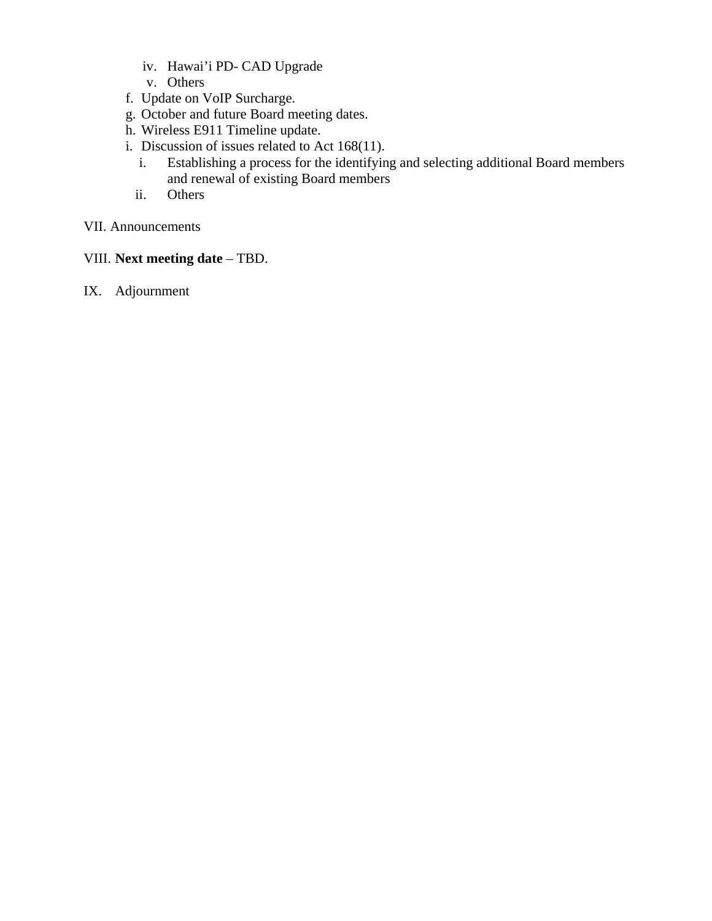iv. Hawai'i PD- CAD Upgrade
v. Others

f. Update on VoIP Surcharge.
g. October and future Board meeting dates.
h. Wireless E911 Timeline update.
i. Discussion of issues related to Act 168(11).
   i. Establishing a process for the identifying and selecting additional Board members and renewal of existing Board members
   ii. Others

VII. Announcements

VIII. **Next meeting date** – TBD.

IX. Adjournment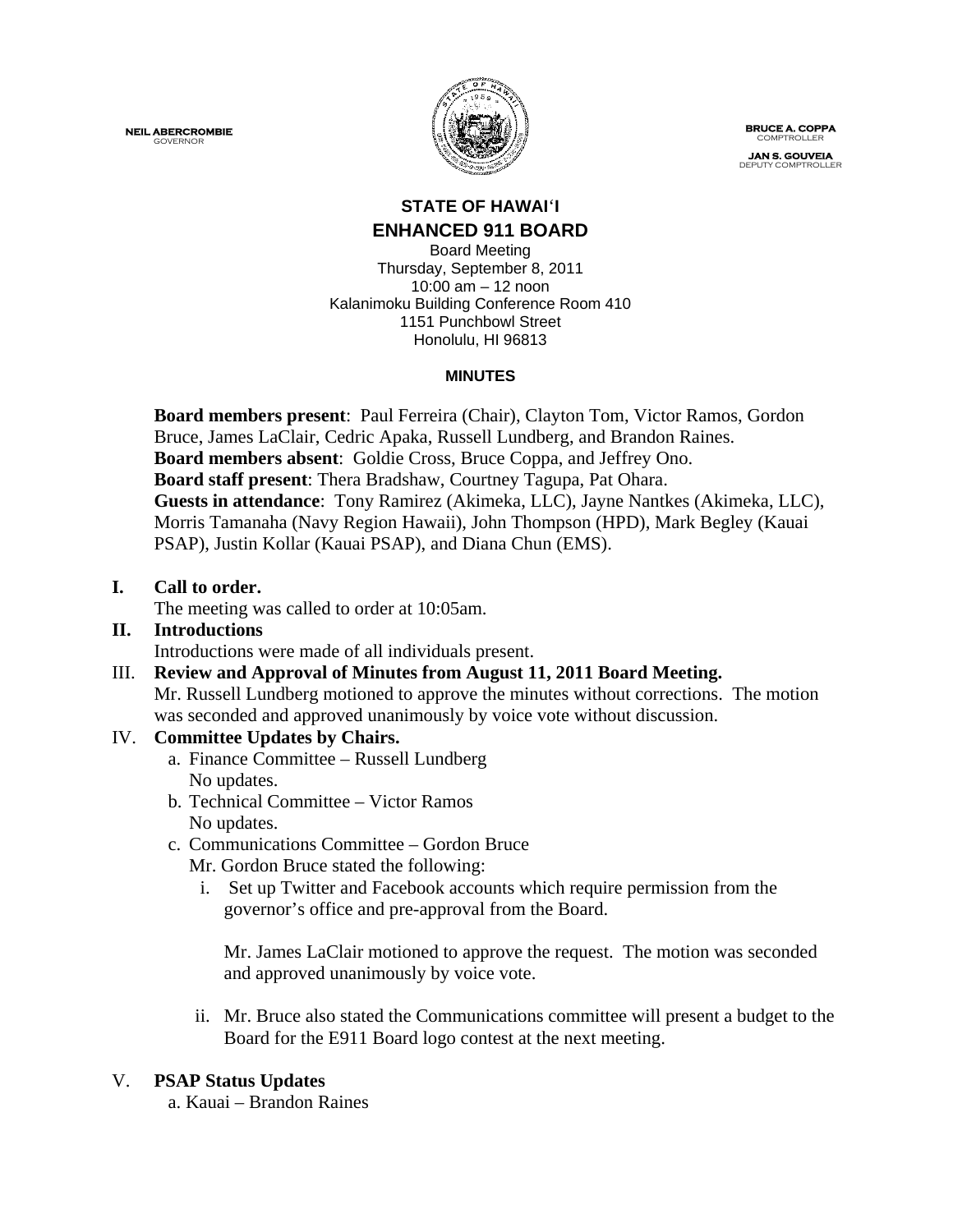NEIL ABERCROMBIE
GOVERNOR

BRUCE A. COPPA
COMPTROLLER

JAN S. GOUVEIA
DEPUTY COMPTROLLER

# STATE OF HAWAI'I
# ENHANCED 911 BOARD

Board Meeting
Thursday, September 8, 2011
10:00 am – 12 noon
Kalanimoku Building Conference Room 410
1151 Punchbowl Street
Honolulu, HI 96813

**MINUTES**

**Board members present**: Paul Ferreira (Chair), Clayton Tom, Victor Ramos, Gordon Bruce, James LaClair, Cedric Apaka, Russell Lundberg, and Brandon Raines.
**Board members absent**: Goldie Cross, Bruce Coppa, and Jeffrey Ono.
**Board staff present**: Thera Bradshaw, Courtney Tagupa, Pat Ohara.
**Guests in attendance**: Tony Ramirez (Akimeka, LLC), Jayne Nantkes (Akimeka, LLC), Morris Tamanaha (Navy Region Hawaii), John Thompson (HPD), Mark Begley (Kauai PSAP), Justin Kollar (Kauai PSAP), and Diana Chun (EMS).

**I. Call to order.**
The meeting was called to order at 10:05am.

**II. Introductions**
Introductions were made of all individuals present.

III. **Review and Approval of Minutes from August 11, 2011 Board Meeting.**
Mr. Russell Lundberg motioned to approve the minutes without corrections. The motion was seconded and approved unanimously by voice vote without discussion.

IV. **Committee Updates by Chairs.**

a. Finance Committee – Russell Lundberg
No updates.

b. Technical Committee – Victor Ramos
No updates.

c. Communications Committee – Gordon Bruce
Mr. Gordon Bruce stated the following:

i. Set up Twitter and Facebook accounts which require permission from the governor's office and pre-approval from the Board.

Mr. James LaClair motioned to approve the request. The motion was seconded and approved unanimously by voice vote.

ii. Mr. Bruce also stated the Communications committee will present a budget to the Board for the E911 Board logo contest at the next meeting.

V. **PSAP Status Updates**

a. Kauai – Brandon Raines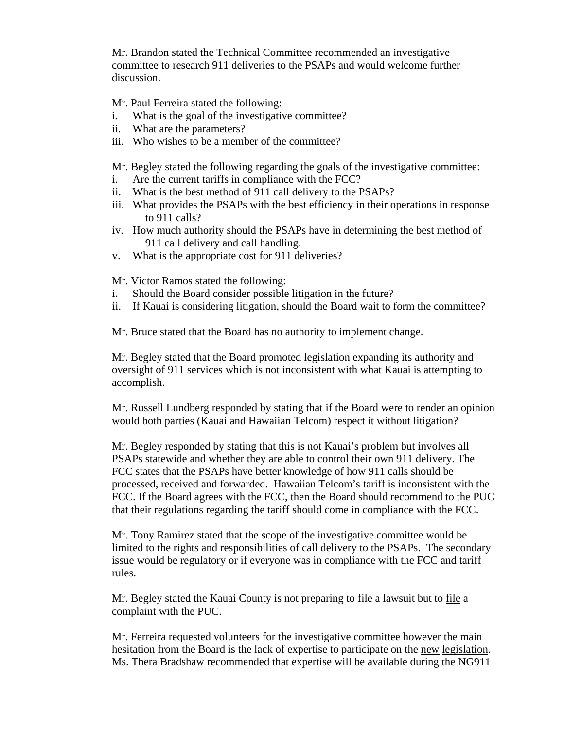Mr. Brandon stated the Technical Committee recommended an investigative committee to research 911 deliveries to the PSAPs and would welcome further discussion.

Mr. Paul Ferreira stated the following:

i. What is the goal of the investigative committee?
ii. What are the parameters?
iii. Who wishes to be a member of the committee?

Mr. Begley stated the following regarding the goals of the investigative committee:

i. Are the current tariffs in compliance with the FCC?
ii. What is the best method of 911 call delivery to the PSAPs?
iii. What provides the PSAPs with the best efficiency in their operations in response to 911 calls?
iv. How much authority should the PSAPs have in determining the best method of 911 call delivery and call handling.
v. What is the appropriate cost for 911 deliveries?

Mr. Victor Ramos stated the following:

i. Should the Board consider possible litigation in the future?
ii. If Kauai is considering litigation, should the Board wait to form the committee?

Mr. Bruce stated that the Board has no authority to implement change.

Mr. Begley stated that the Board promoted legislation expanding its authority and oversight of 911 services which is <u>not</u> inconsistent with what Kauai is attempting to accomplish.

Mr. Russell Lundberg responded by stating that if the Board were to render an opinion would both parties (Kauai and Hawaiian Telcom) respect it without litigation?

Mr. Begley responded by stating that this is not Kauai's problem but involves all PSAPs statewide and whether they are able to control their own 911 delivery. The FCC states that the PSAPs have better knowledge of how 911 calls should be processed, received and forwarded. Hawaiian Telcom's tariff is inconsistent with the FCC. If the Board agrees with the FCC, then the Board should recommend to the PUC that their regulations regarding the tariff should come in compliance with the FCC.

Mr. Tony Ramirez stated that the scope of the investigative <u>committee</u> would be limited to the rights and responsibilities of call delivery to the PSAPs. The secondary issue would be regulatory or if everyone was in compliance with the FCC and tariff rules.

Mr. Begley stated the Kauai County is not preparing to file a lawsuit but to <u>file</u> a complaint with the PUC.

Mr. Ferreira requested volunteers for the investigative committee however the main hesitation from the Board is the lack of expertise to participate on the <u>new</u> <u>legislation</u>. Ms. Thera Bradshaw recommended that expertise will be available during the NG911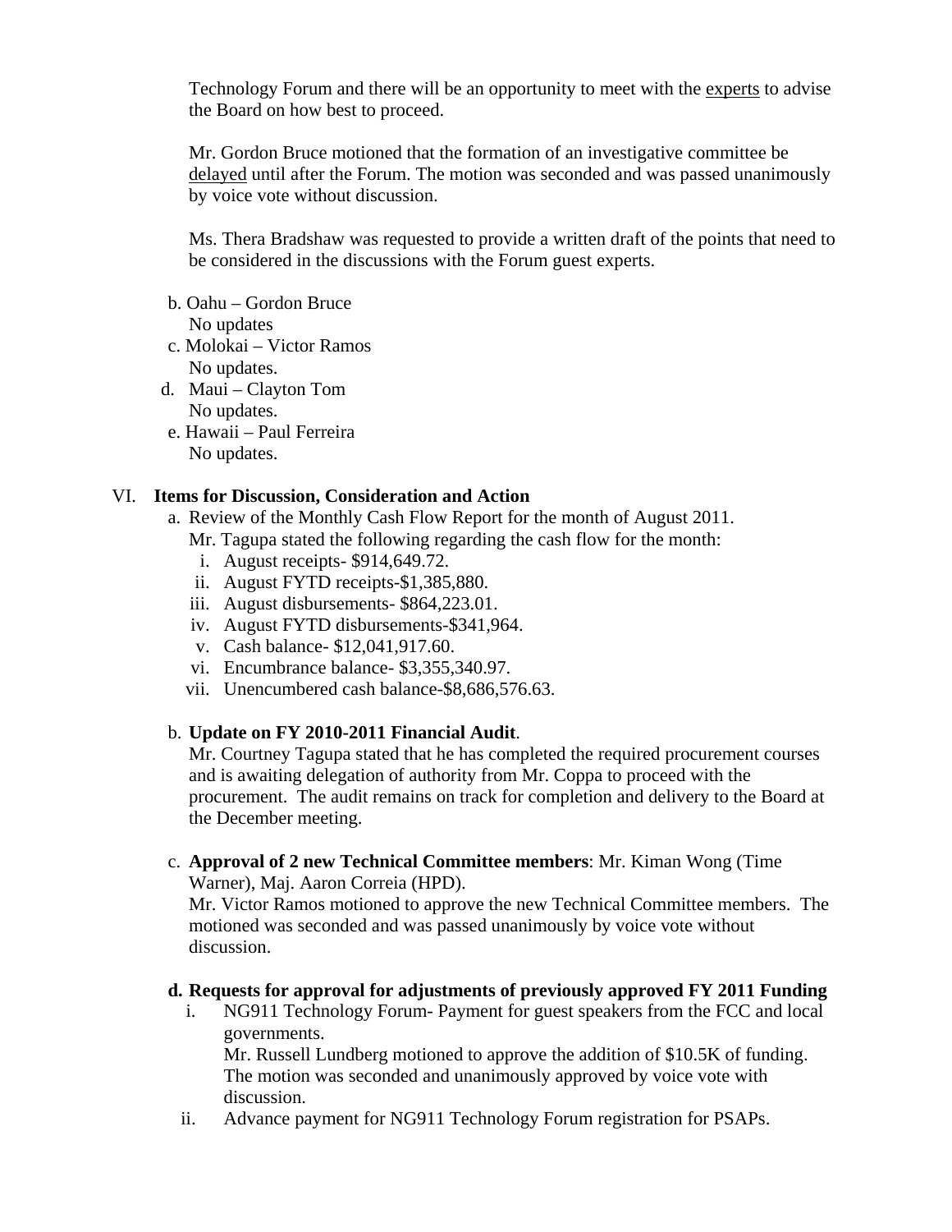Technology Forum and there will be an opportunity to meet with the experts to advise the Board on how best to proceed.

Mr. Gordon Bruce motioned that the formation of an investigative committee be delayed until after the Forum. The motion was seconded and was passed unanimously by voice vote without discussion.

Ms. Thera Bradshaw was requested to provide a written draft of the points that need to be considered in the discussions with the Forum guest experts.

b. Oahu – Gordon Bruce
   No updates
c. Molokai – Victor Ramos
   No updates.
d. Maui – Clayton Tom
   No updates.
e. Hawaii – Paul Ferreira
   No updates.

VI. **Items for Discussion, Consideration and Action**

a. Review of the Monthly Cash Flow Report for the month of August 2011.
   Mr. Tagupa stated the following regarding the cash flow for the month:
   i. August receipts- $914,649.72.
   ii. August FYTD receipts-$1,385,880.
   iii. August disbursements- $864,223.01.
   iv. August FYTD disbursements-$341,964.
   v. Cash balance- $12,041,917.60.
   vi. Encumbrance balance- $3,355,340.97.
   vii. Unencumbered cash balance-$8,686,576.63.

b. **Update on FY 2010-2011 Financial Audit**.
   Mr. Courtney Tagupa stated that he has completed the required procurement courses and is awaiting delegation of authority from Mr. Coppa to proceed with the procurement. The audit remains on track for completion and delivery to the Board at the December meeting.

c. **Approval of 2 new Technical Committee members**: Mr. Kiman Wong (Time Warner), Maj. Aaron Correia (HPD).
   Mr. Victor Ramos motioned to approve the new Technical Committee members. The motioned was seconded and was passed unanimously by voice vote without discussion.

d. **Requests for approval for adjustments of previously approved FY 2011 Funding**
   i. NG911 Technology Forum- Payment for guest speakers from the FCC and local governments.
      Mr. Russell Lundberg motioned to approve the addition of $10.5K of funding. The motion was seconded and unanimously approved by voice vote with discussion.
   ii. Advance payment for NG911 Technology Forum registration for PSAPs.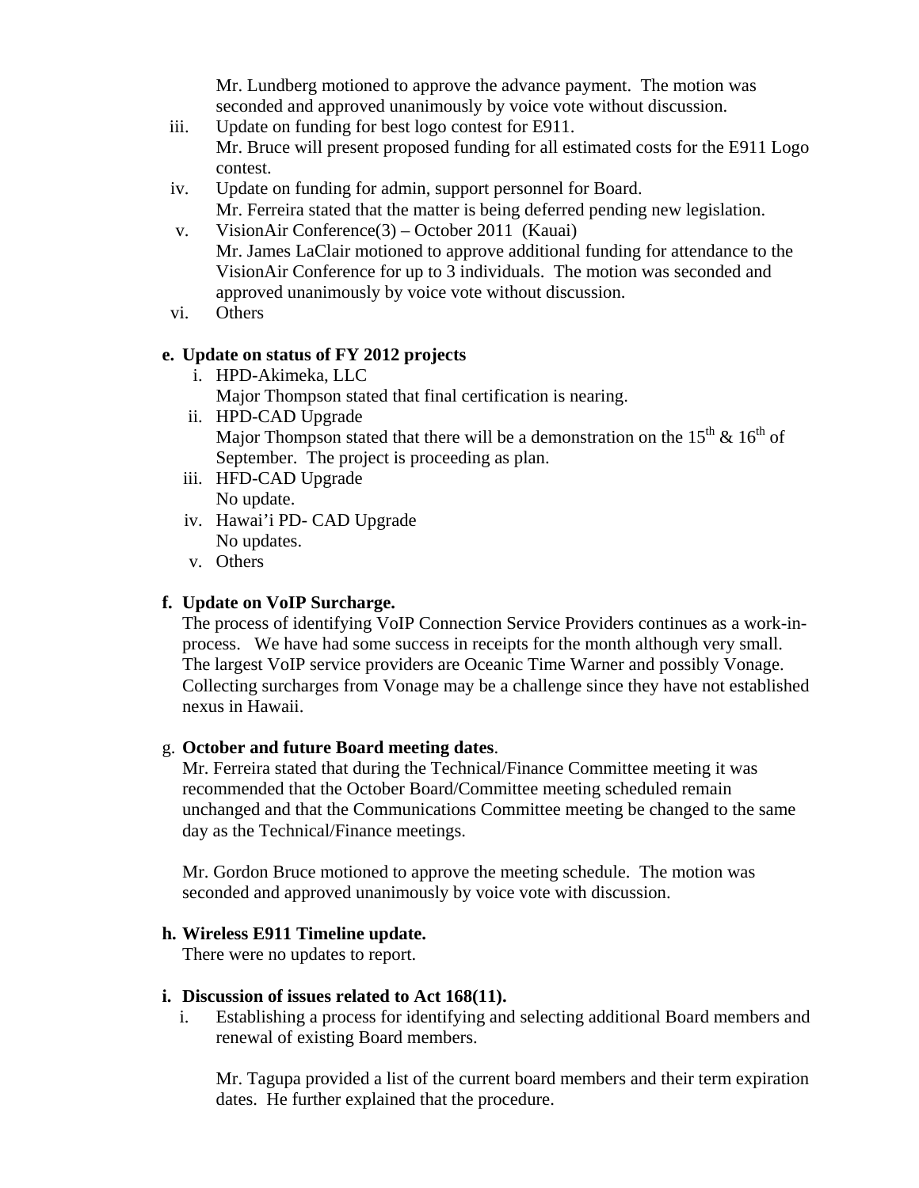Mr. Lundberg motioned to approve the advance payment. The motion was seconded and approved unanimously by voice vote without discussion.

iii. Update on funding for best logo contest for E911.
Mr. Bruce will present proposed funding for all estimated costs for the E911 Logo contest.

iv. Update on funding for admin, support personnel for Board.
Mr. Ferreira stated that the matter is being deferred pending new legislation.

v. VisionAir Conference(3) – October 2011 (Kauai)
Mr. James LaClair motioned to approve additional funding for attendance to the VisionAir Conference for up to 3 individuals. The motion was seconded and approved unanimously by voice vote without discussion.

vi. Others

**e. Update on status of FY 2012 projects**

i. HPD-Akimeka, LLC
Major Thompson stated that final certification is nearing.

ii. HPD-CAD Upgrade
Major Thompson stated that there will be a demonstration on the 15th & 16th of September. The project is proceeding as plan.

iii. HFD-CAD Upgrade
No update.

iv. Hawai'i PD- CAD Upgrade
No updates.

v. Others

**f. Update on VoIP Surcharge.**

The process of identifying VoIP Connection Service Providers continues as a work-in-process. We have had some success in receipts for the month although very small. The largest VoIP service providers are Oceanic Time Warner and possibly Vonage. Collecting surcharges from Vonage may be a challenge since they have not established nexus in Hawaii.

g. **October and future Board meeting dates**.

Mr. Ferreira stated that during the Technical/Finance Committee meeting it was recommended that the October Board/Committee meeting scheduled remain unchanged and that the Communications Committee meeting be changed to the same day as the Technical/Finance meetings.

Mr. Gordon Bruce motioned to approve the meeting schedule. The motion was seconded and approved unanimously by voice vote with discussion.

**h. Wireless E911 Timeline update.**

There were no updates to report.

**i. Discussion of issues related to Act 168(11).**

i. Establishing a process for identifying and selecting additional Board members and renewal of existing Board members.

Mr. Tagupa provided a list of the current board members and their term expiration dates. He further explained that the procedure.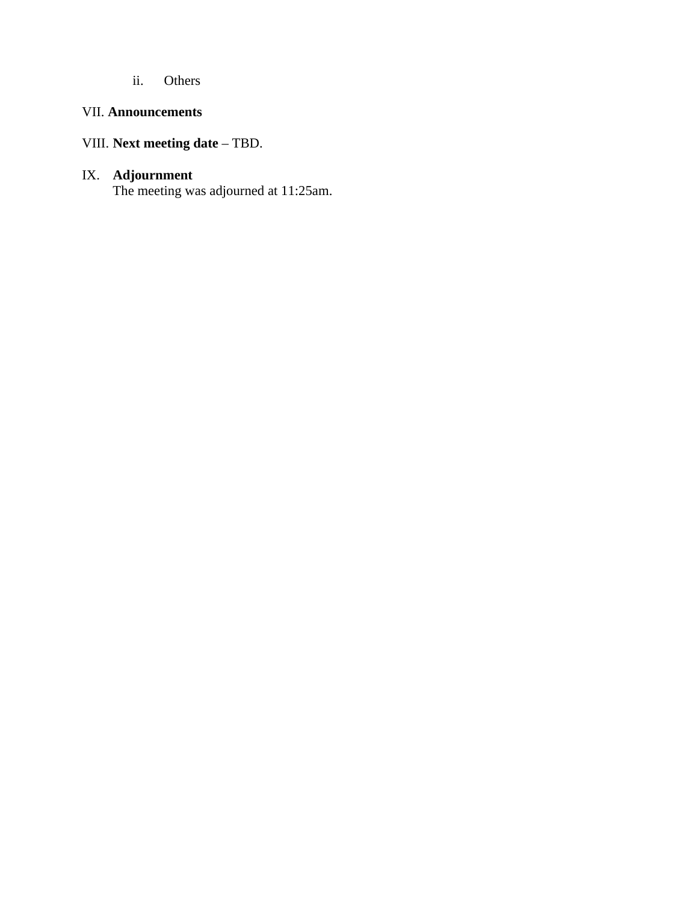ii. Others

VII. **Announcements**

VIII. **Next meeting date** – TBD.

IX. **Adjournment**
The meeting was adjourned at 11:25am.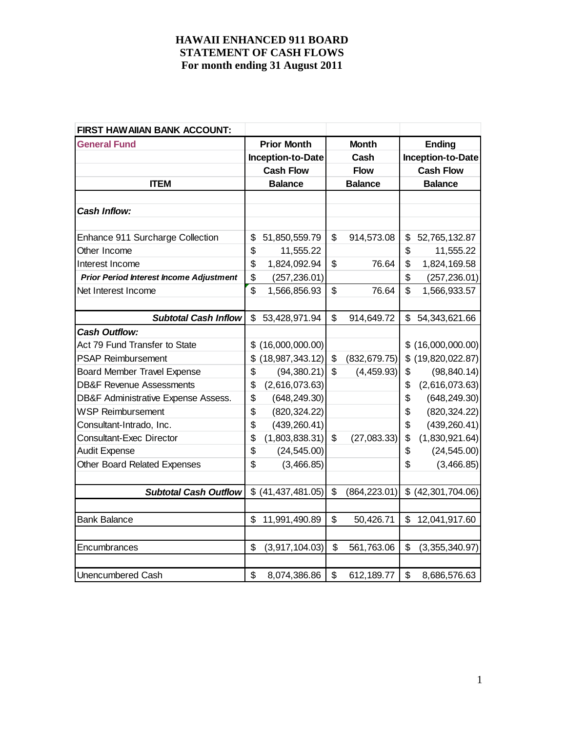# HAWAII ENHANCED 911 BOARD
# STATEMENT OF CASH FLOWS
# For month ending 31 August 2011

| FIRST HAWAIIAN BANK ACCOUNT: | | | |
|---|---|---|---|
| **General Fund** | **Prior Month Inception-to-Date Cash Flow** | **Month Cash Flow** | **Ending Inception-to-Date Cash Flow** |
| **ITEM** | **Balance** | **Balance** | **Balance** |
| ***Cash Inflow:*** | | | |
| Enhance 911 Surcharge Collection | $ 51,850,559.79 | $ 914,573.08 | $ 52,765,132.87 |
| Other Income | $ 11,555.22 | | $ 11,555.22 |
| Interest Income | $ 1,824,092.94 | $ 76.64 | $ 1,824,169.58 |
| ***Prior Period Interest Income Adjustment*** | $ (257,236.01) | | $ (257,236.01) |
| Net Interest Income | $ 1,566,856.93 | $ 76.64 | $ 1,566,933.57 |
| ***Subtotal Cash Inflow*** | $ 53,428,971.94 | $ 914,649.72 | $ 54,343,621.66 |
| ***Cash Outflow:*** | | | |
| Act 79 Fund Transfer to State | $ (16,000,000.00) | | $ (16,000,000.00) |
| PSAP Reimbursement | $ (18,987,343.12) | $ (832,679.75) | $ (19,820,022.87) |
| Board Member Travel Expense | $ (94,380.21) | $ (4,459.93) | $ (98,840.14) |
| DB&F Revenue Assessments | $ (2,616,073.63) | | $ (2,616,073.63) |
| DB&F Administrative Expense Assess. | $ (648,249.30) | | $ (648,249.30) |
| WSP Reimbursement | $ (820,324.22) | | $ (820,324.22) |
| Consultant-Intrado, Inc. | $ (439,260.41) | | $ (439,260.41) |
| Consultant-Exec Director | $ (1,803,838.31) | $ (27,083.33) | $ (1,830,921.64) |
| Audit Expense | $ (24,545.00) | | $ (24,545.00) |
| Other Board Related Expenses | $ (3,466.85) | | $ (3,466.85) |
| ***Subtotal Cash Outflow*** | $ (41,437,481.05) | $ (864,223.01) | $ (42,301,704.06) |
| Bank Balance | $ 11,991,490.89 | $ 50,426.71 | $ 12,041,917.60 |
| Encumbrances | $ (3,917,104.03) | $ 561,763.06 | $ (3,355,340.97) |
| Unencumbered Cash | $ 8,074,386.86 | $ 612,189.77 | $ 8,686,576.63 |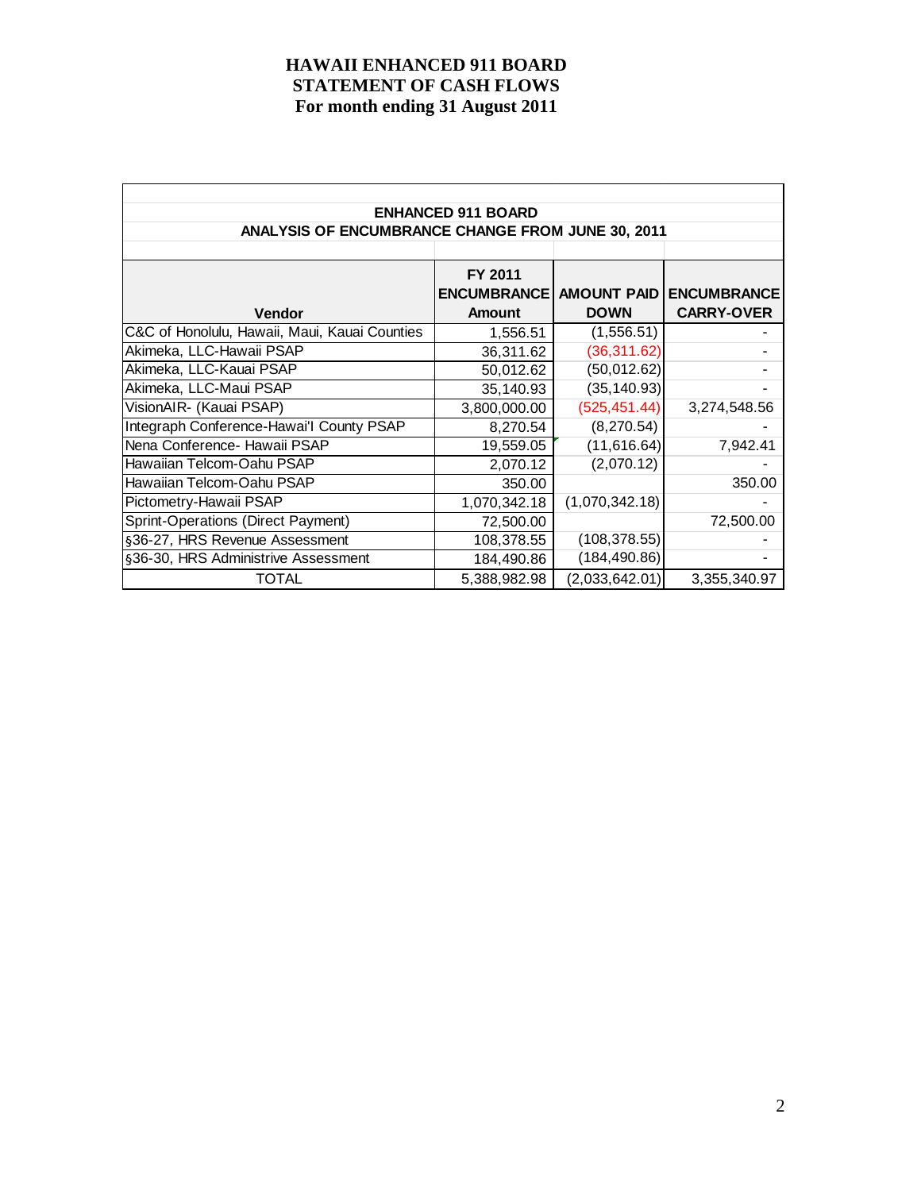# HAWAII ENHANCED 911 BOARD
## STATEMENT OF CASH FLOWS
### For month ending 31 August 2011

**ENHANCED 911 BOARD**
**ANALYSIS OF ENCUMBRANCE CHANGE FROM JUNE 30, 2011**

| Vendor | FY 2011 ENCUMBRANCE Amount | AMOUNT PAID DOWN | ENCUMBRANCE CARRY-OVER |
|---|---|---|---|
| C&C of Honolulu, Hawaii, Maui, Kauai Counties | 1,556.51 | (1,556.51) | - |
| Akimeka, LLC-Hawaii PSAP | 36,311.62 | (36,311.62) | - |
| Akimeka, LLC-Kauai PSAP | 50,012.62 | (50,012.62) | - |
| Akimeka, LLC-Maui PSAP | 35,140.93 | (35,140.93) | - |
| VisionAIR- (Kauai PSAP) | 3,800,000.00 | (525,451.44) | 3,274,548.56 |
| Integraph Conference-Hawai'I County PSAP | 8,270.54 | (8,270.54) | - |
| Nena Conference- Hawaii PSAP | 19,559.05 | (11,616.64) | 7,942.41 |
| Hawaiian Telcom-Oahu PSAP | 2,070.12 | (2,070.12) | - |
| Hawaiian Telcom-Oahu PSAP | 350.00 | | 350.00 |
| Pictometry-Hawaii PSAP | 1,070,342.18 | (1,070,342.18) | - |
| Sprint-Operations (Direct Payment) | 72,500.00 | | 72,500.00 |
| §36-27, HRS Revenue Assessment | 108,378.55 | (108,378.55) | - |
| §36-30, HRS Administrive Assessment | 184,490.86 | (184,490.86) | - |
| TOTAL | 5,388,982.98 | (2,033,642.01) | 3,355,340.97 |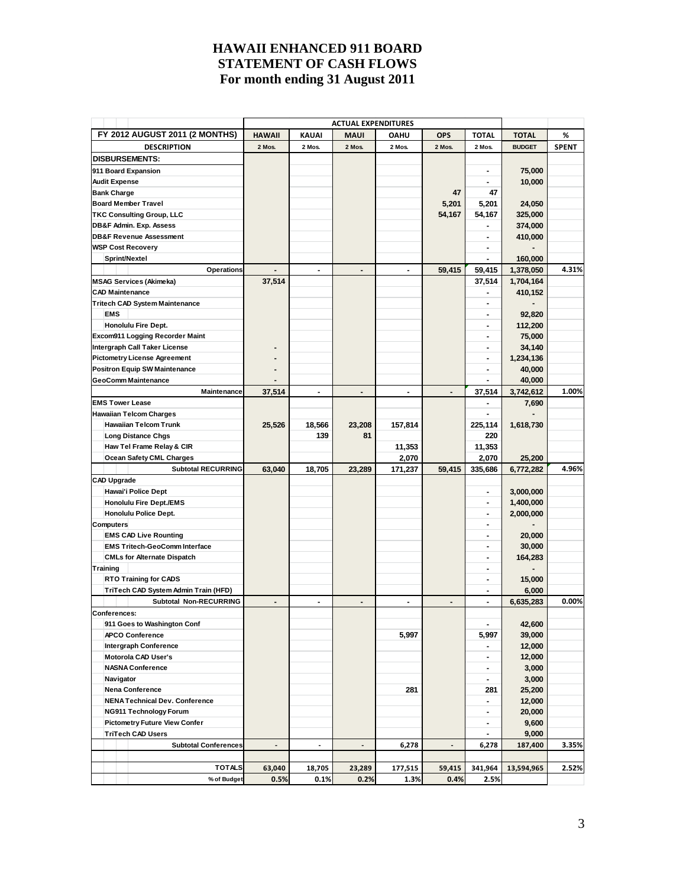# HAWAII ENHANCED 911 BOARD
# STATEMENT OF CASH FLOWS
# For month ending 31 August 2011

| | ACTUAL EXPENDITURES | | | | | | | |
|---|---|---|---|---|---|---|---|---|
| FY 2012 AUGUST 2011 (2 MONTHS) | HAWAII | KAUAI | MAUI | OAHU | OPS | TOTAL | TOTAL | % |
| DESCRIPTION | 2 Mos. | 2 Mos. | 2 Mos. | 2 Mos. | 2 Mos. | 2 Mos. | BUDGET | SPENT |
| **DISBURSEMENTS:** | | | | | | | | |
| 911 Board Expansion | | | | | | - | 75,000 | |
| Audit Expense | | | | | | - | 10,000 | |
| Bank Charge | | | | | 47 | 47 | | |
| Board Member Travel | | | | | 5,201 | 5,201 | 24,050 | |
| TKC Consulting Group, LLC | | | | | 54,167 | 54,167 | 325,000 | |
| DB&F Admin. Exp. Assess | | | | | | - | 374,000 | |
| DB&F Revenue Assessment | | | | | | - | 410,000 | |
| WSP Cost Recovery | | | | | | - | - | |
| Sprint/Nextel | | | | | | - | 160,000 | |
| **Operations** | - | - | - | - | 59,415 | 59,415 | 1,378,050 | 4.31% |
| MSAG Services (Akimeka) | 37,514 | | | | | 37,514 | 1,704,164 | |
| CAD Maintenance | | | | | | - | 410,152 | |
| Tritech CAD System Maintenance | | | | | | - | - | |
| EMS | | | | | | - | 92,820 | |
| Honolulu Fire Dept. | | | | | | - | 112,200 | |
| Excom911 Logging Recorder Maint | | | | | | - | 75,000 | |
| Intergraph Call Taker License | - | | | | | - | 34,140 | |
| Pictometry License Agreement | - | | | | | - | 1,234,136 | |
| Positron Equip SW Maintenance | - | | | | | - | 40,000 | |
| GeoComm Maintenance | - | | | | | - | 40,000 | |
| **Maintenance** | 37,514 | - | - | - | - | 37,514 | 3,742,612 | 1.00% |
| EMS Tower Lease | | | | | | - | 7,690 | |
| Hawaiian Telcom Charges | | | | | | - | - | |
| Hawaiian Telcom Trunk | 25,526 | 18,566 | 23,208 | 157,814 | | 225,114 | 1,618,730 | |
| Long Distance Chgs | | 139 | 81 | | | 220 | | |
| Haw Tel Frame Relay & CIR | | | | 11,353 | | 11,353 | | |
| Ocean Safety CML Charges | | | | 2,070 | | 2,070 | 25,200 | |
| **Subtotal RECURRING** | 63,040 | 18,705 | 23,289 | 171,237 | 59,415 | 335,686 | 6,772,282 | 4.96% |
| CAD Upgrade | | | | | | | | |
| Hawai'i Police Dept | | | | | | - | 3,000,000 | |
| Honolulu Fire Dept./EMS | | | | | | - | 1,400,000 | |
| Honolulu Police Dept. | | | | | | - | 2,000,000 | |
| Computers | | | | | | - | - | |
| EMS CAD Live Rounting | | | | | | - | 20,000 | |
| EMS Tritech-GeoComm Interface | | | | | | - | 30,000 | |
| CMLs for Alternate Dispatch | | | | | | - | 164,283 | |
| Training | | | | | | - | - | |
| RTO Training for CADS | | | | | | - | 15,000 | |
| TriTech CAD System Admin Train (HFD) | | | | | | - | 6,000 | |
| **Subtotal Non-RECURRING** | - | - | - | - | - | - | 6,635,283 | 0.00% |
| Conferences: | | | | | | | | |
| 911 Goes to Washington Conf | | | | | | - | 42,600 | |
| APCO Conference | | | | 5,997 | | 5,997 | 39,000 | |
| Intergraph Conference | | | | | | - | 12,000 | |
| Motorola CAD User's | | | | | | - | 12,000 | |
| NASNA Conference | | | | | | - | 3,000 | |
| Navigator | | | | | | - | 3,000 | |
| Nena Conference | | | | 281 | | 281 | 25,200 | |
| NENA Technical Dev. Conference | | | | | | - | 12,000 | |
| NG911 Technology Forum | | | | | | - | 20,000 | |
| Pictometry Future View Confer | | | | | | - | 9,600 | |
| TriTech CAD Users | | | | | | - | 9,000 | |
| **Subtotal Conferences** | - | - | - | 6,278 | - | 6,278 | 187,400 | 3.35% |
| | | | | | | | | |
| **TOTALS** | 63,040 | 18,705 | 23,289 | 177,515 | 59,415 | 341,964 | 13,594,965 | 2.52% |
| % of Budget | 0.5% | 0.1% | 0.2% | 1.3% | 0.4% | 2.5% | | |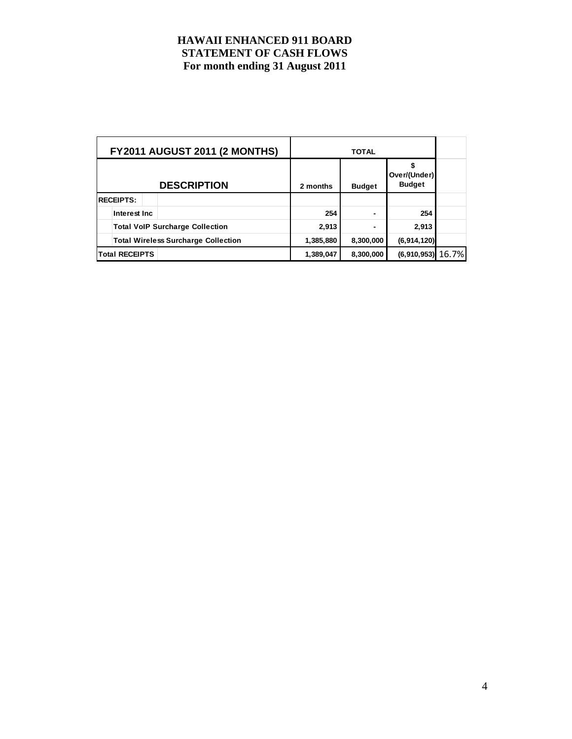# HAWAII ENHANCED 911 BOARD
## STATEMENT OF CASH FLOWS
### For month ending 31 August 2011

| FY2011 AUGUST 2011 (2 MONTHS) | TOTAL | | | |
|---|---|---|---|---|
| **DESCRIPTION** | **2 months** | **Budget** | **$ Over/(Under) Budget** | |
| **RECEIPTS:** | | | | |
| Interest Inc | 254 | - | 254 | |
| Total VoIP Surcharge Collection | 2,913 | - | 2,913 | |
| Total Wireless Surcharge Collection | 1,385,880 | 8,300,000 | (6,914,120) | |
| **Total RECEIPTS** | 1,389,047 | 8,300,000 | (6,910,953) | 16.7% |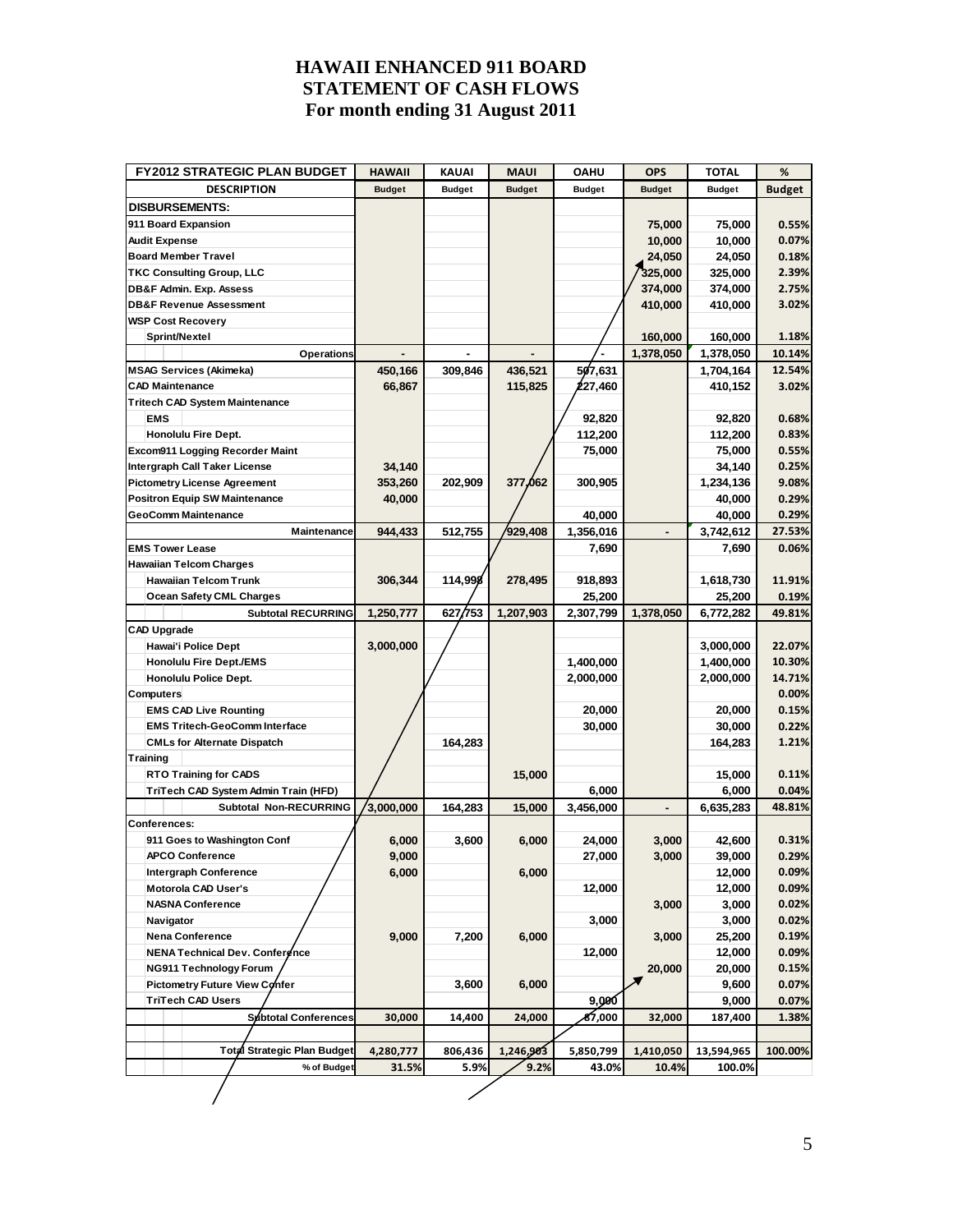# HAWAII ENHANCED 911 BOARD
# STATEMENT OF CASH FLOWS
# For month ending 31 August 2011

| FY2012 STRATEGIC PLAN BUDGET | HAWAII | KAUAI | MAUI | OAHU | OPS | TOTAL | % |
|---|---|---|---|---|---|---|---|
| DESCRIPTION | Budget | Budget | Budget | Budget | Budget | Budget | Budget |
| **DISBURSEMENTS:** | | | | | | | |
| 911 Board Expansion | | | | | 75,000 | 75,000 | 0.55% |
| Audit Expense | | | | | 10,000 | 10,000 | 0.07% |
| Board Member Travel | | | | | 24,050 | 24,050 | 0.18% |
| TKC Consulting Group, LLC | | | | | 325,000 | 325,000 | 2.39% |
| DB&F Admin. Exp. Assess | | | | | 374,000 | 374,000 | 2.75% |
| DB&F Revenue Assessment | | | | | 410,000 | 410,000 | 3.02% |
| WSP Cost Recovery | | | | | | | |
| Sprint/Nextel | | | | | 160,000 | 160,000 | 1.18% |
| Operations | - | - | - | - | 1,378,050 | 1,378,050 | 10.14% |
| MSAG Services (Akimeka) | 450,166 | 309,846 | 436,521 | 507,631 | | 1,704,164 | 12.54% |
| CAD Maintenance | 66,867 | | 115,825 | 227,460 | | 410,152 | 3.02% |
| Tritech CAD System Maintenance | | | | | | | |
| EMS | | | | 92,820 | | 92,820 | 0.68% |
| Honolulu Fire Dept. | | | | 112,200 | | 112,200 | 0.83% |
| Excom911 Logging Recorder Maint | | | | 75,000 | | 75,000 | 0.55% |
| Intergraph Call Taker License | 34,140 | | | | | 34,140 | 0.25% |
| Pictometry License Agreement | 353,260 | 202,909 | 377,062 | 300,905 | | 1,234,136 | 9.08% |
| Positron Equip SW Maintenance | 40,000 | | | | | 40,000 | 0.29% |
| GeoComm Maintenance | | | | 40,000 | | 40,000 | 0.29% |
| Maintenance | 944,433 | 512,755 | 929,408 | 1,356,016 | - | 3,742,612 | 27.53% |
| EMS Tower Lease | | | | 7,690 | | 7,690 | 0.06% |
| Hawaiian Telcom Charges | | | | | | | |
| Hawaiian Telcom Trunk | 306,344 | 114,998 | 278,495 | 918,893 | | 1,618,730 | 11.91% |
| Ocean Safety CML Charges | | | | 25,200 | | 25,200 | 0.19% |
| Subtotal RECURRING | 1,250,777 | 627,753 | 1,207,903 | 2,307,799 | 1,378,050 | 6,772,282 | 49.81% |
| CAD Upgrade | | | | | | | |
| Hawai'i Police Dept | 3,000,000 | | | | | 3,000,000 | 22.07% |
| Honolulu Fire Dept./EMS | | | | 1,400,000 | | 1,400,000 | 10.30% |
| Honolulu Police Dept. | | | | 2,000,000 | | 2,000,000 | 14.71% |
| Computers | | | | | | | 0.00% |
| EMS CAD Live Rounting | | | | 20,000 | | 20,000 | 0.15% |
| EMS Tritech-GeoComm Interface | | | | 30,000 | | 30,000 | 0.22% |
| CMLs for Alternate Dispatch | | 164,283 | | | | 164,283 | 1.21% |
| Training | | | | | | | |
| RTO Training for CADS | | | 15,000 | | | 15,000 | 0.11% |
| TriTech CAD System Admin Train (HFD) | | | | 6,000 | | 6,000 | 0.04% |
| Subtotal Non-RECURRING | 3,000,000 | 164,283 | 15,000 | 3,456,000 | - | 6,635,283 | 48.81% |
| Conferences: | | | | | | | |
| 911 Goes to Washington Conf | 6,000 | 3,600 | 6,000 | 24,000 | 3,000 | 42,600 | 0.31% |
| APCO Conference | 9,000 | | | 27,000 | 3,000 | 39,000 | 0.29% |
| Intergraph Conference | 6,000 | | 6,000 | | | 12,000 | 0.09% |
| Motorola CAD User's | | | | 12,000 | | 12,000 | 0.09% |
| NASNA Conference | | | | | 3,000 | 3,000 | 0.02% |
| Navigator | | | | 3,000 | | 3,000 | 0.02% |
| Nena Conference | 9,000 | 7,200 | 6,000 | | 3,000 | 25,200 | 0.19% |
| NENA Technical Dev. Conference | | | | 12,000 | | 12,000 | 0.09% |
| NG911 Technology Forum | | | | | 20,000 | 20,000 | 0.15% |
| Pictometry Future View Confer | | 3,600 | 6,000 | | | 9,600 | 0.07% |
| TriTech CAD Users | | | | 9,000 | | 9,000 | 0.07% |
| Subtotal Conferences | 30,000 | 14,400 | 24,000 | 87,000 | 32,000 | 187,400 | 1.38% |
| | | | | | | | |
| Total Strategic Plan Budget | 4,280,777 | 806,436 | 1,246,903 | 5,850,799 | 1,410,050 | 13,594,965 | 100.00% |
| % of Budget | 31.5% | 5.9% | 9.2% | 43.0% | 10.4% | 100.0% | |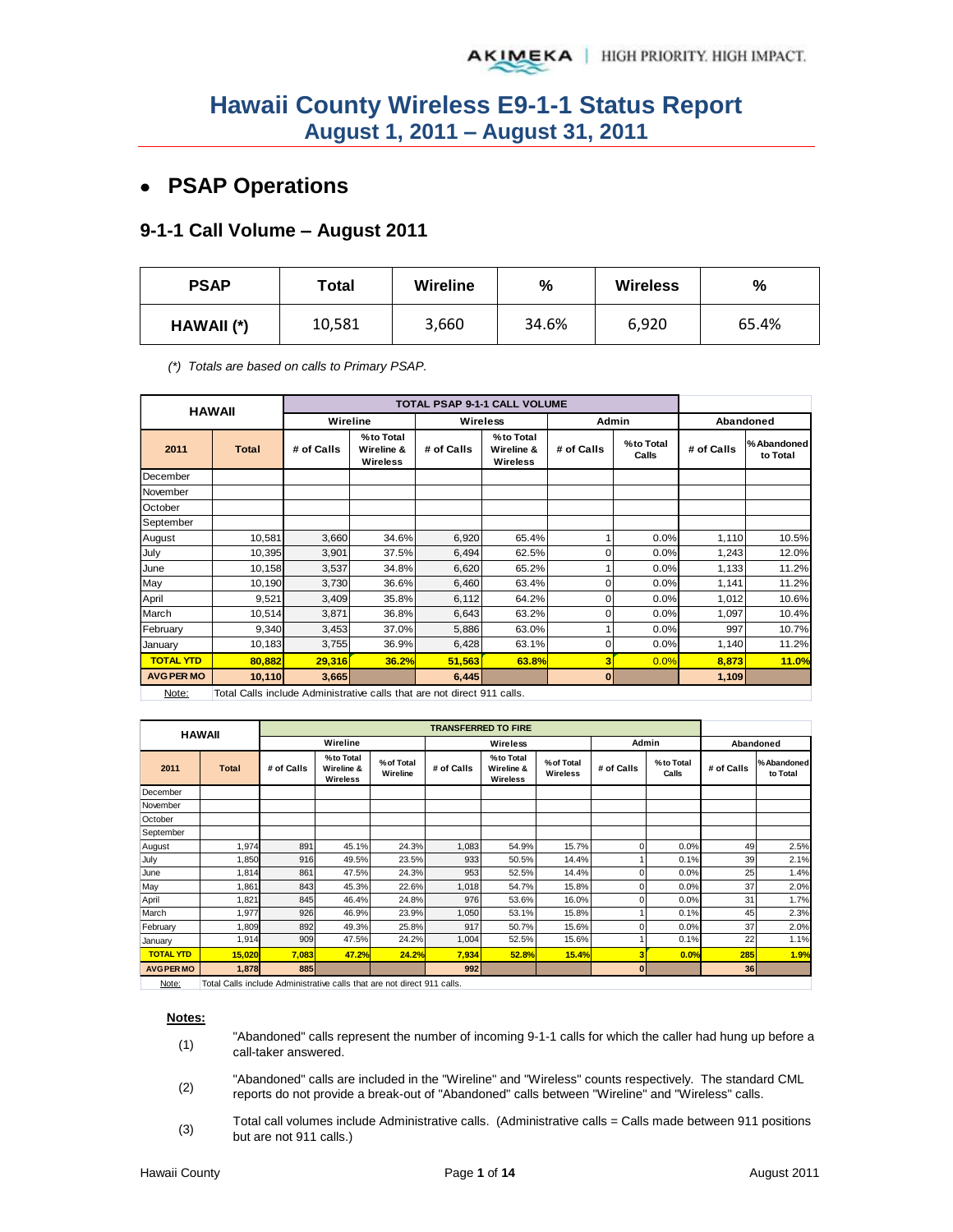# Hawaii County Wireless E9-1-1 Status Report
## August 1, 2011 – August 31, 2011

- ## PSAP Operations

### 9-1-1 Call Volume – August 2011

| PSAP | Total | Wireline | % | Wireless | % |
|---|---|---|---|---|---|
| HAWAII (*) | 10,581 | 3,660 | 34.6% | 6,920 | 65.4% |

*(\*) Totals are based on calls to Primary PSAP.*

| HAWAII | | TOTAL PSAP 9-1-1 CALL VOLUME | | | | | | | |
|---|---|---|---|---|---|---|---|---|---|
| | | Wireline | | Wireless | | Admin | | Abandoned | |
| 2011 | Total | # of Calls | % to Total Wireline & Wireless | # of Calls | % to Total Wireline & Wireless | # of Calls | % to Total Calls | # of Calls | % Abandoned to Total |
| December | | | | | | | | | |
| November | | | | | | | | | |
| October | | | | | | | | | |
| September | | | | | | | | | |
| August | 10,581 | 3,660 | 34.6% | 6,920 | 65.4% | 1 | 0.0% | 1,110 | 10.5% |
| July | 10,395 | 3,901 | 37.5% | 6,494 | 62.5% | 0 | 0.0% | 1,243 | 12.0% |
| June | 10,158 | 3,537 | 34.8% | 6,620 | 65.2% | 1 | 0.0% | 1,133 | 11.2% |
| May | 10,190 | 3,730 | 36.6% | 6,460 | 63.4% | 0 | 0.0% | 1,141 | 11.2% |
| April | 9,521 | 3,409 | 35.8% | 6,112 | 64.2% | 0 | 0.0% | 1,012 | 10.6% |
| March | 10,514 | 3,871 | 36.8% | 6,643 | 63.2% | 0 | 0.0% | 1,097 | 10.4% |
| February | 9,340 | 3,453 | 37.0% | 5,886 | 63.0% | 1 | 0.0% | 997 | 10.7% |
| January | 10,183 | 3,755 | 36.9% | 6,428 | 63.1% | 0 | 0.0% | 1,140 | 11.2% |
| **TOTAL YTD** | **80,882** | **29,316** | **36.2%** | **51,563** | **63.8%** | **3** | **0.0%** | **8,873** | **11.0%** |
| **AVG PER MO** | **10,110** | **3,665** | | **6,445** | | **0** | | **1,109** | |

Note: Total Calls include Administrative calls that are not direct 911 calls.

| HAWAII | | TRANSFERRED TO FIRE | | | | | | | | | |
|---|---|---|---|---|---|---|---|---|---|---|---|
| | | Wireline | | | Wireless | | | Admin | | Abandoned | |
| 2011 | Total | # of Calls | % to Total Wireline & Wireless | % of Total Wireline | # of Calls | % to Total Wireline & Wireless | % of Total Wireless | # of Calls | % to Total Calls | # of Calls | % Abandoned to Total |
| December | | | | | | | | | | | |
| November | | | | | | | | | | | |
| October | | | | | | | | | | | |
| September | | | | | | | | | | | |
| August | 1,974 | 891 | 45.1% | 24.3% | 1,083 | 54.9% | 15.7% | 0 | 0.0% | 49 | 2.5% |
| July | 1,850 | 916 | 49.5% | 23.5% | 933 | 50.5% | 14.4% | 1 | 0.1% | 39 | 2.1% |
| June | 1,814 | 861 | 47.5% | 24.3% | 953 | 52.5% | 14.4% | 0 | 0.0% | 25 | 1.4% |
| May | 1,861 | 843 | 45.3% | 22.6% | 1,018 | 54.7% | 15.8% | 0 | 0.0% | 37 | 2.0% |
| April | 1,821 | 845 | 46.4% | 24.8% | 976 | 53.6% | 16.0% | 0 | 0.0% | 31 | 1.7% |
| March | 1,977 | 926 | 46.9% | 23.9% | 1,050 | 53.1% | 15.8% | 1 | 0.1% | 45 | 2.3% |
| February | 1,809 | 892 | 49.3% | 25.8% | 917 | 50.7% | 15.6% | 0 | 0.0% | 37 | 2.0% |
| January | 1,914 | 909 | 47.5% | 24.2% | 1,004 | 52.5% | 15.6% | 1 | 0.1% | 22 | 1.1% |
| **TOTAL YTD** | **15,020** | **7,083** | **47.2%** | **24.2%** | **7,934** | **52.8%** | **15.4%** | **3** | **0.0%** | **285** | **1.9%** |
| **AVG PER MO** | **1,878** | **885** | | | **992** | | | **0** | | **36** | |

Note: Total Calls include Administrative calls that are not direct 911 calls.

**Notes:**

(1) "Abandoned" calls represent the number of incoming 9-1-1 calls for which the caller had hung up before a call-taker answered.

(2) "Abandoned" calls are included in the "Wireline" and "Wireless" counts respectively. The standard CML reports do not provide a break-out of "Abandoned" calls between "Wireline" and "Wireless" calls.

(3) Total call volumes include Administrative calls. (Administrative calls = Calls made between 911 positions but are not 911 calls.)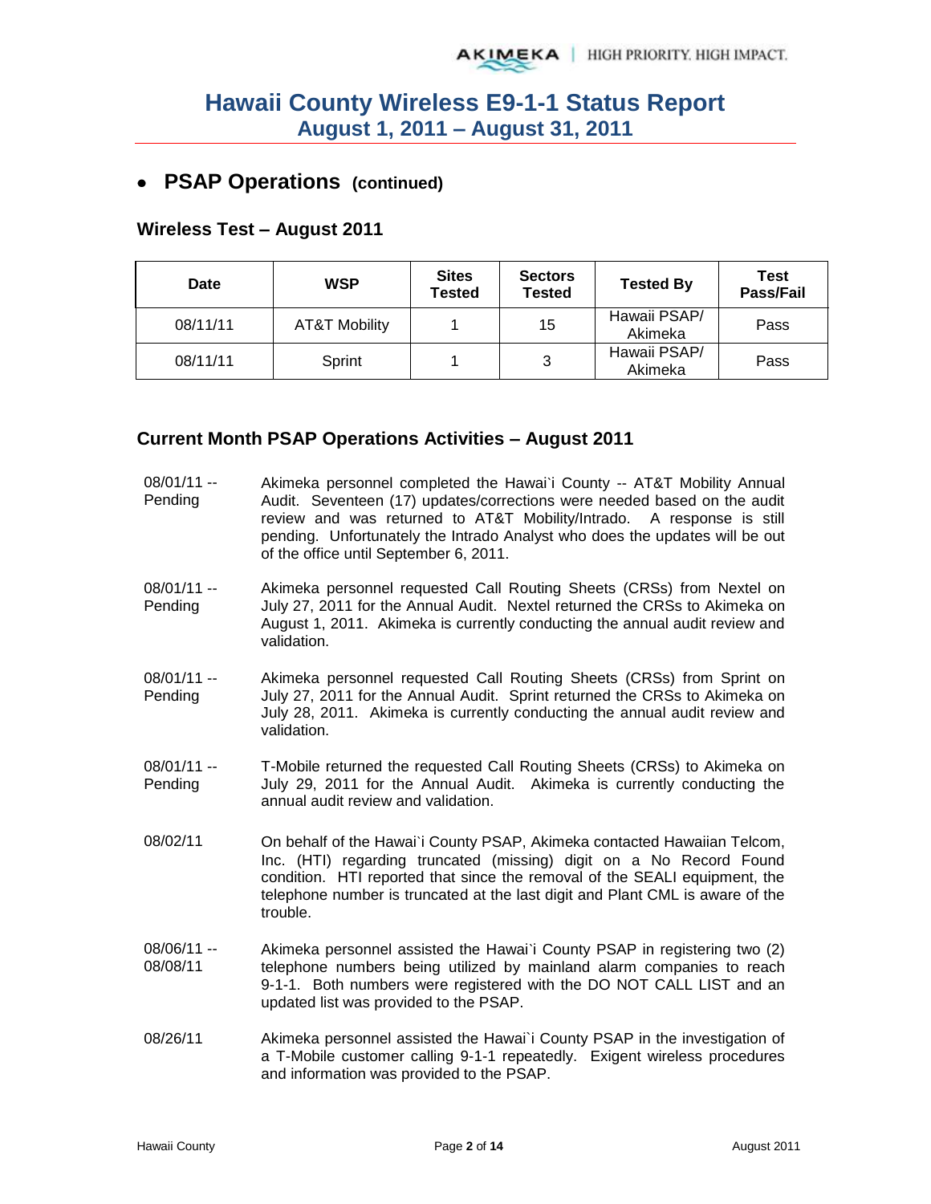# Hawaii County Wireless E9-1-1 Status Report
## August 1, 2011 – August 31, 2011

- **PSAP Operations (continued)**

### Wireless Test – August 2011

| Date | WSP | Sites Tested | Sectors Tested | Tested By | Test Pass/Fail |
|---|---|---|---|---|---|
| 08/11/11 | AT&T Mobility | 1 | 15 | Hawaii PSAP/ Akimeka | Pass |
| 08/11/11 | Sprint | 1 | 3 | Hawaii PSAP/ Akimeka | Pass |

### Current Month PSAP Operations Activities – August 2011

| | |
|---|---|
| 08/01/11 -- Pending | Akimeka personnel completed the Hawai`i County -- AT&T Mobility Annual Audit. Seventeen (17) updates/corrections were needed based on the audit review and was returned to AT&T Mobility/Intrado. A response is still pending. Unfortunately the Intrado Analyst who does the updates will be out of the office until September 6, 2011. |
| 08/01/11 -- Pending | Akimeka personnel requested Call Routing Sheets (CRSs) from Nextel on July 27, 2011 for the Annual Audit. Nextel returned the CRSs to Akimeka on August 1, 2011. Akimeka is currently conducting the annual audit review and validation. |
| 08/01/11 -- Pending | Akimeka personnel requested Call Routing Sheets (CRSs) from Sprint on July 27, 2011 for the Annual Audit. Sprint returned the CRSs to Akimeka on July 28, 2011. Akimeka is currently conducting the annual audit review and validation. |
| 08/01/11 -- Pending | T-Mobile returned the requested Call Routing Sheets (CRSs) to Akimeka on July 29, 2011 for the Annual Audit. Akimeka is currently conducting the annual audit review and validation. |
| 08/02/11 | On behalf of the Hawai`i County PSAP, Akimeka contacted Hawaiian Telcom, Inc. (HTI) regarding truncated (missing) digit on a No Record Found condition. HTI reported that since the removal of the SEALI equipment, the telephone number is truncated at the last digit and Plant CML is aware of the trouble. |
| 08/06/11 -- 08/08/11 | Akimeka personnel assisted the Hawai`i County PSAP in registering two (2) telephone numbers being utilized by mainland alarm companies to reach 9-1-1. Both numbers were registered with the DO NOT CALL LIST and an updated list was provided to the PSAP. |
| 08/26/11 | Akimeka personnel assisted the Hawai`i County PSAP in the investigation of a T-Mobile customer calling 9-1-1 repeatedly. Exigent wireless procedures and information was provided to the PSAP. |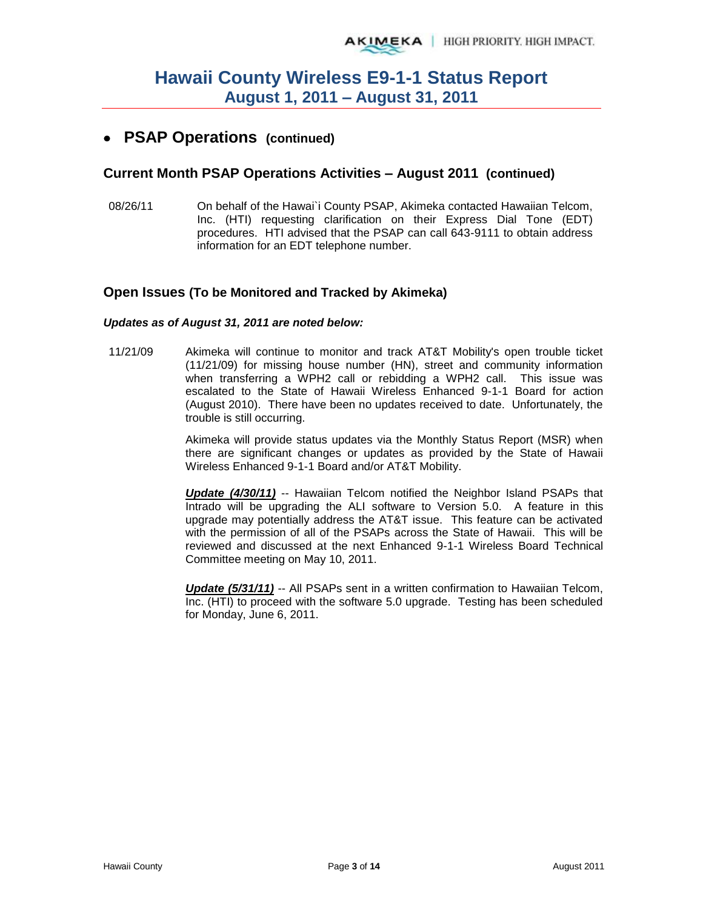- **PSAP Operations (continued)**

### Current Month PSAP Operations Activities – August 2011 (continued)

08/26/11 On behalf of the Hawai`i County PSAP, Akimeka contacted Hawaiian Telcom, Inc. (HTI) requesting clarification on their Express Dial Tone (EDT) procedures. HTI advised that the PSAP can call 643-9111 to obtain address information for an EDT telephone number.

### Open Issues (To be Monitored and Tracked by Akimeka)

***Updates as of August 31, 2011 are noted below:***

11/21/09 Akimeka will continue to monitor and track AT&T Mobility's open trouble ticket (11/21/09) for missing house number (HN), street and community information when transferring a WPH2 call or rebidding a WPH2 call. This issue was escalated to the State of Hawaii Wireless Enhanced 9-1-1 Board for action (August 2010). There have been no updates received to date. Unfortunately, the trouble is still occurring.

Akimeka will provide status updates via the Monthly Status Report (MSR) when there are significant changes or updates as provided by the State of Hawaii Wireless Enhanced 9-1-1 Board and/or AT&T Mobility.

***Update (4/30/11)*** -- Hawaiian Telcom notified the Neighbor Island PSAPs that Intrado will be upgrading the ALI software to Version 5.0. A feature in this upgrade may potentially address the AT&T issue. This feature can be activated with the permission of all of the PSAPs across the State of Hawaii. This will be reviewed and discussed at the next Enhanced 9-1-1 Wireless Board Technical Committee meeting on May 10, 2011.

***Update (5/31/11)*** -- All PSAPs sent in a written confirmation to Hawaiian Telcom, Inc. (HTI) to proceed with the software 5.0 upgrade. Testing has been scheduled for Monday, June 6, 2011.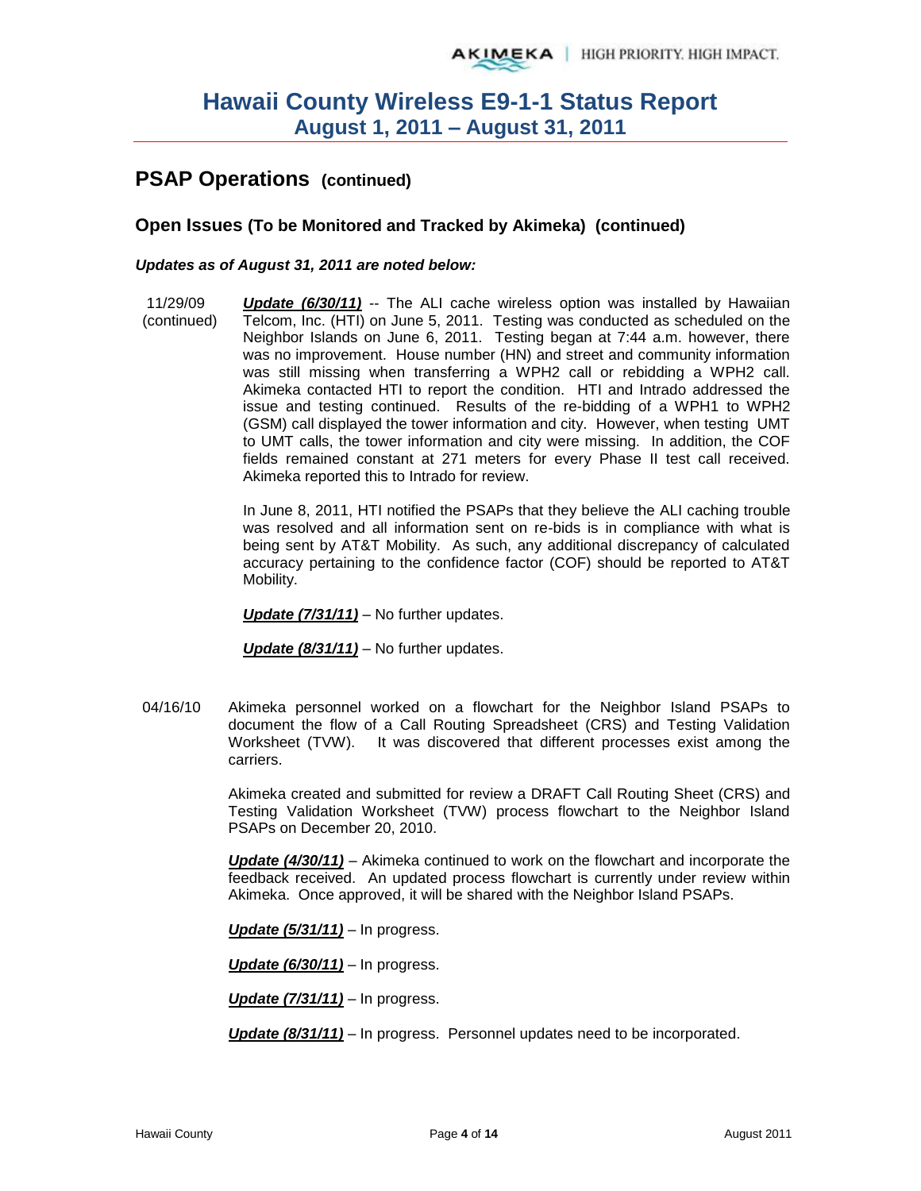## PSAP Operations (continued)

### Open Issues (To be Monitored and Tracked by Akimeka) (continued)

***Updates as of August 31, 2011 are noted below:***

11/29/09 (continued)

***Update (6/30/11)*** -- The ALI cache wireless option was installed by Hawaiian Telcom, Inc. (HTI) on June 5, 2011. Testing was conducted as scheduled on the Neighbor Islands on June 6, 2011. Testing began at 7:44 a.m. however, there was no improvement. House number (HN) and street and community information was still missing when transferring a WPH2 call or rebidding a WPH2 call. Akimeka contacted HTI to report the condition. HTI and Intrado addressed the issue and testing continued. Results of the re-bidding of a WPH1 to WPH2 (GSM) call displayed the tower information and city. However, when testing UMT to UMT calls, the tower information and city were missing. In addition, the COF fields remained constant at 271 meters for every Phase II test call received. Akimeka reported this to Intrado for review.

In June 8, 2011, HTI notified the PSAPs that they believe the ALI caching trouble was resolved and all information sent on re-bids is in compliance with what is being sent by AT&T Mobility. As such, any additional discrepancy of calculated accuracy pertaining to the confidence factor (COF) should be reported to AT&T Mobility.

***Update (7/31/11)*** – No further updates.

***Update (8/31/11)*** – No further updates.

04/16/10

Akimeka personnel worked on a flowchart for the Neighbor Island PSAPs to document the flow of a Call Routing Spreadsheet (CRS) and Testing Validation Worksheet (TVW). It was discovered that different processes exist among the carriers.

Akimeka created and submitted for review a DRAFT Call Routing Sheet (CRS) and Testing Validation Worksheet (TVW) process flowchart to the Neighbor Island PSAPs on December 20, 2010.

***Update (4/30/11)*** – Akimeka continued to work on the flowchart and incorporate the feedback received. An updated process flowchart is currently under review within Akimeka. Once approved, it will be shared with the Neighbor Island PSAPs.

***Update (5/31/11)*** – In progress.

***Update (6/30/11)*** – In progress.

***Update (7/31/11)*** – In progress.

***Update (8/31/11)*** – In progress. Personnel updates need to be incorporated.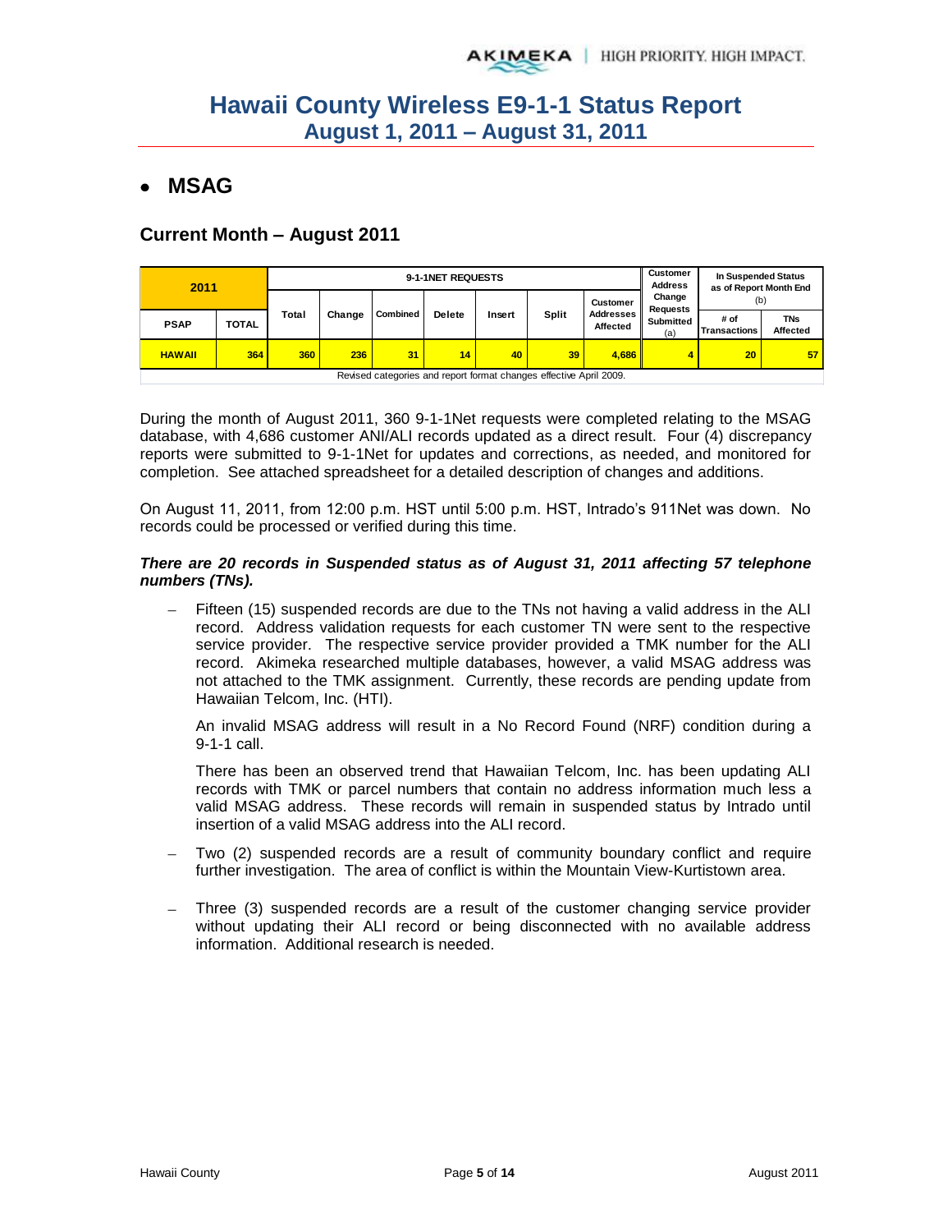# Hawaii County Wireless E9-1-1 Status Report
## August 1, 2011 – August 31, 2011

- ## MSAG

### Current Month – August 2011

| 2011 | | 9-1-1NET REQUESTS | | | | | | | Customer Address Change Requests Submitted (a) | In Suspended Status as of Report Month End (b) | |
|---|---|---|---|---|---|---|---|---|---|---|---|
| PSAP | TOTAL | Total | Change | Combined | Delete | Insert | Split | Customer Addresses Affected | | # of Transactions | TNs Affected |
| HAWAII | 364 | 360 | 236 | 31 | 14 | 40 | 39 | 4,686 | 4 | 20 | 57 |
| Revised categories and report format changes effective April 2009. | | | | | | | | | | | |

During the month of August 2011, 360 9-1-1Net requests were completed relating to the MSAG database, with 4,686 customer ANI/ALI records updated as a direct result. Four (4) discrepancy reports were submitted to 9-1-1Net for updates and corrections, as needed, and monitored for completion. See attached spreadsheet for a detailed description of changes and additions.

On August 11, 2011, from 12:00 p.m. HST until 5:00 p.m. HST, Intrado's 911Net was down. No records could be processed or verified during this time.

***There are 20 records in Suspended status as of August 31, 2011 affecting 57 telephone numbers (TNs).***

- Fifteen (15) suspended records are due to the TNs not having a valid address in the ALI record. Address validation requests for each customer TN were sent to the respective service provider. The respective service provider provided a TMK number for the ALI record. Akimeka researched multiple databases, however, a valid MSAG address was not attached to the TMK assignment. Currently, these records are pending update from Hawaiian Telcom, Inc. (HTI).

  An invalid MSAG address will result in a No Record Found (NRF) condition during a 9-1-1 call.

  There has been an observed trend that Hawaiian Telcom, Inc. has been updating ALI records with TMK or parcel numbers that contain no address information much less a valid MSAG address. These records will remain in suspended status by Intrado until insertion of a valid MSAG address into the ALI record.

- Two (2) suspended records are a result of community boundary conflict and require further investigation. The area of conflict is within the Mountain View-Kurtistown area.

- Three (3) suspended records are a result of the customer changing service provider without updating their ALI record or being disconnected with no available address information. Additional research is needed.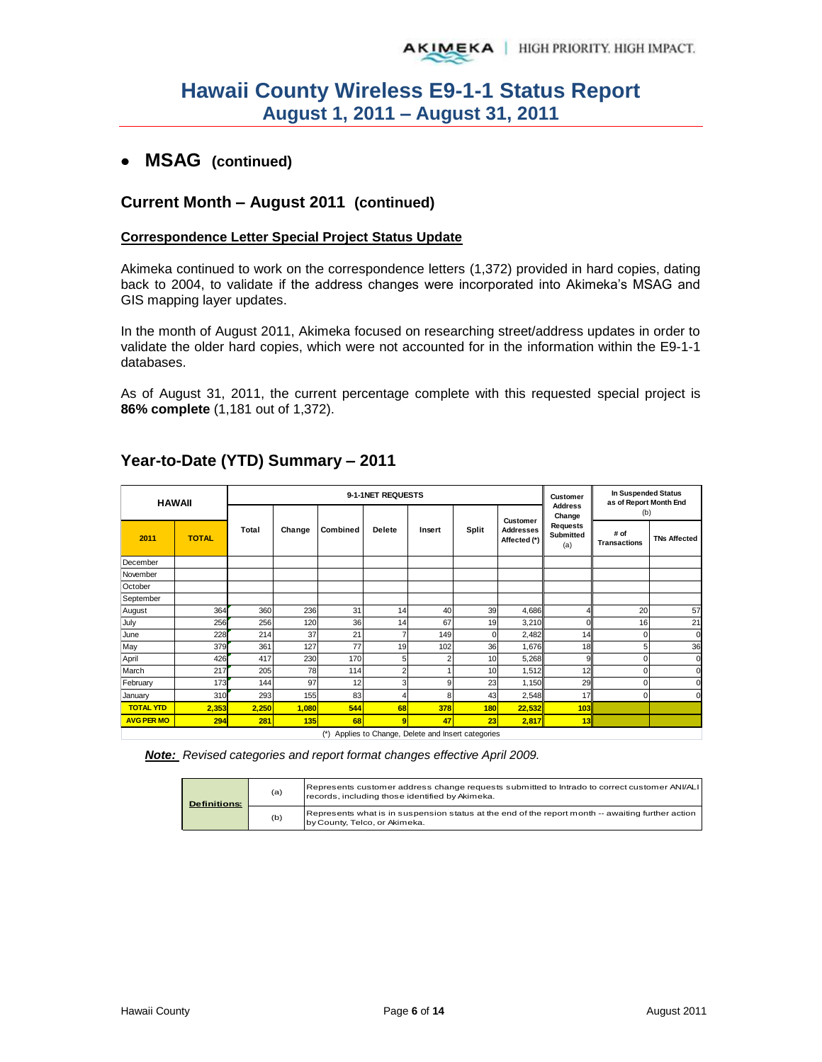# Hawaii County Wireless E9-1-1 Status Report
## August 1, 2011 – August 31, 2011

- **MSAG (continued)**

### Current Month – August 2011 (continued)

**Correspondence Letter Special Project Status Update**

Akimeka continued to work on the correspondence letters (1,372) provided in hard copies, dating back to 2004, to validate if the address changes were incorporated into Akimeka's MSAG and GIS mapping layer updates.

In the month of August 2011, Akimeka focused on researching street/address updates in order to validate the older hard copies, which were not accounted for in the information within the E9-1-1 databases.

As of August 31, 2011, the current percentage complete with this requested special project is **86% complete** (1,181 out of 1,372).

### Year-to-Date (YTD) Summary – 2011

| HAWAII | | 9-1-1NET REQUESTS | | | | | | | Customer Address Change Requests Submitted (a) | In Suspended Status as of Report Month End (b) | |
|---|---|---|---|---|---|---|---|---|---|---|---|
| **2011** | **TOTAL** | Total | Change | Combined | Delete | Insert | Split | Customer Addresses Affected (*) | | # of Transactions | TNs Affected |
| December | | | | | | | | | | | |
| November | | | | | | | | | | | |
| October | | | | | | | | | | | |
| September | | | | | | | | | | | |
| August | 364 | 360 | 236 | 31 | 14 | 40 | 39 | 4,686 | 4 | 20 | 57 |
| July | 256 | 256 | 120 | 36 | 14 | 67 | 19 | 3,210 | 0 | 16 | 21 |
| June | 228 | 214 | 37 | 21 | 7 | 149 | 0 | 2,482 | 14 | 0 | 0 |
| May | 379 | 361 | 127 | 77 | 19 | 102 | 36 | 1,676 | 18 | 5 | 36 |
| April | 426 | 417 | 230 | 170 | 5 | 2 | 10 | 5,268 | 9 | 0 | 0 |
| March | 217 | 205 | 78 | 114 | 2 | 1 | 10 | 1,512 | 12 | 0 | 0 |
| February | 173 | 144 | 97 | 12 | 3 | 9 | 23 | 1,150 | 29 | 0 | 0 |
| January | 310 | 293 | 155 | 83 | 4 | 8 | 43 | 2,548 | 17 | 0 | 0 |
| **TOTAL YTD** | **2,353** | **2,250** | **1,080** | **544** | **68** | **378** | **180** | **22,532** | **103** | | |
| **AVG PER MO** | **294** | **281** | **135** | **68** | **9** | **47** | **23** | **2,817** | **13** | | |

(*) Applies to Change, Delete and Insert categories

***Note:*** *Revised categories and report format changes effective April 2009.*

| Definitions: | | |
|---|---|---|
| | (a) | Represents customer address change requests submitted to Intrado to correct customer ANI/ALI records, including those identified by Akimeka. |
| | (b) | Represents what is in suspension status at the end of the report month -- awaiting further action by County, Telco, or Akimeka. |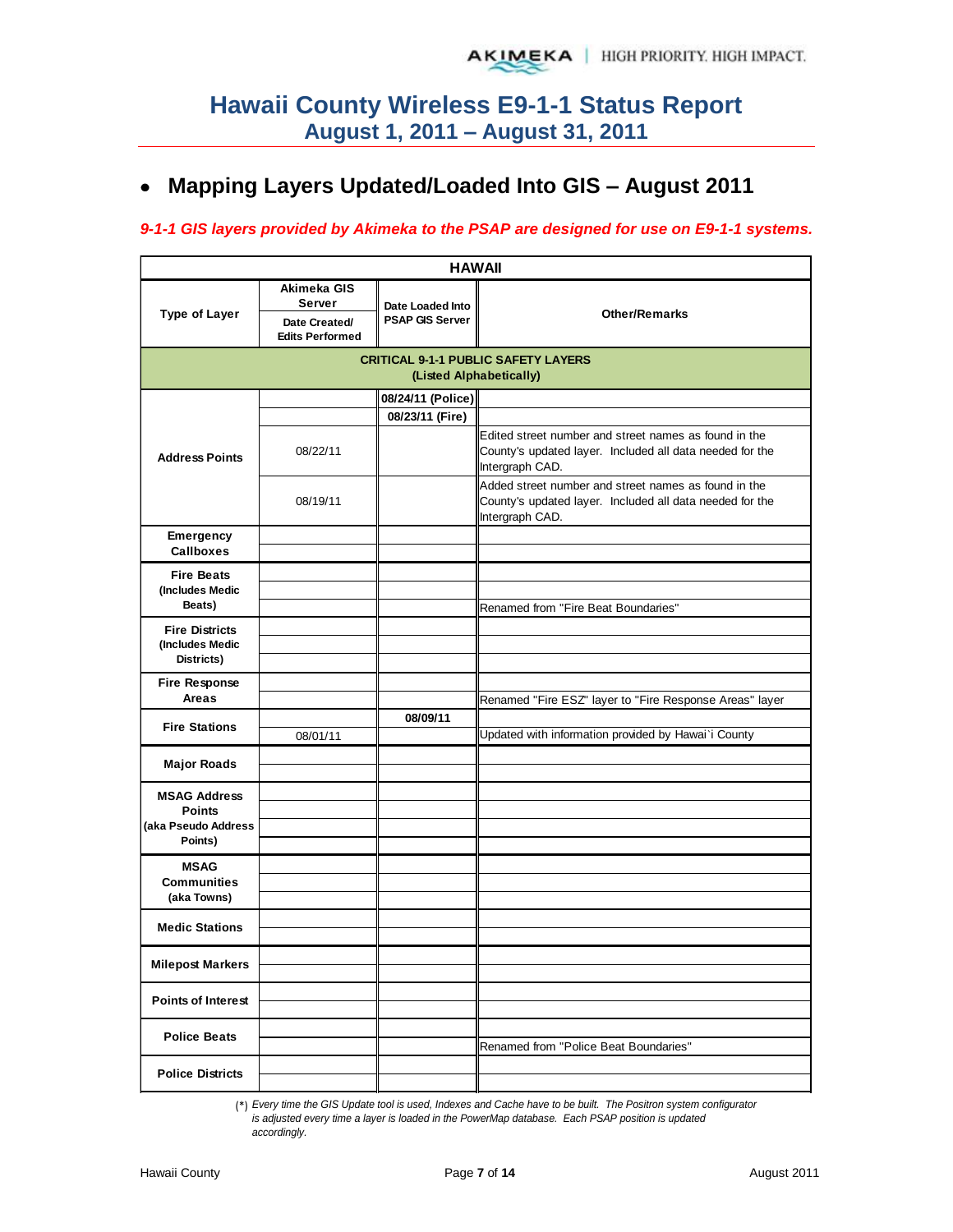# Hawaii County Wireless E9-1-1 Status Report
## August 1, 2011 – August 31, 2011

- **Mapping Layers Updated/Loaded Into GIS – August 2011**

***9-1-1 GIS layers provided by Akimeka to the PSAP are designed for use on E9-1-1 systems.***

| HAWAII | | | |
|---|---|---|---|
| **Type of Layer** | **Akimeka GIS Server** Date Created/ Edits Performed | **Date Loaded Into PSAP GIS Server** | **Other/Remarks** |
| **CRITICAL 9-1-1 PUBLIC SAFETY LAYERS (Listed Alphabetically)** | | | |
| **Address Points** | | 08/24/11 (Police) | |
| | | 08/23/11 (Fire) | |
| | 08/22/11 | | Edited street number and street names as found in the County's updated layer. Included all data needed for the Intergraph CAD. |
| | 08/19/11 | | Added street number and street names as found in the County's updated layer. Included all data needed for the Intergraph CAD. |
| **Emergency Callboxes** | | | |
| | | | |
| **Fire Beats (Includes Medic Beats)** | | | |
| | | | |
| | | | Renamed from "Fire Beat Boundaries" |
| **Fire Districts (Includes Medic Districts)** | | | |
| | | | |
| | | | |
| **Fire Response Areas** | | | |
| | | | Renamed "Fire ESZ" layer to "Fire Response Areas" layer |
| **Fire Stations** | | 08/09/11 | |
| | 08/01/11 | | Updated with information provided by Hawai`i County |
| **Major Roads** | | | |
| | | | |
| **MSAG Address Points (aka Pseudo Address Points)** | | | |
| | | | |
| | | | |
| | | | |
| **MSAG Communities (aka Towns)** | | | |
| | | | |
| | | | |
| **Medic Stations** | | | |
| | | | |
| **Milepost Markers** | | | |
| | | | |
| **Points of Interest** | | | |
| | | | |
| **Police Beats** | | | |
| | | | Renamed from "Police Beat Boundaries" |
| **Police Districts** | | | |
| | | | |

(*) *Every time the GIS Update tool is used, Indexes and Cache have to be built. The Positron system configurator is adjusted every time a layer is loaded in the PowerMap database. Each PSAP position is updated accordingly.*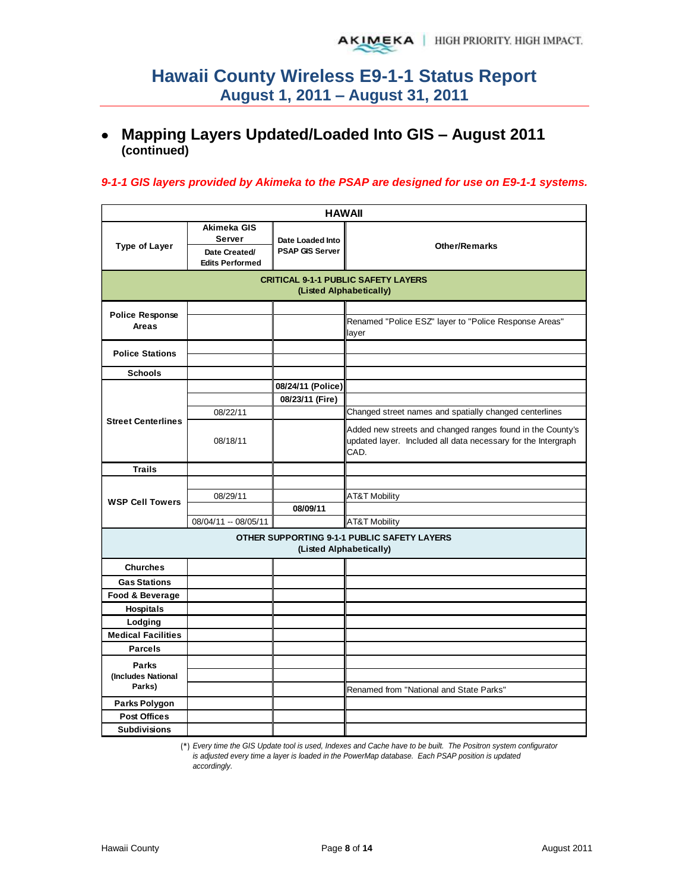# Hawaii County Wireless E9-1-1 Status Report
## August 1, 2011 – August 31, 2011

- **Mapping Layers Updated/Loaded Into GIS – August 2011 (continued)**

*9-1-1 GIS layers provided by Akimeka to the PSAP are designed for use on E9-1-1 systems.*

| HAWAII | | | |
|---|---|---|---|
| **Type of Layer** | **Akimeka GIS Server** <br> **Date Created/ Edits Performed** | **Date Loaded Into PSAP GIS Server** | **Other/Remarks** |
| **CRITICAL 9-1-1 PUBLIC SAFETY LAYERS (Listed Alphabetically)** | | | |
| **Police Response Areas** | | | |
| | | | Renamed "Police ESZ" layer to "Police Response Areas" layer |
| **Police Stations** | | | |
| | | | |
| **Schools** | | | |
| **Street Centerlines** | | **08/24/11 (Police)** | |
| | | **08/23/11 (Fire)** | |
| | 08/22/11 | | Changed street names and spatially changed centerlines |
| | 08/18/11 | | Added new streets and changed ranges found in the County's updated layer. Included all data necessary for the Intergraph CAD. |
| **Trails** | | | |
| **WSP Cell Towers** | | | |
| | 08/29/11 | | AT&T Mobility |
| | | **08/09/11** | |
| | 08/04/11 -- 08/05/11 | | AT&T Mobility |
| **OTHER SUPPORTING 9-1-1 PUBLIC SAFETY LAYERS (Listed Alphabetically)** | | | |
| **Churches** | | | |
| **Gas Stations** | | | |
| **Food & Beverage** | | | |
| **Hospitals** | | | |
| **Lodging** | | | |
| **Medical Facilities** | | | |
| **Parcels** | | | |
| **Parks (Includes National Parks)** | | | |
| | | | |
| | | | Renamed from "National and State Parks" |
| **Parks Polygon** | | | |
| **Post Offices** | | | |
| **Subdivisions** | | | |

(\*) *Every time the GIS Update tool is used, Indexes and Cache have to be built. The Positron system configurator is adjusted every time a layer is loaded in the PowerMap database. Each PSAP position is updated accordingly.*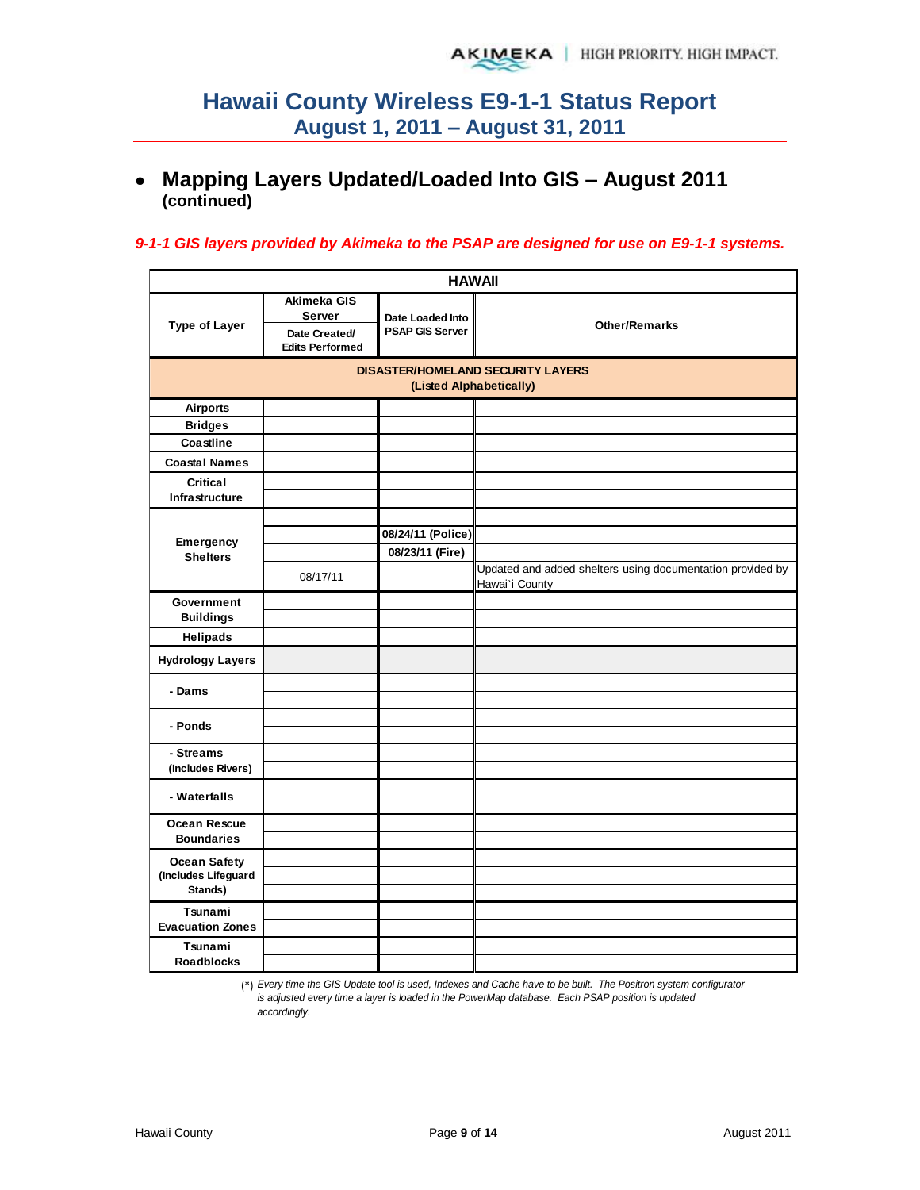# Hawaii County Wireless E9-1-1 Status Report
## August 1, 2011 – August 31, 2011

- **Mapping Layers Updated/Loaded Into GIS – August 2011 (continued)**

***9-1-1 GIS layers provided by Akimeka to the PSAP are designed for use on E9-1-1 systems.***

| HAWAII | | | |
|---|---|---|---|
| **Type of Layer** | **Akimeka GIS Server** **Date Created/ Edits Performed** | **Date Loaded Into PSAP GIS Server** | **Other/Remarks** |
| **DISASTER/HOMELAND SECURITY LAYERS (Listed Alphabetically)** | | | |
| **Airports** | | | |
| **Bridges** | | | |
| **Coastline** | | | |
| **Coastal Names** | | | |
| **Critical Infrastructure** | | | |
| | | | |
| **Emergency Shelters** | | | |
| | | 08/24/11 (Police) | |
| | | 08/23/11 (Fire) | |
| | 08/17/11 | | Updated and added shelters using documentation provided by Hawai`i County |
| **Government Buildings** | | | |
| **Helipads** | | | |
| **Hydrology Layers** | | | |
| **- Dams** | | | |
| **- Ponds** | | | |
| **- Streams (Includes Rivers)** | | | |
| **- Waterfalls** | | | |
| **Ocean Rescue Boundaries** | | | |
| **Ocean Safety (Includes Lifeguard Stands)** | | | |
| **Tsunami Evacuation Zones** | | | |
| **Tsunami Roadblocks** | | | |

(*) *Every time the GIS Update tool is used, Indexes and Cache have to be built. The Positron system configurator is adjusted every time a layer is loaded in the PowerMap database. Each PSAP position is updated accordingly.*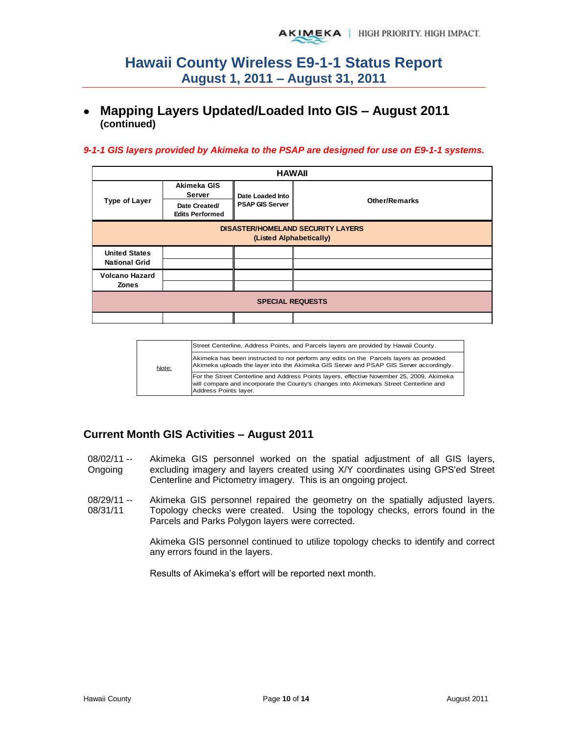# Hawaii County Wireless E9-1-1 Status Report
## August 1, 2011 – August 31, 2011

- **Mapping Layers Updated/Loaded Into GIS – August 2011 (continued)**

***9-1-1 GIS layers provided by Akimeka to the PSAP are designed for use on E9-1-1 systems.***

| HAWAII | | | |
|---|---|---|---|
| **Type of Layer** | **Akimeka GIS Server** Date Created/ Edits Performed | **Date Loaded Into PSAP GIS Server** | **Other/Remarks** |
| **DISASTER/HOMELAND SECURITY LAYERS (Listed Alphabetically)** | | | |
| **United States National Grid** | | | |
| | | | |
| **Volcano Hazard Zones** | | | |
| | | | |
| **SPECIAL REQUESTS** | | | |
| | | | |

| Note: | |
|---|---|
| | Street Centerline, Address Points, and Parcels layers are provided by Hawaii County. |
| | Akimeka has been instructed to not perform any edits on the Parcels layers as provided. Akimeka uploads the layer into the Akimeka GIS Server and PSAP GIS Server accordingly. |
| | For the Street Centerline and Address Points layers, effective November 25, 2009, Akimeka will compare and incorporate the County's changes into Akimeka's Street Centerline and Address Points layer. |

## Current Month GIS Activities – August 2011

08/02/11 -- Ongoing: Akimeka GIS personnel worked on the spatial adjustment of all GIS layers, excluding imagery and layers created using X/Y coordinates using GPS'ed Street Centerline and Pictometry imagery. This is an ongoing project.

08/29/11 -- 08/31/11: Akimeka GIS personnel repaired the geometry on the spatially adjusted layers. Topology checks were created. Using the topology checks, errors found in the Parcels and Parks Polygon layers were corrected.

Akimeka GIS personnel continued to utilize topology checks to identify and correct any errors found in the layers.

Results of Akimeka's effort will be reported next month.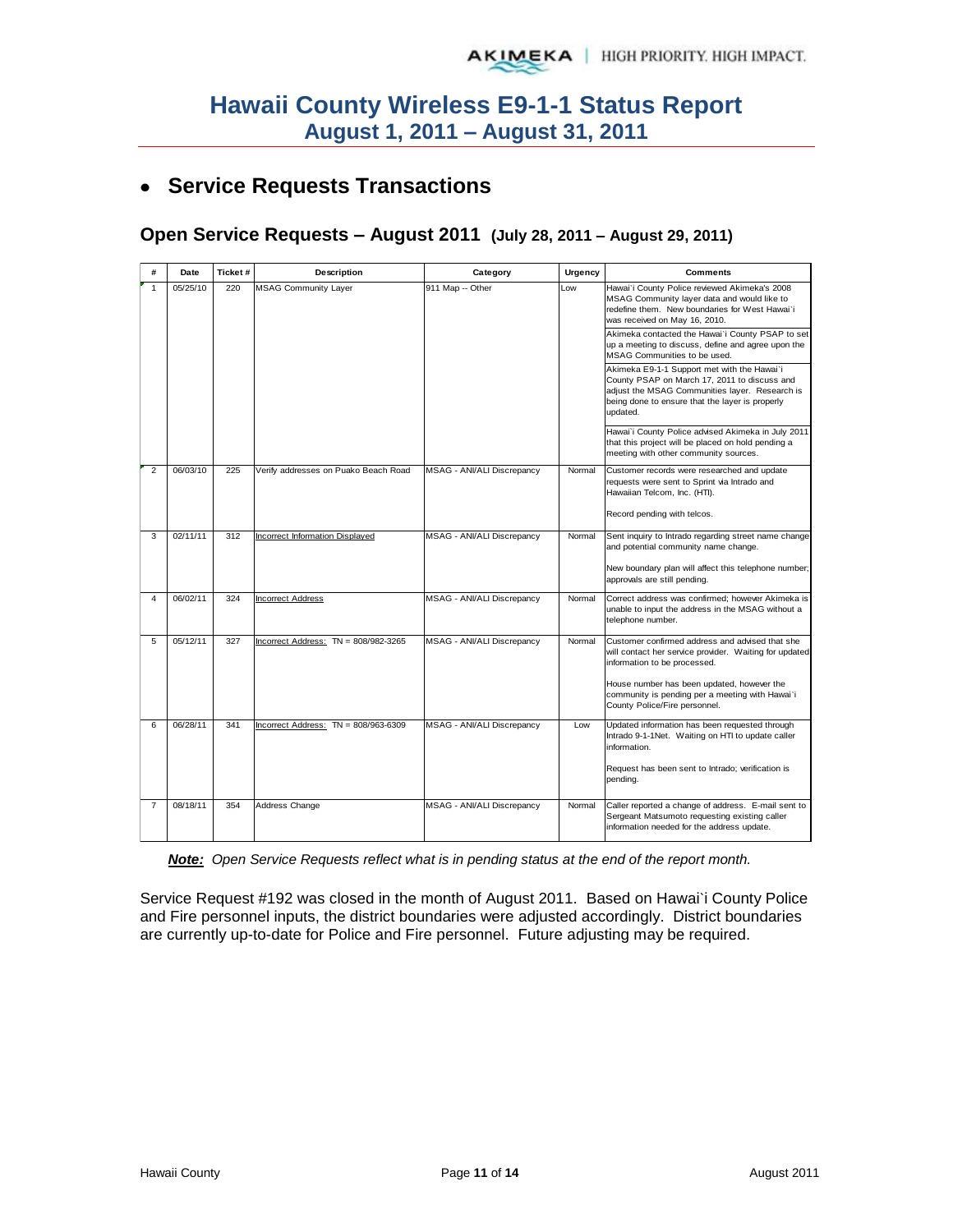# Hawaii County Wireless E9-1-1 Status Report
## August 1, 2011 – August 31, 2011

- **Service Requests Transactions**

### Open Service Requests – August 2011 (July 28, 2011 – August 29, 2011)

| # | Date | Ticket # | Description | Category | Urgency | Comments |
|---|---|---|---|---|---|---|
| 1 | 05/25/10 | 220 | MSAG Community Layer | 911 Map -- Other | Low | Hawai`i County Police reviewed Akimeka's 2008 MSAG Community layer data and would like to redefine them. New boundaries for West Hawai`i was received on May 16, 2010.<br><br>Akimeka contacted the Hawai`i County PSAP to set up a meeting to discuss, define and agree upon the MSAG Communities to be used.<br><br>Akimeka E9-1-1 Support met with the Hawai`i County PSAP on March 17, 2011 to discuss and adjust the MSAG Communities layer. Research is being done to ensure that the layer is properly updated.<br><br>Hawai`i County Police advised Akimeka in July 2011 that this project will be placed on hold pending a meeting with other community sources. |
| 2 | 06/03/10 | 225 | Verify addresses on Puako Beach Road | MSAG - ANI/ALI Discrepancy | Normal | Customer records were researched and update requests were sent to Sprint via Intrado and Hawaiian Telcom, Inc. (HTI).<br><br>Record pending with telcos. |
| 3 | 02/11/11 | 312 | Incorrect Information Displayed | MSAG - ANI/ALI Discrepancy | Normal | Sent inquiry to Intrado regarding street name change and potential community name change.<br><br>New boundary plan will affect this telephone number; approvals are still pending. |
| 4 | 06/02/11 | 324 | Incorrect Address | MSAG - ANI/ALI Discrepancy | Normal | Correct address was confirmed; however Akimeka is unable to input the address in the MSAG without a telephone number. |
| 5 | 05/12/11 | 327 | Incorrect Address: TN = 808/982-3265 | MSAG - ANI/ALI Discrepancy | Normal | Customer confirmed address and advised that she will contact her service provider. Waiting for updated information to be processed.<br><br>House number has been updated, however the community is pending per a meeting with Hawai`i County Police/Fire personnel. |
| 6 | 06/28/11 | 341 | Incorrect Address: TN = 808/963-6309 | MSAG - ANI/ALI Discrepancy | Low | Updated information has been requested through Intrado 9-1-1Net. Waiting on HTI to update caller information.<br><br>Request has been sent to Intrado; verification is pending. |
| 7 | 08/18/11 | 354 | Address Change | MSAG - ANI/ALI Discrepancy | Normal | Caller reported a change of address. E-mail sent to Sergeant Matsumoto requesting existing caller information needed for the address update. |

***Note:*** *Open Service Requests reflect what is in pending status at the end of the report month.*

Service Request #192 was closed in the month of August 2011. Based on Hawai`i County Police and Fire personnel inputs, the district boundaries were adjusted accordingly. District boundaries are currently up-to-date for Police and Fire personnel. Future adjusting may be required.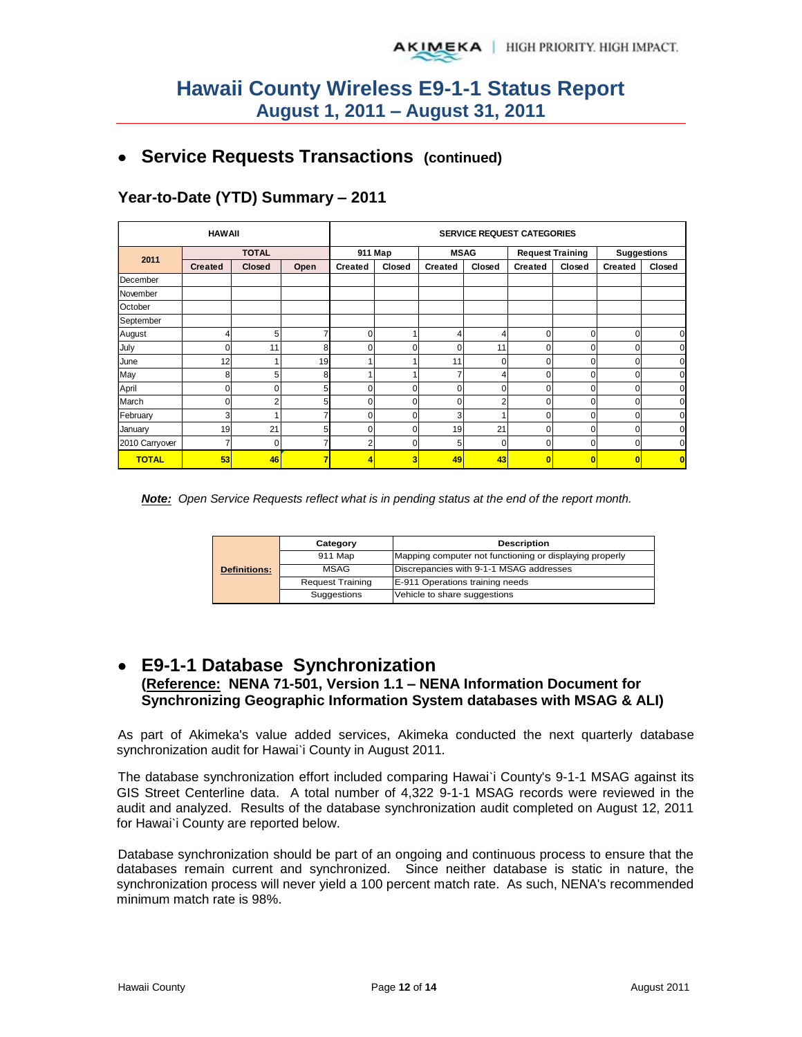# Hawaii County Wireless E9-1-1 Status Report
## August 1, 2011 – August 31, 2011

- ## Service Requests Transactions (continued)

### Year-to-Date (YTD) Summary – 2011

| HAWAII | | | | SERVICE REQUEST CATEGORIES | | | | | | | |
|---|---|---|---|---|---|---|---|---|---|---|---|
| 2011 | TOTAL | | | 911 Map | | MSAG | | Request Training | | Suggestions | |
| | Created | Closed | Open | Created | Closed | Created | Closed | Created | Closed | Created | Closed |
| December | | | | | | | | | | | |
| November | | | | | | | | | | | |
| October | | | | | | | | | | | |
| September | | | | | | | | | | | |
| August | 4 | 5 | 7 | 0 | 1 | 4 | 4 | 0 | 0 | 0 | 0 |
| July | 0 | 11 | 8 | 0 | 0 | 0 | 11 | 0 | 0 | 0 | 0 |
| June | 12 | 1 | 19 | 1 | 1 | 11 | 0 | 0 | 0 | 0 | 0 |
| May | 8 | 5 | 8 | 1 | 1 | 7 | 4 | 0 | 0 | 0 | 0 |
| April | 0 | 0 | 5 | 0 | 0 | 0 | 0 | 0 | 0 | 0 | 0 |
| March | 0 | 2 | 5 | 0 | 0 | 0 | 2 | 0 | 0 | 0 | 0 |
| February | 3 | 1 | 7 | 0 | 0 | 3 | 1 | 0 | 0 | 0 | 0 |
| January | 19 | 21 | 5 | 0 | 0 | 19 | 21 | 0 | 0 | 0 | 0 |
| 2010 Carryover | 7 | 0 | 7 | 2 | 0 | 5 | 0 | 0 | 0 | 0 | 0 |
| **TOTAL** | **53** | **46** | **7** | **4** | **3** | **49** | **43** | **0** | **0** | **0** | **0** |

***Note:*** *Open Service Requests reflect what is in pending status at the end of the report month.*

| Definitions: | Category | Description |
|---|---|---|
| | 911 Map | Mapping computer not functioning or displaying properly |
| | MSAG | Discrepancies with 9-1-1 MSAG addresses |
| | Request Training | E-911 Operations training needs |
| | Suggestions | Vehicle to share suggestions |

- ## E9-1-1 Database Synchronization

**(Reference: NENA 71-501, Version 1.1 – NENA Information Document for Synchronizing Geographic Information System databases with MSAG & ALI)**

As part of Akimeka's value added services, Akimeka conducted the next quarterly database synchronization audit for Hawai`i County in August 2011.

The database synchronization effort included comparing Hawai`i County's 9-1-1 MSAG against its GIS Street Centerline data. A total number of 4,322 9-1-1 MSAG records were reviewed in the audit and analyzed. Results of the database synchronization audit completed on August 12, 2011 for Hawai`i County are reported below.

Database synchronization should be part of an ongoing and continuous process to ensure that the databases remain current and synchronized. Since neither database is static in nature, the synchronization process will never yield a 100 percent match rate. As such, NENA's recommended minimum match rate is 98%.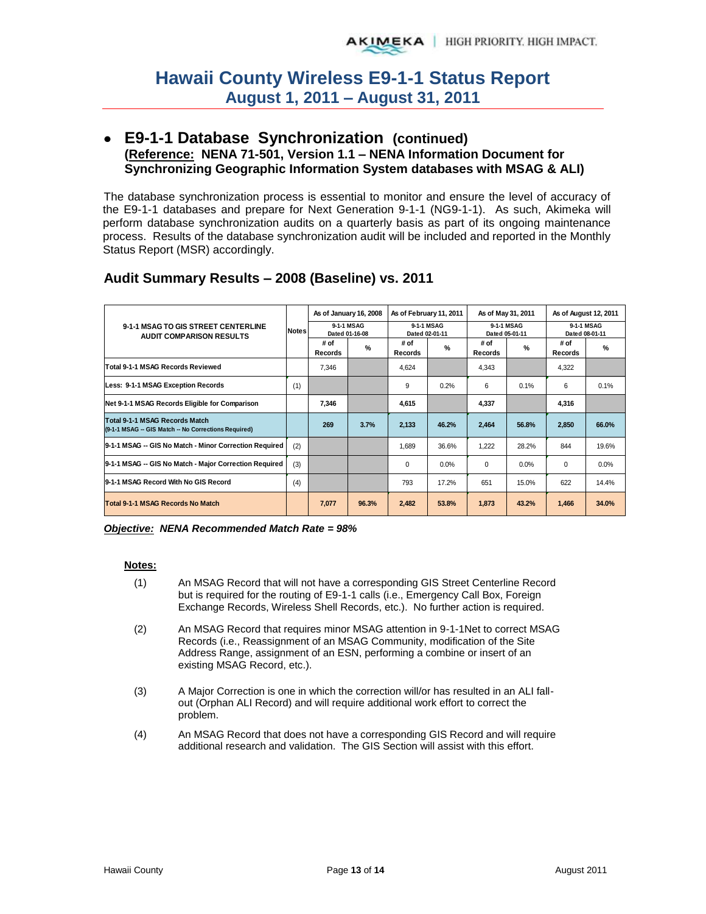# Hawaii County Wireless E9-1-1 Status Report
## August 1, 2011 – August 31, 2011

- ## E9-1-1 Database Synchronization (continued)
  **(Reference: NENA 71-501, Version 1.1 – NENA Information Document for Synchronizing Geographic Information System databases with MSAG & ALI)**

The database synchronization process is essential to monitor and ensure the level of accuracy of the E9-1-1 databases and prepare for Next Generation 9-1-1 (NG9-1-1). As such, Akimeka will perform database synchronization audits on a quarterly basis as part of its ongoing maintenance process. Results of the database synchronization audit will be included and reported in the Monthly Status Report (MSR) accordingly.

## Audit Summary Results – 2008 (Baseline) vs. 2011

| 9-1-1 MSAG TO GIS STREET CENTERLINE AUDIT COMPARISON RESULTS | Notes | As of January 16, 2008 9-1-1 MSAG Dated 01-16-08 | | As of February 11, 2011 9-1-1 MSAG Dated 02-01-11 | | As of May 31, 2011 9-1-1 MSAG Dated 05-01-11 | | As of August 12, 2011 9-1-1 MSAG Dated 08-01-11 | |
|---|---|---|---|---|---|---|---|---|---|
| | | # of Records | % | # of Records | % | # of Records | % | # of Records | % |
| Total 9-1-1 MSAG Records Reviewed | | 7,346 | | 4,624 | | 4,343 | | 4,322 | |
| Less: 9-1-1 MSAG Exception Records | (1) | | | 9 | 0.2% | 6 | 0.1% | 6 | 0.1% |
| Net 9-1-1 MSAG Records Eligible for Comparison | | **7,346** | | **4,615** | | **4,337** | | **4,316** | |
| **Total 9-1-1 MSAG Records Match** (9-1-1 MSAG -- GIS Match -- No Corrections Required) | | **269** | **3.7%** | **2,133** | **46.2%** | **2,464** | **56.8%** | **2,850** | **66.0%** |
| 9-1-1 MSAG -- GIS No Match - Minor Correction Required | (2) | | | 1,689 | 36.6% | 1,222 | 28.2% | 844 | 19.6% |
| 9-1-1 MSAG -- GIS No Match - Major Correction Required | (3) | | | 0 | 0.0% | 0 | 0.0% | 0 | 0.0% |
| 9-1-1 MSAG Record With No GIS Record | (4) | | | 793 | 17.2% | 651 | 15.0% | 622 | 14.4% |
| **Total 9-1-1 MSAG Records No Match** | | **7,077** | **96.3%** | **2,482** | **53.8%** | **1,873** | **43.2%** | **1,466** | **34.0%** |

***Objective:* NENA Recommended Match Rate = 98%**

**Notes:**

(1) An MSAG Record that will not have a corresponding GIS Street Centerline Record but is required for the routing of E9-1-1 calls (i.e., Emergency Call Box, Foreign Exchange Records, Wireless Shell Records, etc.). No further action is required.

(2) An MSAG Record that requires minor MSAG attention in 9-1-1Net to correct MSAG Records (i.e., Reassignment of an MSAG Community, modification of the Site Address Range, assignment of an ESN, performing a combine or insert of an existing MSAG Record, etc.).

(3) A Major Correction is one in which the correction will/or has resulted in an ALI fall-out (Orphan ALI Record) and will require additional work effort to correct the problem.

(4) An MSAG Record that does not have a corresponding GIS Record and will require additional research and validation. The GIS Section will assist with this effort.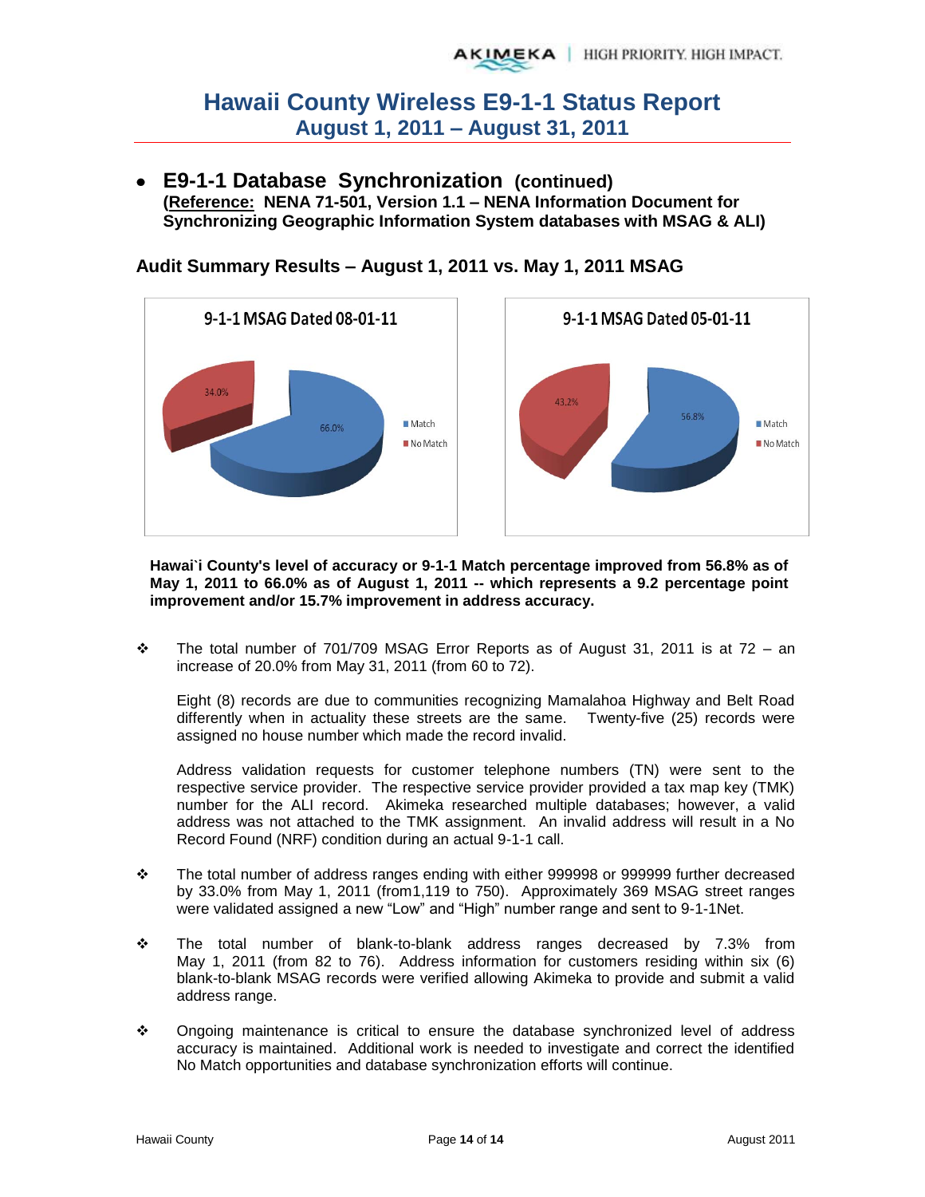# Hawaii County Wireless E9-1-1 Status Report
## August 1, 2011 – August 31, 2011

- **E9-1-1 Database Synchronization (continued)**
  **(Reference: NENA 71-501, Version 1.1 – NENA Information Document for Synchronizing Geographic Information System databases with MSAG & ALI)**

### Audit Summary Results – August 1, 2011 vs. May 1, 2011 MSAG

**9-1-1 MSAG Dated 08-01-11**

| | Percentage |
|---|---|
| Match | 66.0% |
| No Match | 34.0% |

**9-1-1 MSAG Dated 05-01-11**

| | Percentage |
|---|---|
| Match | 56.8% |
| No Match | 43.2% |

**Hawai`i County's level of accuracy or 9-1-1 Match percentage improved from 56.8% as of May 1, 2011 to 66.0% as of August 1, 2011 -- which represents a 9.2 percentage point improvement and/or 15.7% improvement in address accuracy.**

- The total number of 701/709 MSAG Error Reports as of August 31, 2011 is at 72 – an increase of 20.0% from May 31, 2011 (from 60 to 72).

  Eight (8) records are due to communities recognizing Mamalahoa Highway and Belt Road differently when in actuality these streets are the same. Twenty-five (25) records were assigned no house number which made the record invalid.

  Address validation requests for customer telephone numbers (TN) were sent to the respective service provider. The respective service provider provided a tax map key (TMK) number for the ALI record. Akimeka researched multiple databases; however, a valid address was not attached to the TMK assignment. An invalid address will result in a No Record Found (NRF) condition during an actual 9-1-1 call.

- The total number of address ranges ending with either 999998 or 999999 further decreased by 33.0% from May 1, 2011 (from1,119 to 750). Approximately 369 MSAG street ranges were validated assigned a new "Low" and "High" number range and sent to 9-1-1Net.

- The total number of blank-to-blank address ranges decreased by 7.3% from May 1, 2011 (from 82 to 76). Address information for customers residing within six (6) blank-to-blank MSAG records were verified allowing Akimeka to provide and submit a valid address range.

- Ongoing maintenance is critical to ensure the database synchronized level of address accuracy is maintained. Additional work is needed to investigate and correct the identified No Match opportunities and database synchronization efforts will continue.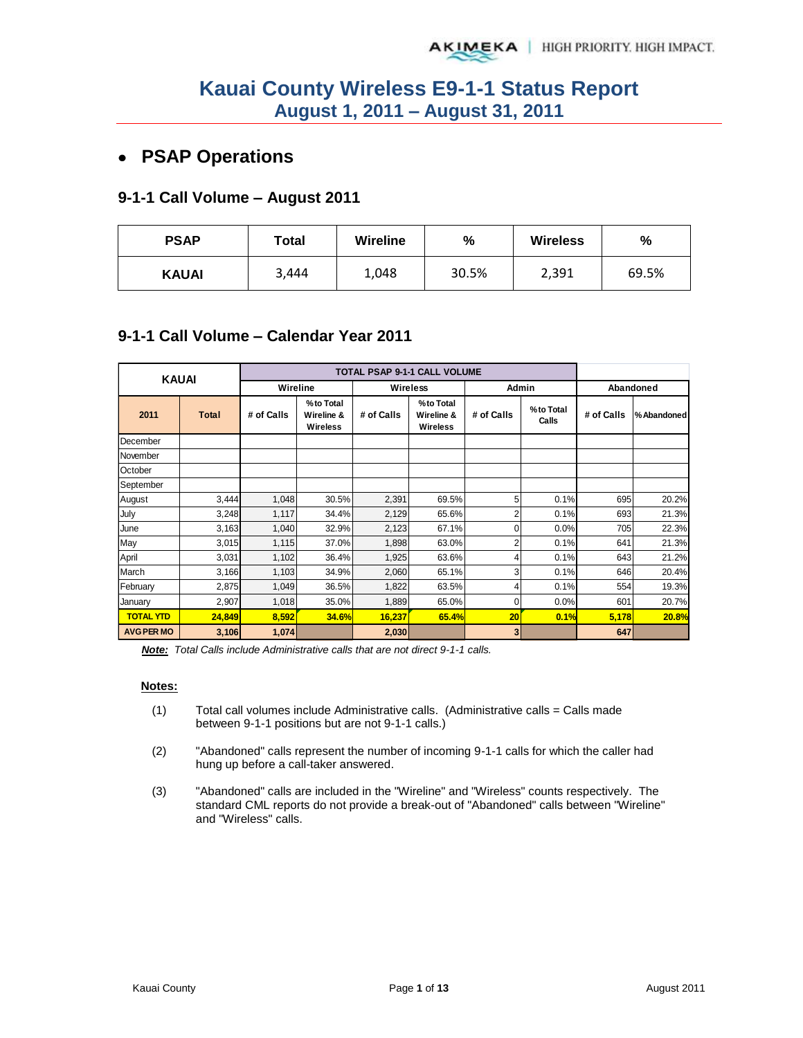# Kauai County Wireless E9-1-1 Status Report
## August 1, 2011 – August 31, 2011

- **PSAP Operations**

### 9-1-1 Call Volume – August 2011

| PSAP | Total | Wireline | % | Wireless | % |
|---|---|---|---|---|---|
| KAUAI | 3,444 | 1,048 | 30.5% | 2,391 | 69.5% |

### 9-1-1 Call Volume – Calendar Year 2011

| KAUAI | | TOTAL PSAP 9-1-1 CALL VOLUME | | | | | | | |
|---|---|---|---|---|---|---|---|---|---|
| | | Wireline | | Wireless | | Admin | | Abandoned | |
| 2011 | Total | # of Calls | % to Total Wireline & Wireless | # of Calls | % to Total Wireline & Wireless | # of Calls | % to Total Calls | # of Calls | % Abandoned |
| December | | | | | | | | | |
| November | | | | | | | | | |
| October | | | | | | | | | |
| September | | | | | | | | | |
| August | 3,444 | 1,048 | 30.5% | 2,391 | 69.5% | 5 | 0.1% | 695 | 20.2% |
| July | 3,248 | 1,117 | 34.4% | 2,129 | 65.6% | 2 | 0.1% | 693 | 21.3% |
| June | 3,163 | 1,040 | 32.9% | 2,123 | 67.1% | 0 | 0.0% | 705 | 22.3% |
| May | 3,015 | 1,115 | 37.0% | 1,898 | 63.0% | 2 | 0.1% | 641 | 21.3% |
| April | 3,031 | 1,102 | 36.4% | 1,925 | 63.6% | 4 | 0.1% | 643 | 21.2% |
| March | 3,166 | 1,103 | 34.9% | 2,060 | 65.1% | 3 | 0.1% | 646 | 20.4% |
| February | 2,875 | 1,049 | 36.5% | 1,822 | 63.5% | 4 | 0.1% | 554 | 19.3% |
| January | 2,907 | 1,018 | 35.0% | 1,889 | 65.0% | 0 | 0.0% | 601 | 20.7% |
| **TOTAL YTD** | **24,849** | **8,592** | **34.6%** | **16,237** | **65.4%** | **20** | **0.1%** | **5,178** | **20.8%** |
| **AVG PER MO** | **3,106** | **1,074** | | **2,030** | | **3** | | **647** | |

***Note:*** *Total Calls include Administrative calls that are not direct 9-1-1 calls.*

**Notes:**

(1) Total call volumes include Administrative calls. (Administrative calls = Calls made between 9-1-1 positions but are not 9-1-1 calls.)

(2) "Abandoned" calls represent the number of incoming 9-1-1 calls for which the caller had hung up before a call-taker answered.

(3) "Abandoned" calls are included in the "Wireline" and "Wireless" counts respectively. The standard CML reports do not provide a break-out of "Abandoned" calls between "Wireline" and "Wireless" calls.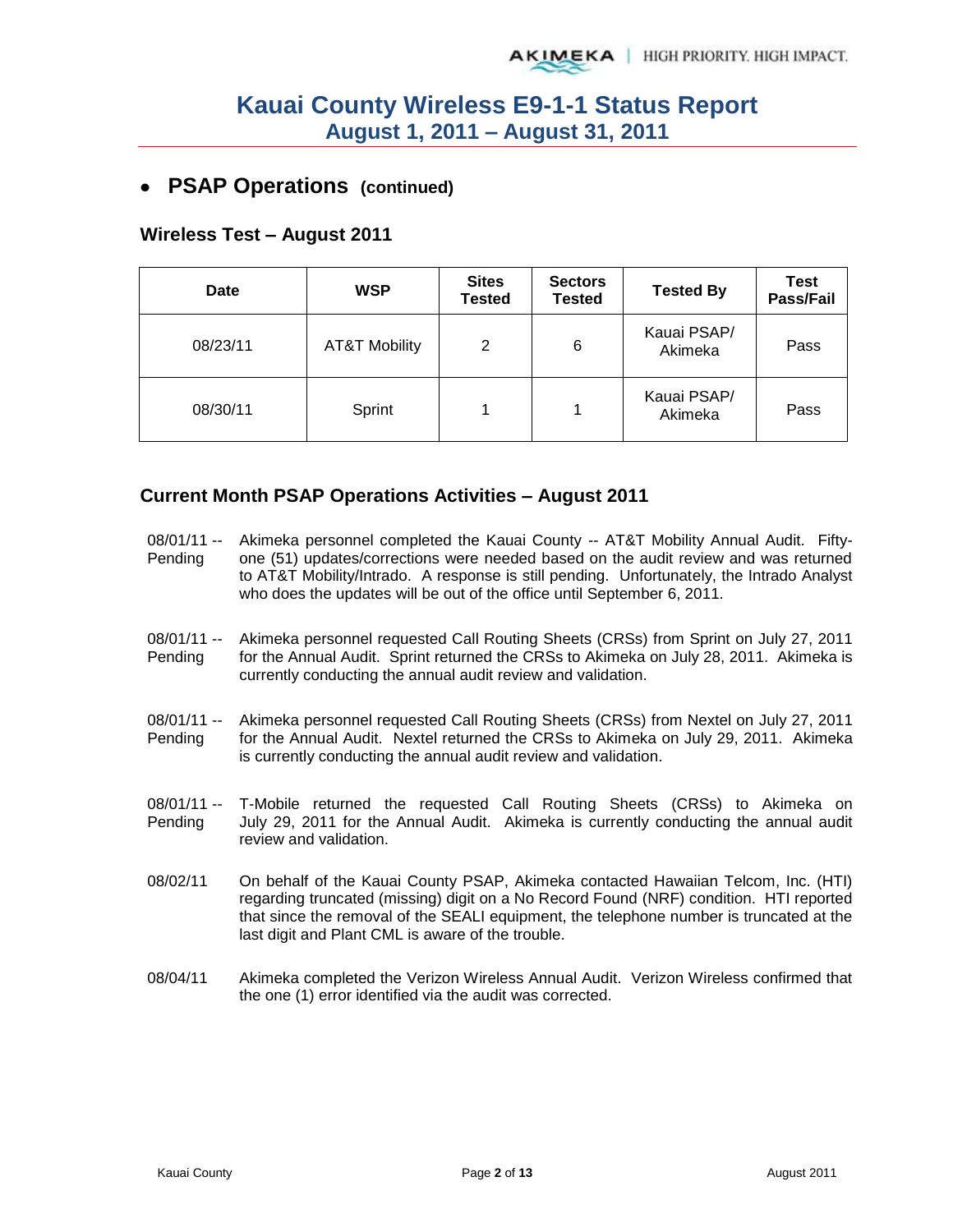# Kauai County Wireless E9-1-1 Status Report
## August 1, 2011 – August 31, 2011

- **PSAP Operations (continued)**

### Wireless Test – August 2011

| Date | WSP | Sites Tested | Sectors Tested | Tested By | Test Pass/Fail |
|---|---|---|---|---|---|
| 08/23/11 | AT&T Mobility | 2 | 6 | Kauai PSAP/ Akimeka | Pass |
| 08/30/11 | Sprint | 1 | 1 | Kauai PSAP/ Akimeka | Pass |

### Current Month PSAP Operations Activities – August 2011

08/01/11 -- Pending — Akimeka personnel completed the Kauai County -- AT&T Mobility Annual Audit. Fifty-one (51) updates/corrections were needed based on the audit review and was returned to AT&T Mobility/Intrado. A response is still pending. Unfortunately, the Intrado Analyst who does the updates will be out of the office until September 6, 2011.

08/01/11 -- Pending — Akimeka personnel requested Call Routing Sheets (CRSs) from Sprint on July 27, 2011 for the Annual Audit. Sprint returned the CRSs to Akimeka on July 28, 2011. Akimeka is currently conducting the annual audit review and validation.

08/01/11 -- Pending — Akimeka personnel requested Call Routing Sheets (CRSs) from Nextel on July 27, 2011 for the Annual Audit. Nextel returned the CRSs to Akimeka on July 29, 2011. Akimeka is currently conducting the annual audit review and validation.

08/01/11 -- Pending — T-Mobile returned the requested Call Routing Sheets (CRSs) to Akimeka on July 29, 2011 for the Annual Audit. Akimeka is currently conducting the annual audit review and validation.

08/02/11 — On behalf of the Kauai County PSAP, Akimeka contacted Hawaiian Telcom, Inc. (HTI) regarding truncated (missing) digit on a No Record Found (NRF) condition. HTI reported that since the removal of the SEALI equipment, the telephone number is truncated at the last digit and Plant CML is aware of the trouble.

08/04/11 — Akimeka completed the Verizon Wireless Annual Audit. Verizon Wireless confirmed that the one (1) error identified via the audit was corrected.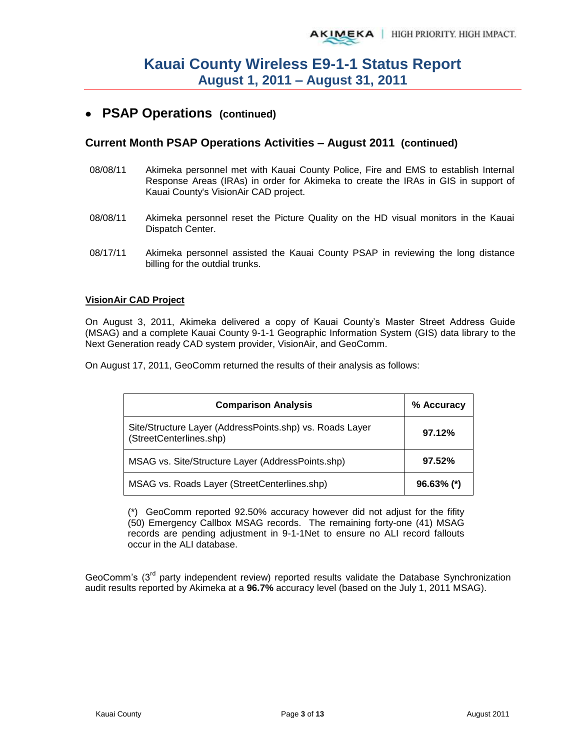# Kauai County Wireless E9-1-1 Status Report
## August 1, 2011 – August 31, 2011

- **PSAP Operations (continued)**

### Current Month PSAP Operations Activities – August 2011 (continued)

08/08/11 Akimeka personnel met with Kauai County Police, Fire and EMS to establish Internal Response Areas (IRAs) in order for Akimeka to create the IRAs in GIS in support of Kauai County's VisionAir CAD project.

08/08/11 Akimeka personnel reset the Picture Quality on the HD visual monitors in the Kauai Dispatch Center.

08/17/11 Akimeka personnel assisted the Kauai County PSAP in reviewing the long distance billing for the outdial trunks.

**VisionAir CAD Project**

On August 3, 2011, Akimeka delivered a copy of Kauai County's Master Street Address Guide (MSAG) and a complete Kauai County 9-1-1 Geographic Information System (GIS) data library to the Next Generation ready CAD system provider, VisionAir, and GeoComm.

On August 17, 2011, GeoComm returned the results of their analysis as follows:

| Comparison Analysis | % Accuracy |
|---|---|
| Site/Structure Layer (AddressPoints.shp) vs. Roads Layer (StreetCenterlines.shp) | **97.12%** |
| MSAG vs. Site/Structure Layer (AddressPoints.shp) | **97.52%** |
| MSAG vs. Roads Layer (StreetCenterlines.shp) | **96.63% (*)** |

(*) GeoComm reported 92.50% accuracy however did not adjust for the fifity (50) Emergency Callbox MSAG records. The remaining forty-one (41) MSAG records are pending adjustment in 9-1-1Net to ensure no ALI record fallouts occur in the ALI database.

GeoComm's (3rd party independent review) reported results validate the Database Synchronization audit results reported by Akimeka at a **96.7%** accuracy level (based on the July 1, 2011 MSAG).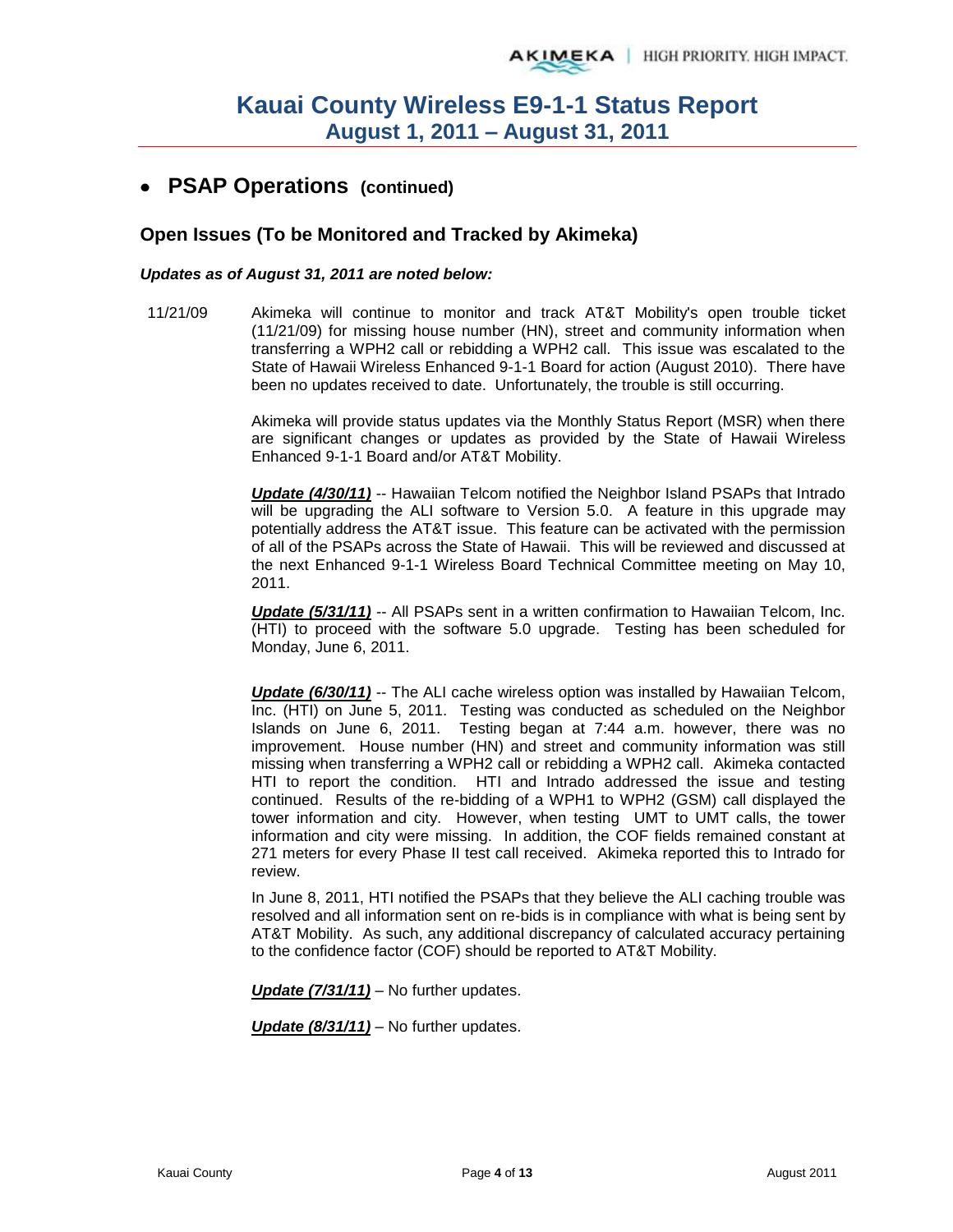## Kauai County Wireless E9-1-1 Status Report
### August 1, 2011 – August 31, 2011

- **PSAP Operations (continued)**

### Open Issues (To be Monitored and Tracked by Akimeka)

***Updates as of August 31, 2011 are noted below:***

11/21/09 Akimeka will continue to monitor and track AT&T Mobility's open trouble ticket (11/21/09) for missing house number (HN), street and community information when transferring a WPH2 call or rebidding a WPH2 call. This issue was escalated to the State of Hawaii Wireless Enhanced 9-1-1 Board for action (August 2010). There have been no updates received to date. Unfortunately, the trouble is still occurring.

Akimeka will provide status updates via the Monthly Status Report (MSR) when there are significant changes or updates as provided by the State of Hawaii Wireless Enhanced 9-1-1 Board and/or AT&T Mobility.

***Update (4/30/11)*** -- Hawaiian Telcom notified the Neighbor Island PSAPs that Intrado will be upgrading the ALI software to Version 5.0. A feature in this upgrade may potentially address the AT&T issue. This feature can be activated with the permission of all of the PSAPs across the State of Hawaii. This will be reviewed and discussed at the next Enhanced 9-1-1 Wireless Board Technical Committee meeting on May 10, 2011.

***Update (5/31/11)*** -- All PSAPs sent in a written confirmation to Hawaiian Telcom, Inc. (HTI) to proceed with the software 5.0 upgrade. Testing has been scheduled for Monday, June 6, 2011.

***Update (6/30/11)*** -- The ALI cache wireless option was installed by Hawaiian Telcom, Inc. (HTI) on June 5, 2011. Testing was conducted as scheduled on the Neighbor Islands on June 6, 2011. Testing began at 7:44 a.m. however, there was no improvement. House number (HN) and street and community information was still missing when transferring a WPH2 call or rebidding a WPH2 call. Akimeka contacted HTI to report the condition. HTI and Intrado addressed the issue and testing continued. Results of the re-bidding of a WPH1 to WPH2 (GSM) call displayed the tower information and city. However, when testing UMT to UMT calls, the tower information and city were missing. In addition, the COF fields remained constant at 271 meters for every Phase II test call received. Akimeka reported this to Intrado for review.

In June 8, 2011, HTI notified the PSAPs that they believe the ALI caching trouble was resolved and all information sent on re-bids is in compliance with what is being sent by AT&T Mobility. As such, any additional discrepancy of calculated accuracy pertaining to the confidence factor (COF) should be reported to AT&T Mobility.

***Update (7/31/11)*** – No further updates.

***Update (8/31/11)*** – No further updates.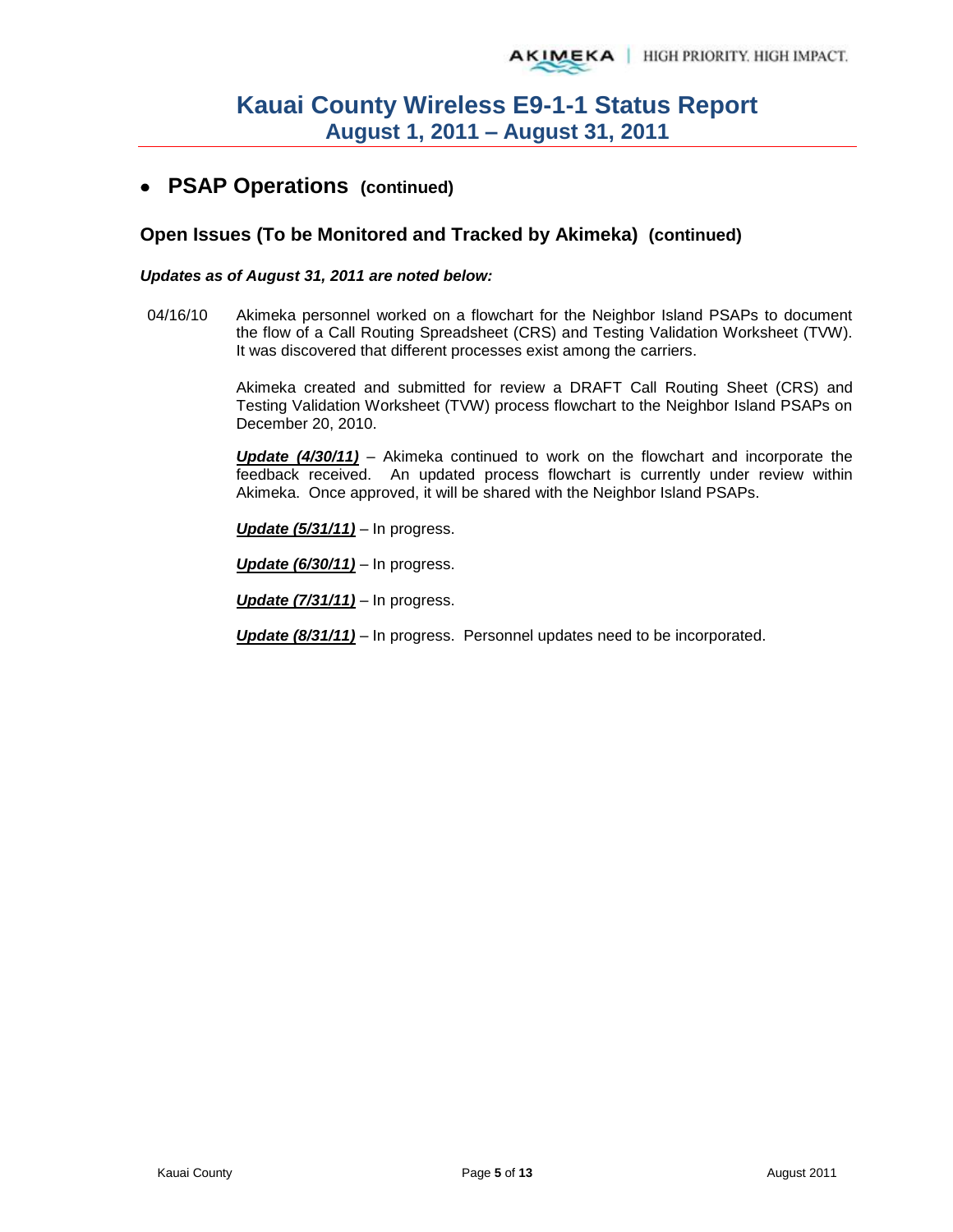- **PSAP Operations (continued)**

### Open Issues (To be Monitored and Tracked by Akimeka) (continued)

***Updates as of August 31, 2011 are noted below:***

04/16/10 Akimeka personnel worked on a flowchart for the Neighbor Island PSAPs to document the flow of a Call Routing Spreadsheet (CRS) and Testing Validation Worksheet (TVW). It was discovered that different processes exist among the carriers.

Akimeka created and submitted for review a DRAFT Call Routing Sheet (CRS) and Testing Validation Worksheet (TVW) process flowchart to the Neighbor Island PSAPs on December 20, 2010.

***<u>Update (4/30/11)</u>*** – Akimeka continued to work on the flowchart and incorporate the feedback received. An updated process flowchart is currently under review within Akimeka. Once approved, it will be shared with the Neighbor Island PSAPs.

***<u>Update (5/31/11)</u>*** – In progress.

***<u>Update (6/30/11)</u>*** – In progress.

***<u>Update (7/31/11)</u>*** – In progress.

***<u>Update (8/31/11)</u>*** – In progress. Personnel updates need to be incorporated.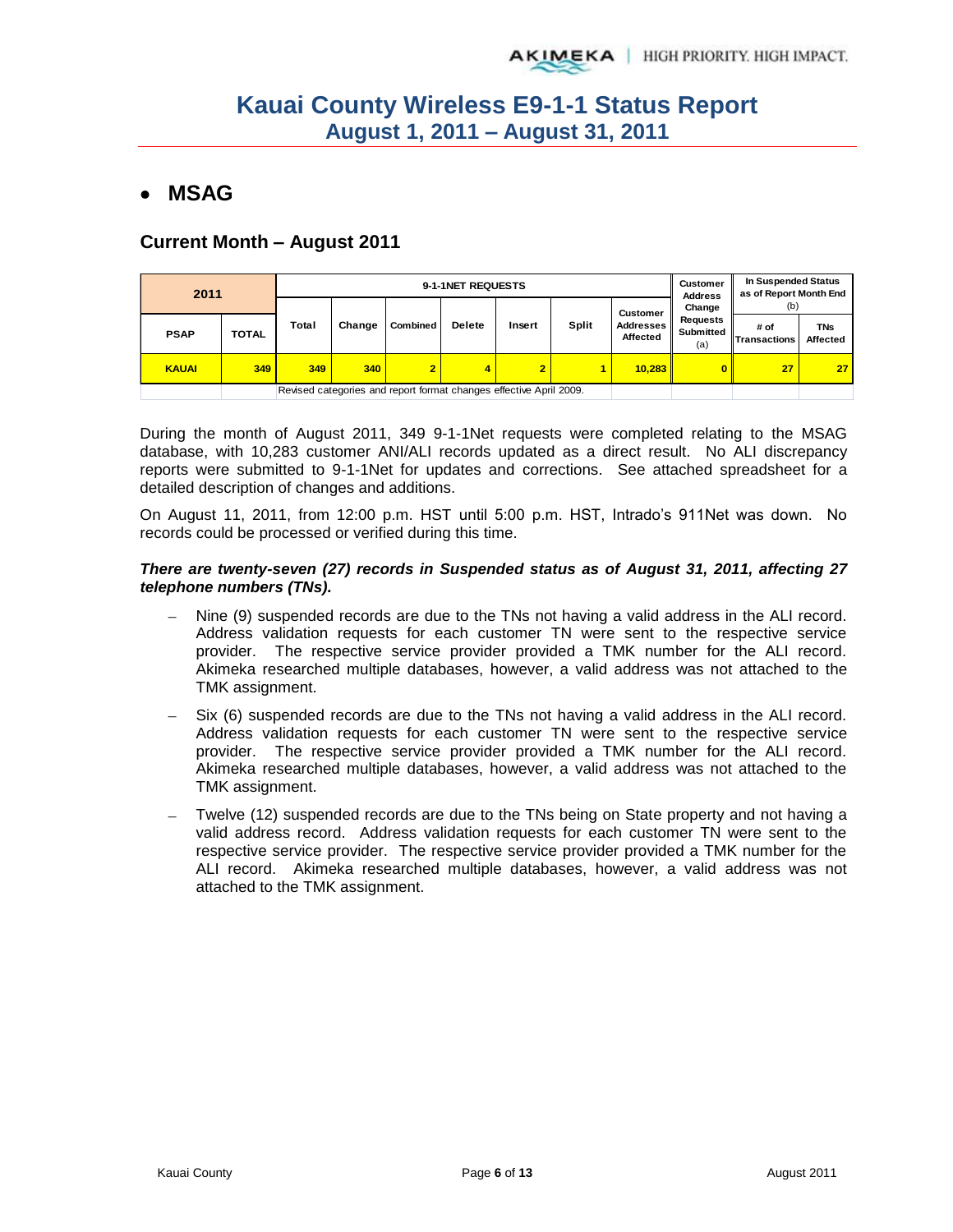# Kauai County Wireless E9-1-1 Status Report
## August 1, 2011 – August 31, 2011

- ## MSAG

### Current Month – August 2011

| 2011 | | 9-1-1NET REQUESTS | | | | | | | Customer Address Change Requests Submitted (a) | In Suspended Status as of Report Month End (b) | |
|---|---|---|---|---|---|---|---|---|---|---|---|
| PSAP | TOTAL | Total | Change | Combined | Delete | Insert | Split | Customer Addresses Affected | | # of Transactions | TNs Affected |
| KAUAI | 349 | 349 | 340 | 2 | 4 | 2 | 1 | 10,283 | 0 | 27 | 27 |
| | | Revised categories and report format changes effective April 2009. | | | | | | | | | |

During the month of August 2011, 349 9-1-1Net requests were completed relating to the MSAG database, with 10,283 customer ANI/ALI records updated as a direct result. No ALI discrepancy reports were submitted to 9-1-1Net for updates and corrections. See attached spreadsheet for a detailed description of changes and additions.

On August 11, 2011, from 12:00 p.m. HST until 5:00 p.m. HST, Intrado's 911Net was down. No records could be processed or verified during this time.

***There are twenty-seven (27) records in Suspended status as of August 31, 2011, affecting 27 telephone numbers (TNs).***

- Nine (9) suspended records are due to the TNs not having a valid address in the ALI record. Address validation requests for each customer TN were sent to the respective service provider. The respective service provider provided a TMK number for the ALI record. Akimeka researched multiple databases, however, a valid address was not attached to the TMK assignment.
- Six (6) suspended records are due to the TNs not having a valid address in the ALI record. Address validation requests for each customer TN were sent to the respective service provider. The respective service provider provided a TMK number for the ALI record. Akimeka researched multiple databases, however, a valid address was not attached to the TMK assignment.
- Twelve (12) suspended records are due to the TNs being on State property and not having a valid address record. Address validation requests for each customer TN were sent to the respective service provider. The respective service provider provided a TMK number for the ALI record. Akimeka researched multiple databases, however, a valid address was not attached to the TMK assignment.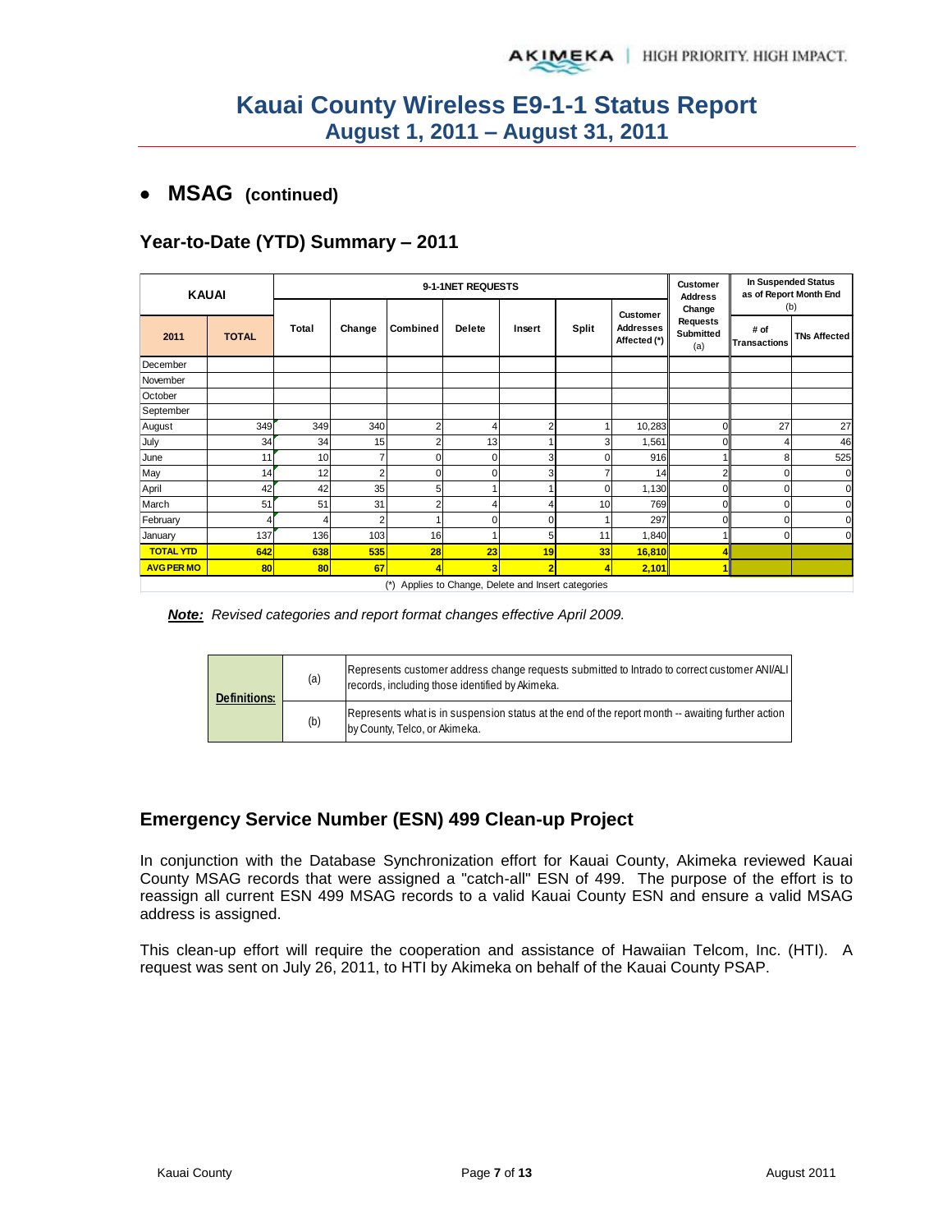# Kauai County Wireless E9-1-1 Status Report
## August 1, 2011 – August 31, 2011

- **MSAG (continued)**

### Year-to-Date (YTD) Summary – 2011

| KAUAI | | 9-1-1NET REQUESTS | | | | | | | Customer Address Change Requests Submitted (a) | In Suspended Status as of Report Month End (b) | |
|---|---|---|---|---|---|---|---|---|---|---|---|
| 2011 | TOTAL | Total | Change | Combined | Delete | Insert | Split | Customer Addresses Affected (*) | | # of Transactions | TNs Affected |
| December | | | | | | | | | | | |
| November | | | | | | | | | | | |
| October | | | | | | | | | | | |
| September | | | | | | | | | | | |
| August | 349 | 349 | 340 | 2 | 4 | 2 | 1 | 10,283 | 0 | 27 | 27 |
| July | 34 | 34 | 15 | 2 | 13 | 1 | 3 | 1,561 | 0 | 4 | 46 |
| June | 11 | 10 | 7 | 0 | 0 | 3 | 0 | 916 | 1 | 8 | 525 |
| May | 14 | 12 | 2 | 0 | 0 | 3 | 7 | 14 | 2 | 0 | 0 |
| April | 42 | 42 | 35 | 5 | 1 | 1 | 0 | 1,130 | 0 | 0 | 0 |
| March | 51 | 51 | 31 | 2 | 4 | 4 | 10 | 769 | 0 | 0 | 0 |
| February | 4 | 4 | 2 | 1 | 0 | 0 | 1 | 297 | 0 | 0 | 0 |
| January | 137 | 136 | 103 | 16 | 1 | 5 | 11 | 1,840 | 1 | 0 | 0 |
| **TOTAL YTD** | **642** | **638** | **535** | **28** | **23** | **19** | **33** | **16,810** | **4** | | |
| **AVG PER MO** | **80** | **80** | **67** | **4** | **3** | **2** | **4** | **2,101** | **1** | | |

(*) Applies to Change, Delete and Insert categories

***Note:*** *Revised categories and report format changes effective April 2009.*

| Definitions: | | |
|---|---|---|
| | (a) | Represents customer address change requests submitted to Intrado to correct customer ANI/ALI records, including those identified by Akimeka. |
| | (b) | Represents what is in suspension status at the end of the report month -- awaiting further action by County, Telco, or Akimeka. |

### Emergency Service Number (ESN) 499 Clean-up Project

In conjunction with the Database Synchronization effort for Kauai County, Akimeka reviewed Kauai County MSAG records that were assigned a "catch-all" ESN of 499. The purpose of the effort is to reassign all current ESN 499 MSAG records to a valid Kauai County ESN and ensure a valid MSAG address is assigned.

This clean-up effort will require the cooperation and assistance of Hawaiian Telcom, Inc. (HTI). A request was sent on July 26, 2011, to HTI by Akimeka on behalf of the Kauai County PSAP.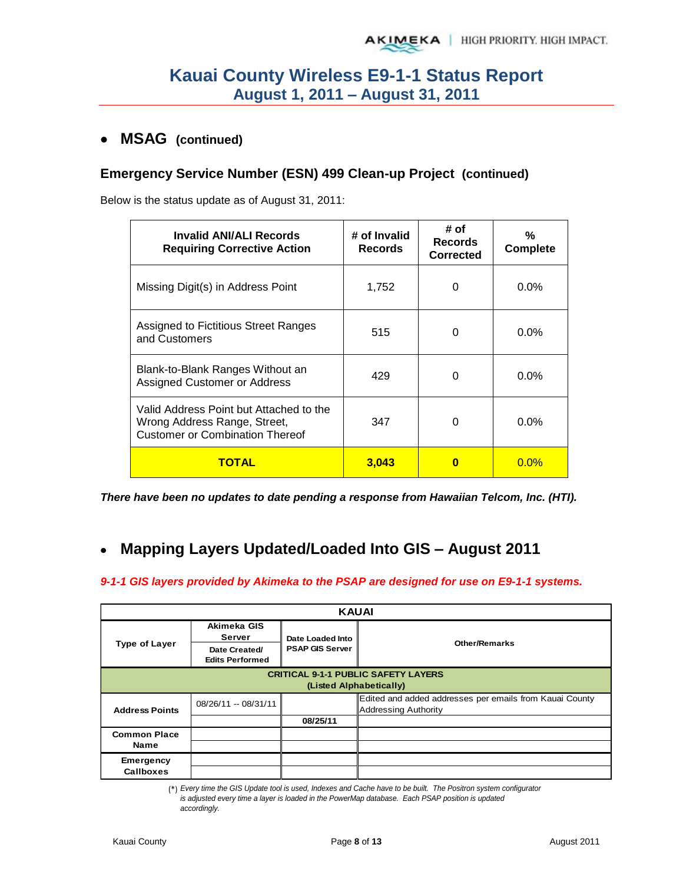# Kauai County Wireless E9-1-1 Status Report
## August 1, 2011 – August 31, 2011

- **MSAG (continued)**

### Emergency Service Number (ESN) 499 Clean-up Project (continued)

Below is the status update as of August 31, 2011:

| Invalid ANI/ALI Records Requiring Corrective Action | # of Invalid Records | # of Records Corrected | % Complete |
|---|---|---|---|
| Missing Digit(s) in Address Point | 1,752 | 0 | 0.0% |
| Assigned to Fictitious Street Ranges and Customers | 515 | 0 | 0.0% |
| Blank-to-Blank Ranges Without an Assigned Customer or Address | 429 | 0 | 0.0% |
| Valid Address Point but Attached to the Wrong Address Range, Street, Customer or Combination Thereof | 347 | 0 | 0.0% |
| **TOTAL** | **3,043** | **0** | 0.0% |

***There have been no updates to date pending a response from Hawaiian Telcom, Inc. (HTI).***

- **Mapping Layers Updated/Loaded Into GIS – August 2011**

***9-1-1 GIS layers provided by Akimeka to the PSAP are designed for use on E9-1-1 systems.***

| KAUAI | | | |
|---|---|---|---|
| **Type of Layer** | **Akimeka GIS Server** / **Date Created/ Edits Performed** | **Date Loaded Into PSAP GIS Server** | **Other/Remarks** |
| **CRITICAL 9-1-1 PUBLIC SAFETY LAYERS (Listed Alphabetically)** | | | |
| **Address Points** | 08/26/11 -- 08/31/11 | | Edited and added addresses per emails from Kauai County Addressing Authority |
| | | **08/25/11** | |
| **Common Place Name** | | | |
| | | | |
| **Emergency Callboxes** | | | |
| | | | |

(*) *Every time the GIS Update tool is used, Indexes and Cache have to be built. The Positron system configurator is adjusted every time a layer is loaded in the PowerMap database. Each PSAP position is updated accordingly.*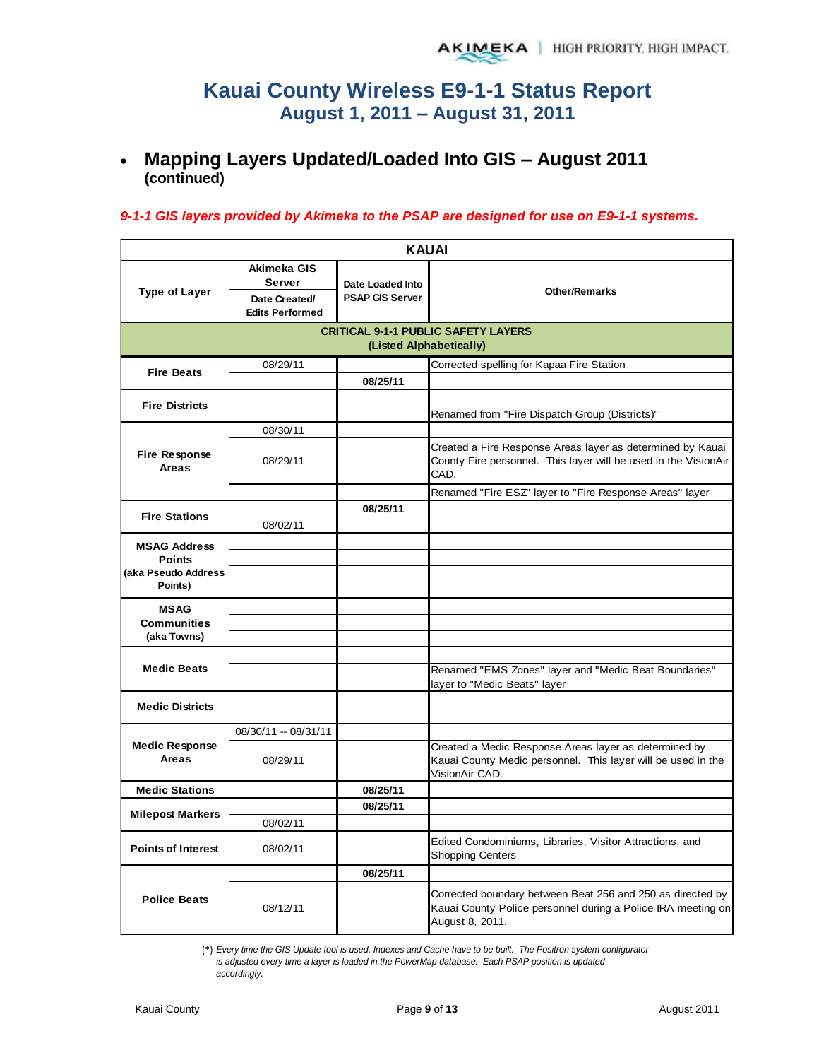# Kauai County Wireless E9-1-1 Status Report
## August 1, 2011 – August 31, 2011

- **Mapping Layers Updated/Loaded Into GIS – August 2011 (continued)**

*9-1-1 GIS layers provided by Akimeka to the PSAP are designed for use on E9-1-1 systems.*

| KAUAI | | | |
|---|---|---|---|
| **Type of Layer** | **Akimeka GIS Server** Date Created/ Edits Performed | **Date Loaded Into PSAP GIS Server** | **Other/Remarks** |
| **CRITICAL 9-1-1 PUBLIC SAFETY LAYERS (Listed Alphabetically)** | | | |
| **Fire Beats** | 08/29/11 | | Corrected spelling for Kapaa Fire Station |
| | | **08/25/11** | |
| **Fire Districts** | | | |
| | | | Renamed from "Fire Dispatch Group (Districts)" |
| **Fire Response Areas** | 08/30/11 | | |
| | 08/29/11 | | Created a Fire Response Areas layer as determined by Kauai County Fire personnel. This layer will be used in the VisionAir CAD. |
| | | | Renamed "Fire ESZ" layer to "Fire Response Areas" layer |
| **Fire Stations** | | **08/25/11** | |
| | 08/02/11 | | |
| **MSAG Address Points (aka Pseudo Address Points)** | | | |
| | | | |
| | | | |
| | | | |
| **MSAG Communities (aka Towns)** | | | |
| | | | |
| | | | |
| **Medic Beats** | | | |
| | | | Renamed "EMS Zones" layer and "Medic Beat Boundaries" layer to "Medic Beats" layer |
| **Medic Districts** | | | |
| | | | |
| **Medic Response Areas** | 08/30/11 -- 08/31/11 | | |
| | 08/29/11 | | Created a Medic Response Areas layer as determined by Kauai County Medic personnel. This layer will be used in the VisionAir CAD. |
| **Medic Stations** | | **08/25/11** | |
| **Milepost Markers** | | **08/25/11** | |
| | 08/02/11 | | |
| **Points of Interest** | 08/02/11 | | Edited Condominiums, Libraries, Visitor Attractions, and Shopping Centers |
| **Police Beats** | | **08/25/11** | |
| | 08/12/11 | | Corrected boundary between Beat 256 and 250 as directed by Kauai County Police personnel during a Police IRA meeting on August 8, 2011. |

(*) *Every time the GIS Update tool is used, Indexes and Cache have to be built. The Positron system configurator is adjusted every time a layer is loaded in the PowerMap database. Each PSAP position is updated accordingly.*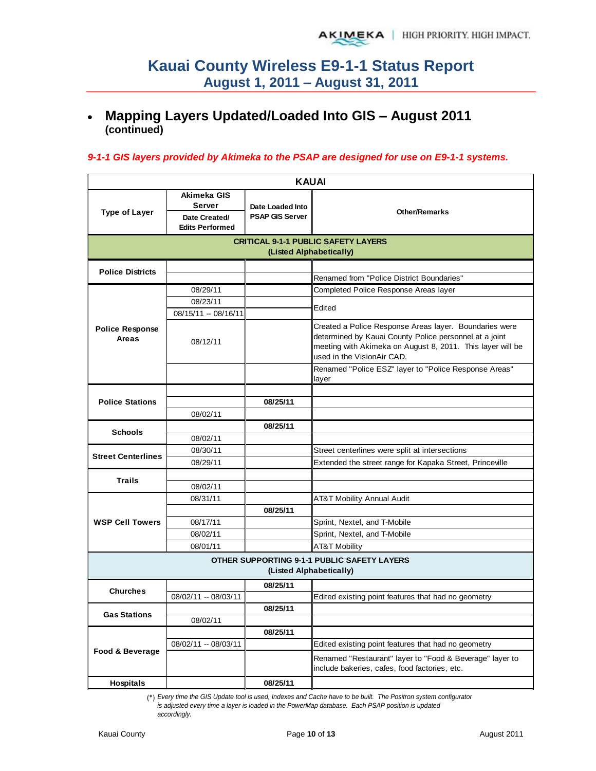# Kauai County Wireless E9-1-1 Status Report
## August 1, 2011 – August 31, 2011

- **Mapping Layers Updated/Loaded Into GIS – August 2011 (continued)**

***9-1-1 GIS layers provided by Akimeka to the PSAP are designed for use on E9-1-1 systems.***

| KAUAI | | | |
|---|---|---|---|
| **Type of Layer** | **Akimeka GIS Server** Date Created/ Edits Performed | **Date Loaded Into PSAP GIS Server** | **Other/Remarks** |
| **CRITICAL 9-1-1 PUBLIC SAFETY LAYERS (Listed Alphabetically)** | | | |
| **Police Districts** | | | |
| | | | Renamed from "Police District Boundaries" |
| **Police Response Areas** | 08/29/11 | | Completed Police Response Areas layer |
| | 08/23/11 | | Edited |
| | 08/15/11 -- 08/16/11 | | |
| | 08/12/11 | | Created a Police Response Areas layer. Boundaries were determined by Kauai County Police personnel at a joint meeting with Akimeka on August 8, 2011. This layer will be used in the VisionAir CAD. |
| | | | Renamed "Police ESZ" layer to "Police Response Areas" layer |
| **Police Stations** | | | |
| | | **08/25/11** | |
| | 08/02/11 | | |
| **Schools** | | **08/25/11** | |
| | 08/02/11 | | |
| **Street Centerlines** | 08/30/11 | | Street centerlines were split at intersections |
| | 08/29/11 | | Extended the street range for Kapaka Street, Princeville |
| **Trails** | | | |
| | 08/02/11 | | |
| **WSP Cell Towers** | 08/31/11 | | AT&T Mobility Annual Audit |
| | | **08/25/11** | |
| | 08/17/11 | | Sprint, Nextel, and T-Mobile |
| | 08/02/11 | | Sprint, Nextel, and T-Mobile |
| | 08/01/11 | | AT&T Mobility |
| **OTHER SUPPORTING 9-1-1 PUBLIC SAFETY LAYERS (Listed Alphabetically)** | | | |
| **Churches** | | **08/25/11** | |
| | 08/02/11 -- 08/03/11 | | Edited existing point features that had no geometry |
| **Gas Stations** | | **08/25/11** | |
| | 08/02/11 | | |
| **Food & Beverage** | | **08/25/11** | |
| | 08/02/11 -- 08/03/11 | | Edited existing point features that had no geometry |
| | | | Renamed "Restaurant" layer to "Food & Beverage" layer to include bakeries, cafes, food factories, etc. |
| **Hospitals** | | **08/25/11** | |

(*) *Every time the GIS Update tool is used, Indexes and Cache have to be built. The Positron system configurator is adjusted every time a layer is loaded in the PowerMap database. Each PSAP position is updated accordingly.*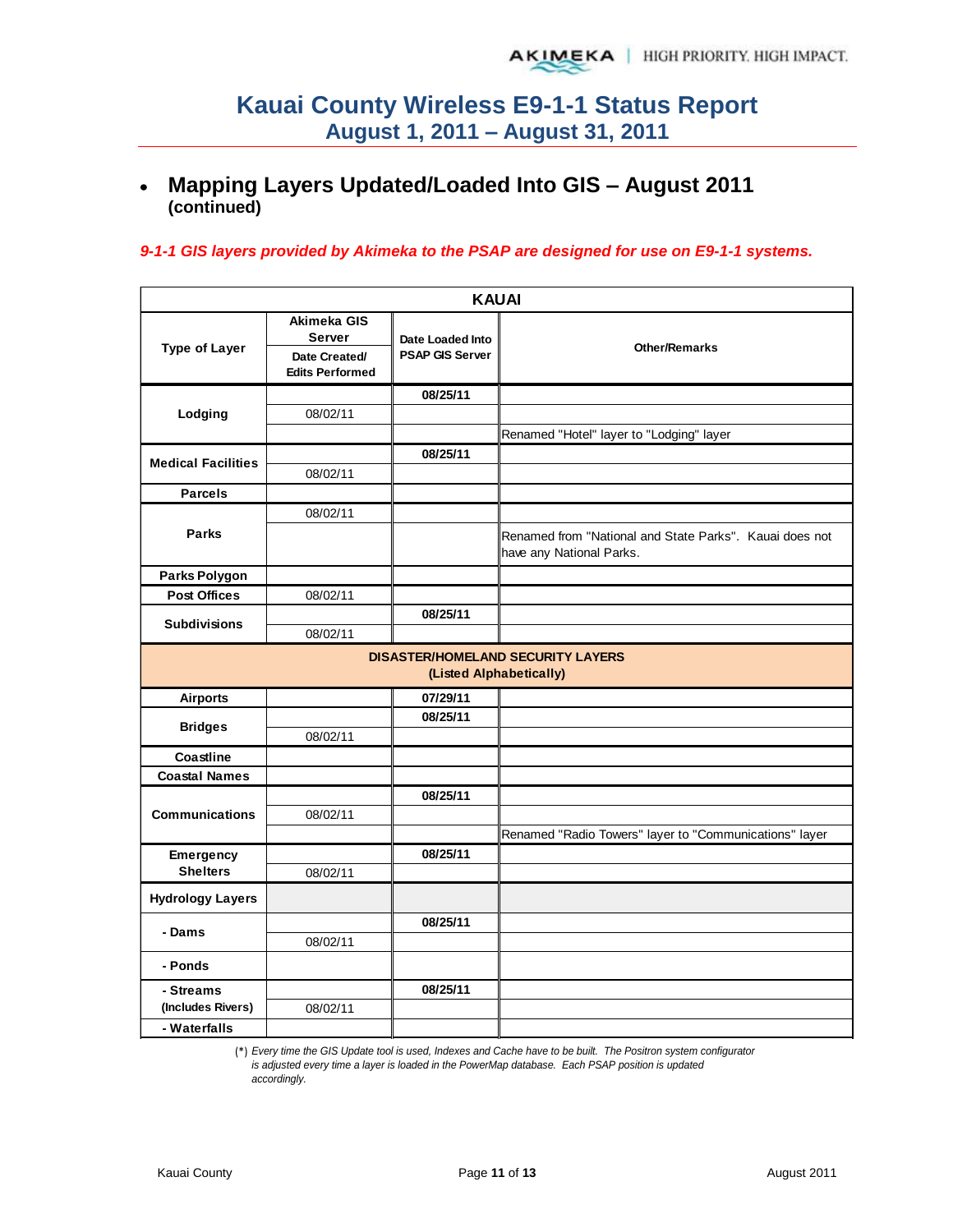# Kauai County Wireless E9-1-1 Status Report
## August 1, 2011 – August 31, 2011

- **Mapping Layers Updated/Loaded Into GIS – August 2011 (continued)**

*9-1-1 GIS layers provided by Akimeka to the PSAP are designed for use on E9-1-1 systems.*

| KAUAI | | | |
|---|---|---|---|
| **Type of Layer** | **Akimeka GIS Server** Date Created/ Edits Performed | **Date Loaded Into PSAP GIS Server** | **Other/Remarks** |
| **Lodging** | | 08/25/11 | |
| | 08/02/11 | | |
| | | | Renamed "Hotel" layer to "Lodging" layer |
| **Medical Facilities** | | 08/25/11 | |
| | 08/02/11 | | |
| **Parcels** | | | |
| **Parks** | 08/02/11 | | |
| | | | Renamed from "National and State Parks". Kauai does not have any National Parks. |
| **Parks Polygon** | | | |
| **Post Offices** | 08/02/11 | | |
| **Subdivisions** | | 08/25/11 | |
| | 08/02/11 | | |
| **DISASTER/HOMELAND SECURITY LAYERS (Listed Alphabetically)** | | | |
| **Airports** | | 07/29/11 | |
| **Bridges** | | 08/25/11 | |
| | 08/02/11 | | |
| **Coastline** | | | |
| **Coastal Names** | | | |
| **Communications** | | 08/25/11 | |
| | 08/02/11 | | |
| | | | Renamed "Radio Towers" layer to "Communications" layer |
| **Emergency Shelters** | | 08/25/11 | |
| | 08/02/11 | | |
| **Hydrology Layers** | | | |
| **- Dams** | | 08/25/11 | |
| | 08/02/11 | | |
| **- Ponds** | | | |
| **- Streams (Includes Rivers)** | | 08/25/11 | |
| | 08/02/11 | | |
| **- Waterfalls** | | | |

(*) *Every time the GIS Update tool is used, Indexes and Cache have to be built. The Positron system configurator is adjusted every time a layer is loaded in the PowerMap database. Each PSAP position is updated accordingly.*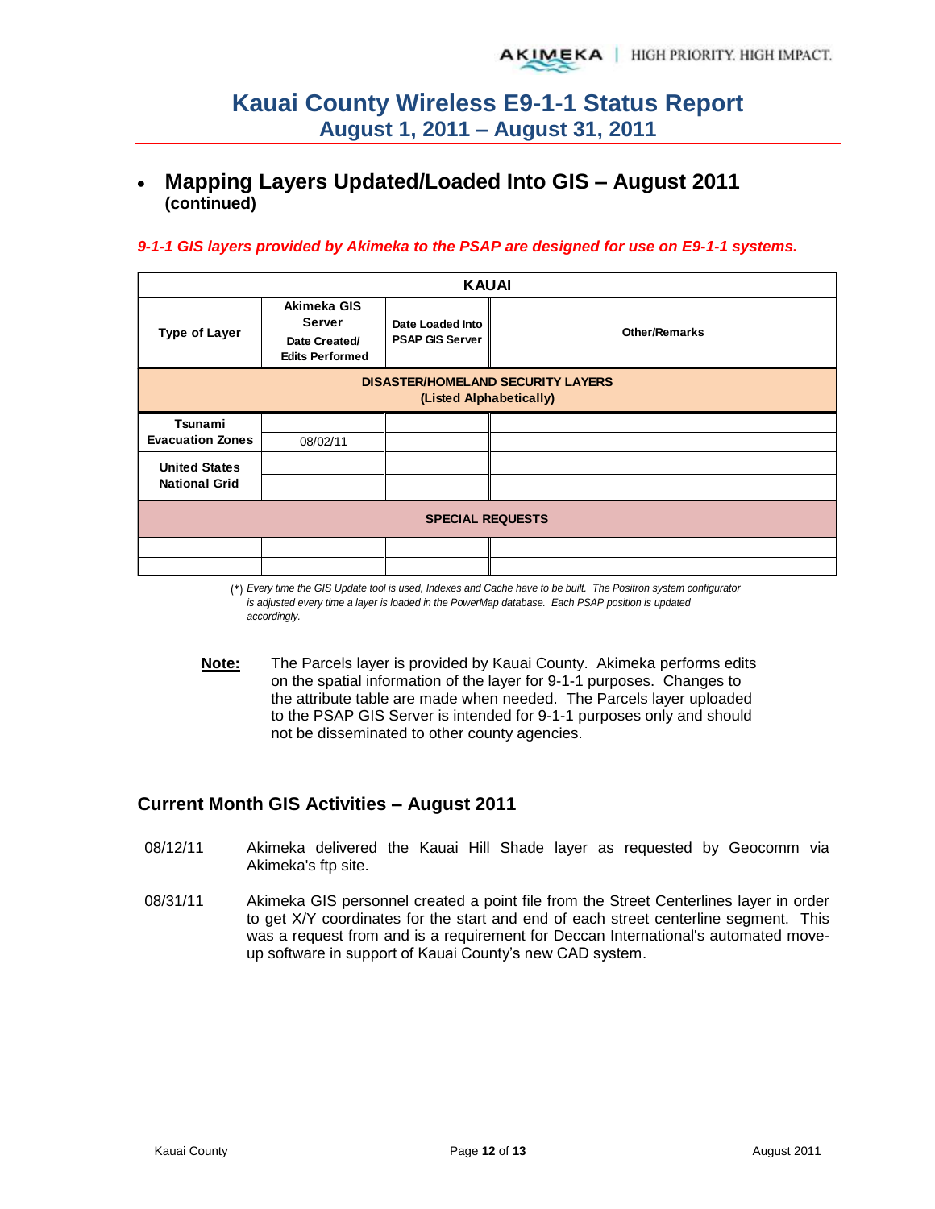# Kauai County Wireless E9-1-1 Status Report
## August 1, 2011 – August 31, 2011

- **Mapping Layers Updated/Loaded Into GIS – August 2011 (continued)**

***9-1-1 GIS layers provided by Akimeka to the PSAP are designed for use on E9-1-1 systems.***

| KAUAI | | | |
|---|---|---|---|
| **Type of Layer** | **Akimeka GIS Server** <br> **Date Created/ Edits Performed** | **Date Loaded Into PSAP GIS Server** | **Other/Remarks** |
| **DISASTER/HOMELAND SECURITY LAYERS (Listed Alphabetically)** | | | |
| **Tsunami Evacuation Zones** | | | |
| | 08/02/11 | | |
| **United States National Grid** | | | |
| | | | |
| **SPECIAL REQUESTS** | | | |
| | | | |
| | | | |

(*) *Every time the GIS Update tool is used, Indexes and Cache have to be built. The Positron system configurator is adjusted every time a layer is loaded in the PowerMap database. Each PSAP position is updated accordingly.*

**Note:** The Parcels layer is provided by Kauai County. Akimeka performs edits on the spatial information of the layer for 9-1-1 purposes. Changes to the attribute table are made when needed. The Parcels layer uploaded to the PSAP GIS Server is intended for 9-1-1 purposes only and should not be disseminated to other county agencies.

## Current Month GIS Activities – August 2011

08/12/11 Akimeka delivered the Kauai Hill Shade layer as requested by Geocomm via Akimeka's ftp site.

08/31/11 Akimeka GIS personnel created a point file from the Street Centerlines layer in order to get X/Y coordinates for the start and end of each street centerline segment. This was a request from and is a requirement for Deccan International's automated move-up software in support of Kauai County's new CAD system.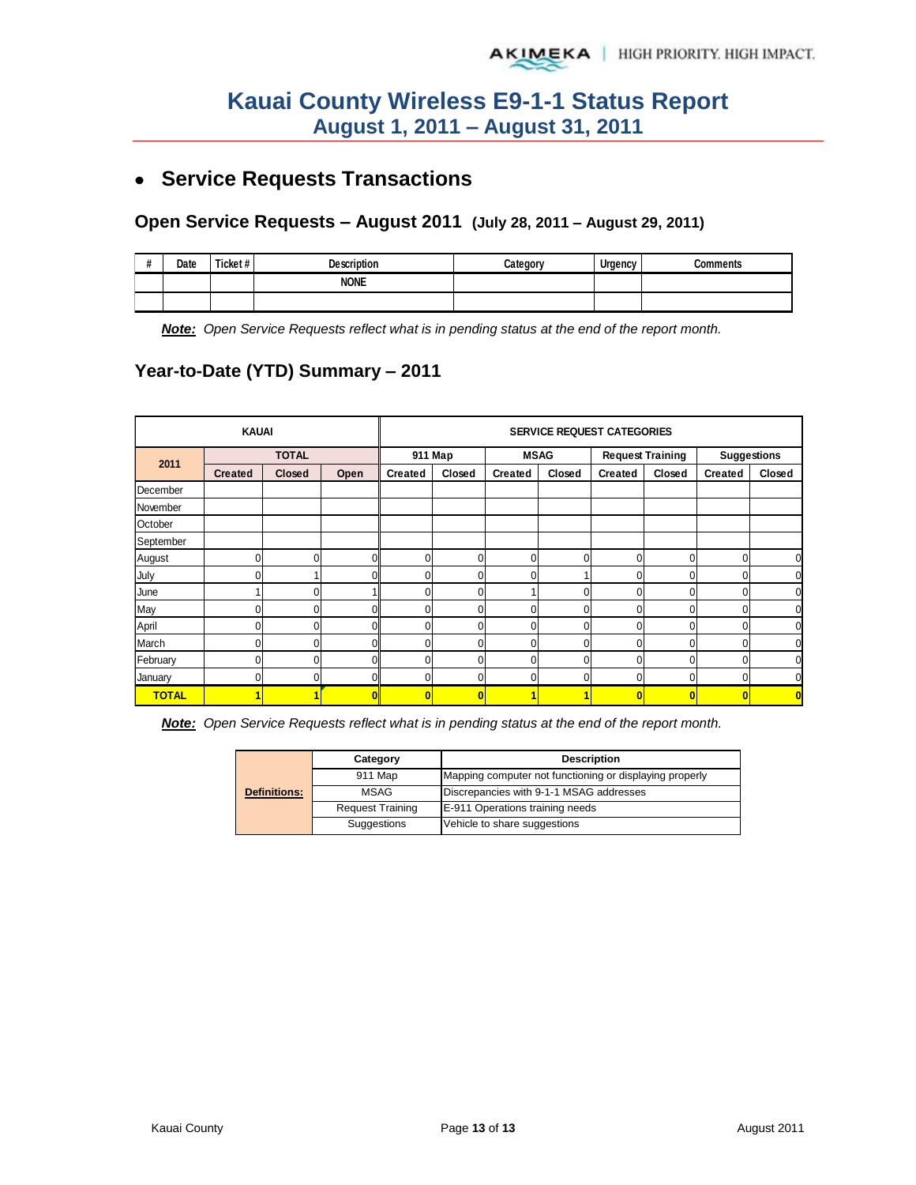# Kauai County Wireless E9-1-1 Status Report
## August 1, 2011 – August 31, 2011

- **Service Requests Transactions**

### Open Service Requests – August 2011 (July 28, 2011 – August 29, 2011)

| # | Date | Ticket # | Description | Category | Urgency | Comments |
|---|---|---|---|---|---|---|
| | | | NONE | | | |
| | | | | | | |

***Note:*** *Open Service Requests reflect what is in pending status at the end of the report month.*

### Year-to-Date (YTD) Summary – 2011

| KAUAI | | | | SERVICE REQUEST CATEGORIES | | | | | | | |
|---|---|---|---|---|---|---|---|---|---|---|---|
| 2011 | TOTAL | | | 911 Map | | MSAG | | Request Training | | Suggestions | |
| | Created | Closed | Open | Created | Closed | Created | Closed | Created | Closed | Created | Closed |
| December | | | | | | | | | | | |
| November | | | | | | | | | | | |
| October | | | | | | | | | | | |
| September | | | | | | | | | | | |
| August | 0 | 0 | 0 | 0 | 0 | 0 | 0 | 0 | 0 | 0 | 0 |
| July | 0 | 1 | 0 | 0 | 0 | 0 | 1 | 0 | 0 | 0 | 0 |
| June | 1 | 0 | 1 | 0 | 0 | 1 | 0 | 0 | 0 | 0 | 0 |
| May | 0 | 0 | 0 | 0 | 0 | 0 | 0 | 0 | 0 | 0 | 0 |
| April | 0 | 0 | 0 | 0 | 0 | 0 | 0 | 0 | 0 | 0 | 0 |
| March | 0 | 0 | 0 | 0 | 0 | 0 | 0 | 0 | 0 | 0 | 0 |
| February | 0 | 0 | 0 | 0 | 0 | 0 | 0 | 0 | 0 | 0 | 0 |
| January | 0 | 0 | 0 | 0 | 0 | 0 | 0 | 0 | 0 | 0 | 0 |
| **TOTAL** | **1** | **1** | **0** | **0** | **0** | **1** | **1** | **0** | **0** | **0** | **0** |

***Note:*** *Open Service Requests reflect what is in pending status at the end of the report month.*

| | Category | Description |
|---|---|---|
| **Definitions:** | 911 Map | Mapping computer not functioning or displaying properly |
| | MSAG | Discrepancies with 9-1-1 MSAG addresses |
| | Request Training | E-911 Operations training needs |
| | Suggestions | Vehicle to share suggestions |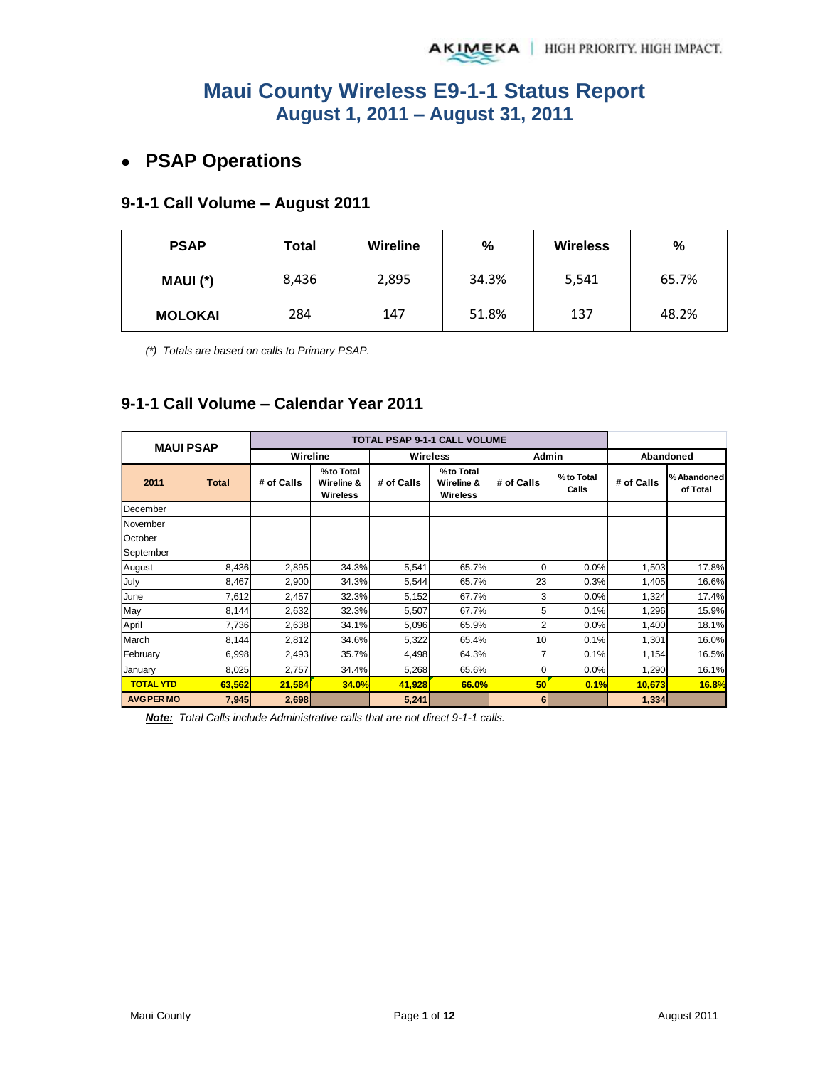# Maui County Wireless E9-1-1 Status Report
## August 1, 2011 – August 31, 2011

- **PSAP Operations**

### 9-1-1 Call Volume – August 2011

| PSAP | Total | Wireline | % | Wireless | % |
|---|---|---|---|---|---|
| MAUI (*) | 8,436 | 2,895 | 34.3% | 5,541 | 65.7% |
| MOLOKAI | 284 | 147 | 51.8% | 137 | 48.2% |

*(*) Totals are based on calls to Primary PSAP.*

### 9-1-1 Call Volume – Calendar Year 2011

| MAUI PSAP | | TOTAL PSAP 9-1-1 CALL VOLUME | | | | | | | |
|---|---|---|---|---|---|---|---|---|---|
| | | Wireline | | Wireless | | Admin | | Abandoned | |
| 2011 | Total | # of Calls | % to Total Wireline & Wireless | # of Calls | % to Total Wireline & Wireless | # of Calls | % to Total Calls | # of Calls | % Abandoned of Total |
| December | | | | | | | | | |
| November | | | | | | | | | |
| October | | | | | | | | | |
| September | | | | | | | | | |
| August | 8,436 | 2,895 | 34.3% | 5,541 | 65.7% | 0 | 0.0% | 1,503 | 17.8% |
| July | 8,467 | 2,900 | 34.3% | 5,544 | 65.7% | 23 | 0.3% | 1,405 | 16.6% |
| June | 7,612 | 2,457 | 32.3% | 5,152 | 67.7% | 3 | 0.0% | 1,324 | 17.4% |
| May | 8,144 | 2,632 | 32.3% | 5,507 | 67.7% | 5 | 0.1% | 1,296 | 15.9% |
| April | 7,736 | 2,638 | 34.1% | 5,096 | 65.9% | 2 | 0.0% | 1,400 | 18.1% |
| March | 8,144 | 2,812 | 34.6% | 5,322 | 65.4% | 10 | 0.1% | 1,301 | 16.0% |
| February | 6,998 | 2,493 | 35.7% | 4,498 | 64.3% | 7 | 0.1% | 1,154 | 16.5% |
| January | 8,025 | 2,757 | 34.4% | 5,268 | 65.6% | 0 | 0.0% | 1,290 | 16.1% |
| **TOTAL YTD** | **63,562** | **21,584** | **34.0%** | **41,928** | **66.0%** | **50** | **0.1%** | **10,673** | **16.8%** |
| **AVG PER MO** | **7,945** | **2,698** | | **5,241** | | **6** | | **1,334** | |

***Note:*** *Total Calls include Administrative calls that are not direct 9-1-1 calls.*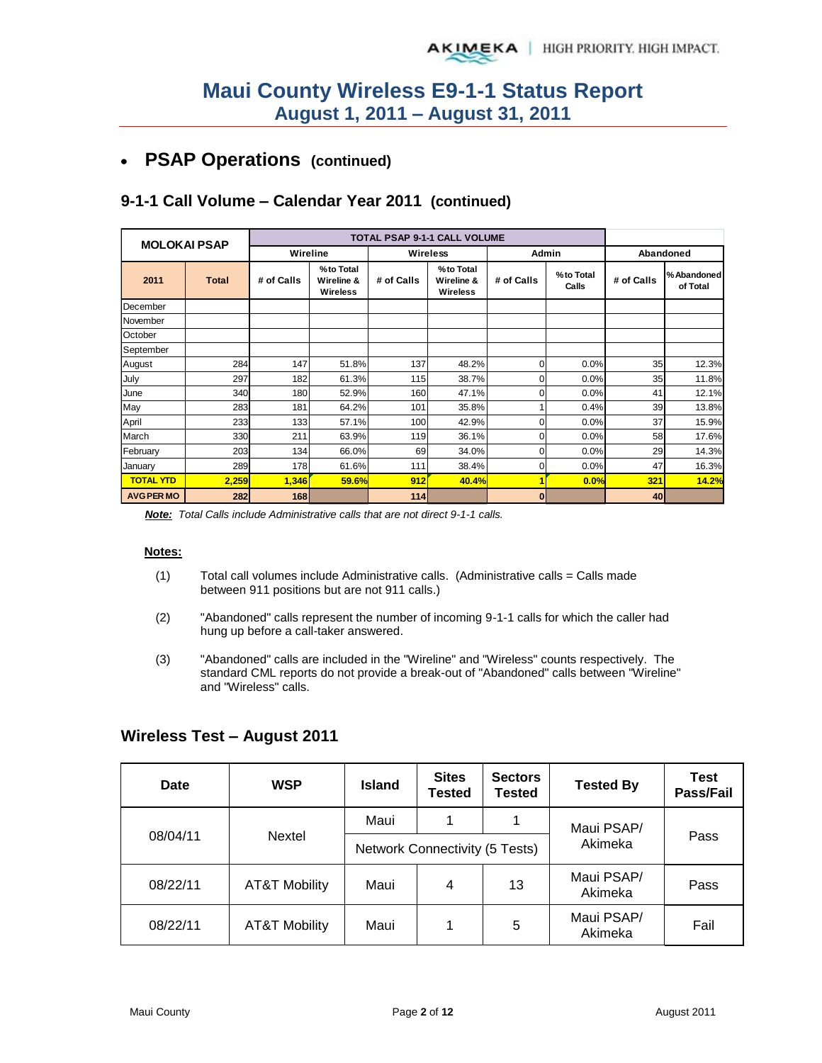# Maui County Wireless E9-1-1 Status Report
## August 1, 2011 – August 31, 2011

- **PSAP Operations (continued)**

### 9-1-1 Call Volume – Calendar Year 2011 (continued)

| MOLOKAI PSAP | | TOTAL PSAP 9-1-1 CALL VOLUME | | | | | | | |
|---|---|---|---|---|---|---|---|---|---|
| | | Wireline | | Wireless | | Admin | | Abandoned | |
| 2011 | Total | # of Calls | % to Total Wireline & Wireless | # of Calls | % to Total Wireline & Wireless | # of Calls | % to Total Calls | # of Calls | % Abandoned of Total |
| December | | | | | | | | | |
| November | | | | | | | | | |
| October | | | | | | | | | |
| September | | | | | | | | | |
| August | 284 | 147 | 51.8% | 137 | 48.2% | 0 | 0.0% | 35 | 12.3% |
| July | 297 | 182 | 61.3% | 115 | 38.7% | 0 | 0.0% | 35 | 11.8% |
| June | 340 | 180 | 52.9% | 160 | 47.1% | 0 | 0.0% | 41 | 12.1% |
| May | 283 | 181 | 64.2% | 101 | 35.8% | 1 | 0.4% | 39 | 13.8% |
| April | 233 | 133 | 57.1% | 100 | 42.9% | 0 | 0.0% | 37 | 15.9% |
| March | 330 | 211 | 63.9% | 119 | 36.1% | 0 | 0.0% | 58 | 17.6% |
| February | 203 | 134 | 66.0% | 69 | 34.0% | 0 | 0.0% | 29 | 14.3% |
| January | 289 | 178 | 61.6% | 111 | 38.4% | 0 | 0.0% | 47 | 16.3% |
| **TOTAL YTD** | **2,259** | **1,346** | **59.6%** | **912** | **40.4%** | **1** | **0.0%** | **321** | **14.2%** |
| **AVG PER MO** | **282** | **168** | | **114** | | **0** | | **40** | |

***Note:*** *Total Calls include Administrative calls that are not direct 9-1-1 calls.*

**Notes:**

(1) Total call volumes include Administrative calls. (Administrative calls = Calls made between 911 positions but are not 911 calls.)

(2) "Abandoned" calls represent the number of incoming 9-1-1 calls for which the caller had hung up before a call-taker answered.

(3) "Abandoned" calls are included in the "Wireline" and "Wireless" counts respectively. The standard CML reports do not provide a break-out of "Abandoned" calls between "Wireline" and "Wireless" calls.

### Wireless Test – August 2011

| Date | WSP | Island | Sites Tested | Sectors Tested | Tested By | Test Pass/Fail |
|---|---|---|---|---|---|---|
| 08/04/11 | Nextel | Maui | 1 | 1 | Maui PSAP/ Akimeka | Pass |
| | | Network Connectivity (5 Tests) | | | | |
| 08/22/11 | AT&T Mobility | Maui | 4 | 13 | Maui PSAP/ Akimeka | Pass |
| 08/22/11 | AT&T Mobility | Maui | 1 | 5 | Maui PSAP/ Akimeka | Fail |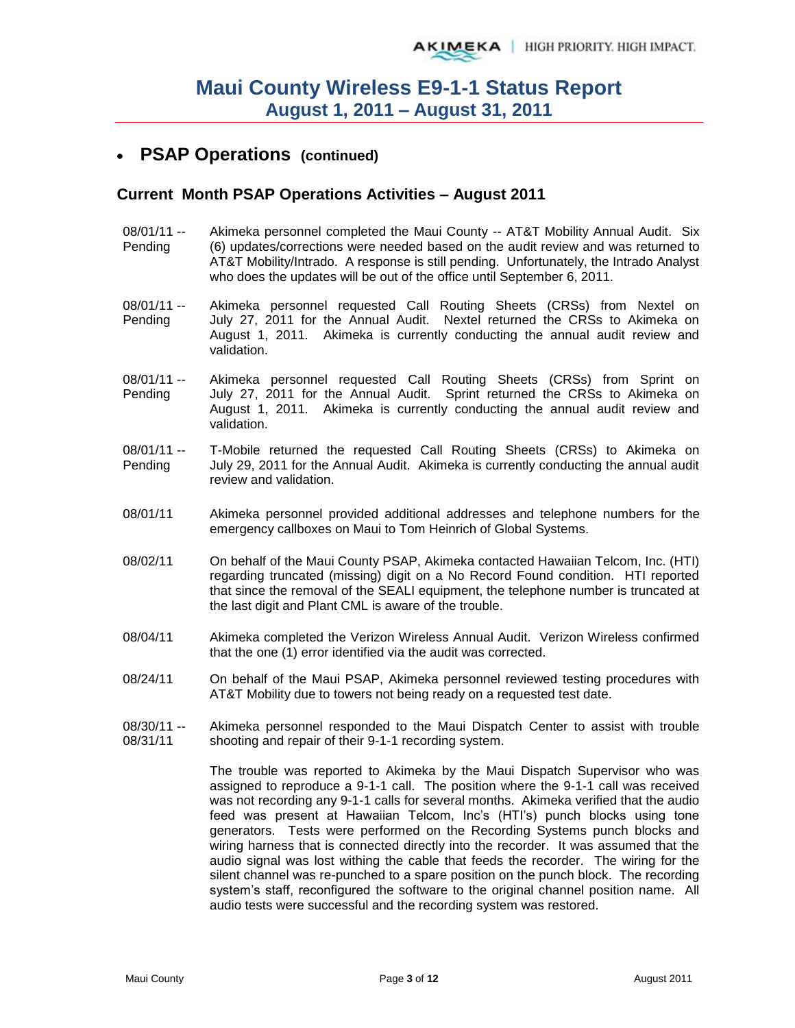# Maui County Wireless E9-1-1 Status Report
## August 1, 2011 – August 31, 2011

- **PSAP Operations (continued)**

### Current Month PSAP Operations Activities – August 2011

| Date | Activity |
|---|---|
| 08/01/11 -- Pending | Akimeka personnel completed the Maui County -- AT&T Mobility Annual Audit. Six (6) updates/corrections were needed based on the audit review and was returned to AT&T Mobility/Intrado. A response is still pending. Unfortunately, the Intrado Analyst who does the updates will be out of the office until September 6, 2011. |
| 08/01/11 -- Pending | Akimeka personnel requested Call Routing Sheets (CRSs) from Nextel on July 27, 2011 for the Annual Audit. Nextel returned the CRSs to Akimeka on August 1, 2011. Akimeka is currently conducting the annual audit review and validation. |
| 08/01/11 -- Pending | Akimeka personnel requested Call Routing Sheets (CRSs) from Sprint on July 27, 2011 for the Annual Audit. Sprint returned the CRSs to Akimeka on August 1, 2011. Akimeka is currently conducting the annual audit review and validation. |
| 08/01/11 -- Pending | T-Mobile returned the requested Call Routing Sheets (CRSs) to Akimeka on July 29, 2011 for the Annual Audit. Akimeka is currently conducting the annual audit review and validation. |
| 08/01/11 | Akimeka personnel provided additional addresses and telephone numbers for the emergency callboxes on Maui to Tom Heinrich of Global Systems. |
| 08/02/11 | On behalf of the Maui County PSAP, Akimeka contacted Hawaiian Telcom, Inc. (HTI) regarding truncated (missing) digit on a No Record Found condition. HTI reported that since the removal of the SEALI equipment, the telephone number is truncated at the last digit and Plant CML is aware of the trouble. |
| 08/04/11 | Akimeka completed the Verizon Wireless Annual Audit. Verizon Wireless confirmed that the one (1) error identified via the audit was corrected. |
| 08/24/11 | On behalf of the Maui PSAP, Akimeka personnel reviewed testing procedures with AT&T Mobility due to towers not being ready on a requested test date. |
| 08/30/11 -- 08/31/11 | Akimeka personnel responded to the Maui Dispatch Center to assist with trouble shooting and repair of their 9-1-1 recording system.<br><br>The trouble was reported to Akimeka by the Maui Dispatch Supervisor who was assigned to reproduce a 9-1-1 call. The position where the 9-1-1 call was received was not recording any 9-1-1 calls for several months. Akimeka verified that the audio feed was present at Hawaiian Telcom, Inc's (HTI's) punch blocks using tone generators. Tests were performed on the Recording Systems punch blocks and wiring harness that is connected directly into the recorder. It was assumed that the audio signal was lost withing the cable that feeds the recorder. The wiring for the silent channel was re-punched to a spare position on the punch block. The recording system's staff, reconfigured the software to the original channel position name. All audio tests were successful and the recording system was restored. |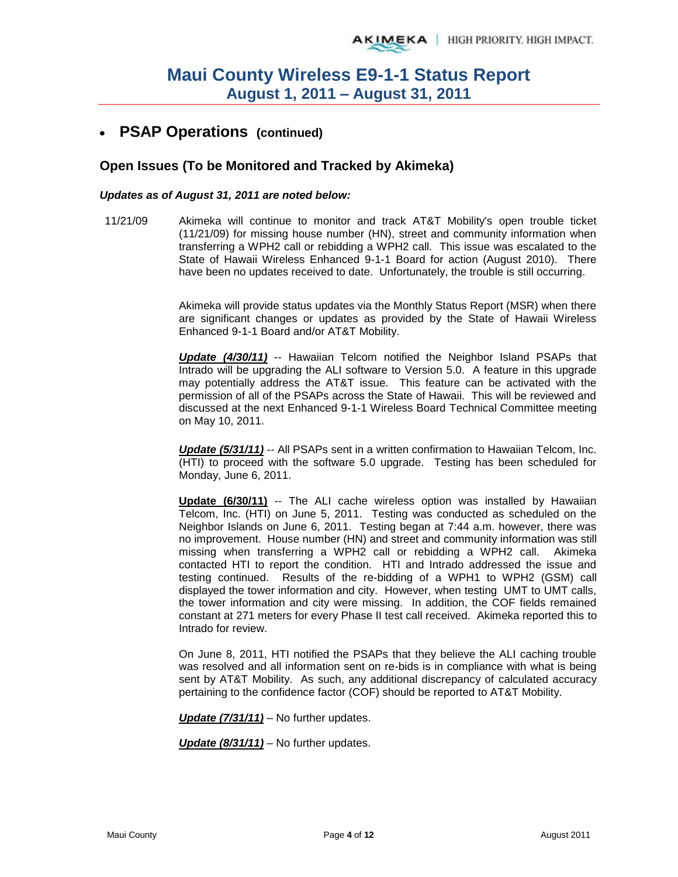# Maui County Wireless E9-1-1 Status Report
## August 1, 2011 – August 31, 2011

- **PSAP Operations (continued)**

### Open Issues (To be Monitored and Tracked by Akimeka)

***Updates as of August 31, 2011 are noted below:***

11/21/09 Akimeka will continue to monitor and track AT&T Mobility's open trouble ticket (11/21/09) for missing house number (HN), street and community information when transferring a WPH2 call or rebidding a WPH2 call. This issue was escalated to the State of Hawaii Wireless Enhanced 9-1-1 Board for action (August 2010). There have been no updates received to date. Unfortunately, the trouble is still occurring.

Akimeka will provide status updates via the Monthly Status Report (MSR) when there are significant changes or updates as provided by the State of Hawaii Wireless Enhanced 9-1-1 Board and/or AT&T Mobility.

***Update (4/30/11)*** -- Hawaiian Telcom notified the Neighbor Island PSAPs that Intrado will be upgrading the ALI software to Version 5.0. A feature in this upgrade may potentially address the AT&T issue. This feature can be activated with the permission of all of the PSAPs across the State of Hawaii. This will be reviewed and discussed at the next Enhanced 9-1-1 Wireless Board Technical Committee meeting on May 10, 2011.

***Update (5/31/11)*** -- All PSAPs sent in a written confirmation to Hawaiian Telcom, Inc. (HTI) to proceed with the software 5.0 upgrade. Testing has been scheduled for Monday, June 6, 2011.

**Update (6/30/11)** -- The ALI cache wireless option was installed by Hawaiian Telcom, Inc. (HTI) on June 5, 2011. Testing was conducted as scheduled on the Neighbor Islands on June 6, 2011. Testing began at 7:44 a.m. however, there was no improvement. House number (HN) and street and community information was still missing when transferring a WPH2 call or rebidding a WPH2 call. Akimeka contacted HTI to report the condition. HTI and Intrado addressed the issue and testing continued. Results of the re-bidding of a WPH1 to WPH2 (GSM) call displayed the tower information and city. However, when testing UMT to UMT calls, the tower information and city were missing. In addition, the COF fields remained constant at 271 meters for every Phase II test call received. Akimeka reported this to Intrado for review.

On June 8, 2011, HTI notified the PSAPs that they believe the ALI caching trouble was resolved and all information sent on re-bids is in compliance with what is being sent by AT&T Mobility. As such, any additional discrepancy of calculated accuracy pertaining to the confidence factor (COF) should be reported to AT&T Mobility.

***Update (7/31/11)*** – No further updates.

***Update (8/31/11)*** – No further updates.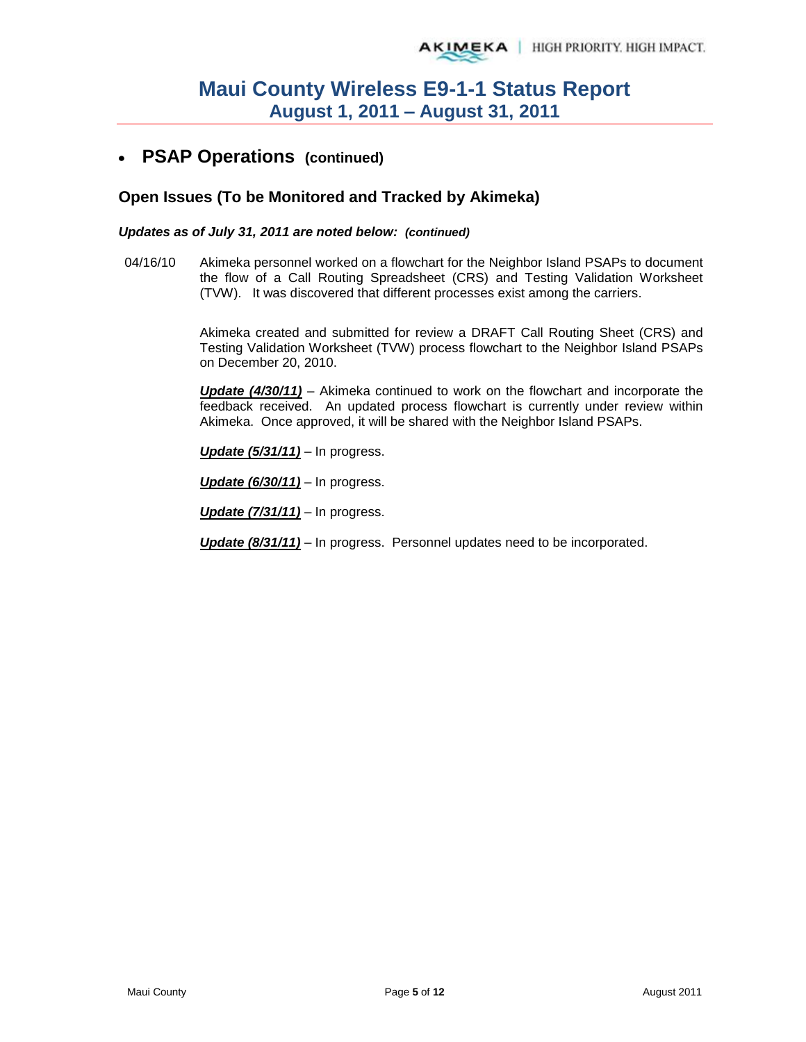# Maui County Wireless E9-1-1 Status Report
## August 1, 2011 – August 31, 2011

- **PSAP Operations (continued)**

### Open Issues (To be Monitored and Tracked by Akimeka)

***Updates as of July 31, 2011 are noted below: (continued)***

04/16/10 Akimeka personnel worked on a flowchart for the Neighbor Island PSAPs to document the flow of a Call Routing Spreadsheet (CRS) and Testing Validation Worksheet (TVW). It was discovered that different processes exist among the carriers.

Akimeka created and submitted for review a DRAFT Call Routing Sheet (CRS) and Testing Validation Worksheet (TVW) process flowchart to the Neighbor Island PSAPs on December 20, 2010.

***Update (4/30/11)*** – Akimeka continued to work on the flowchart and incorporate the feedback received. An updated process flowchart is currently under review within Akimeka. Once approved, it will be shared with the Neighbor Island PSAPs.

***Update (5/31/11)*** – In progress.

***Update (6/30/11)*** – In progress.

***Update (7/31/11)*** – In progress.

***Update (8/31/11)*** – In progress. Personnel updates need to be incorporated.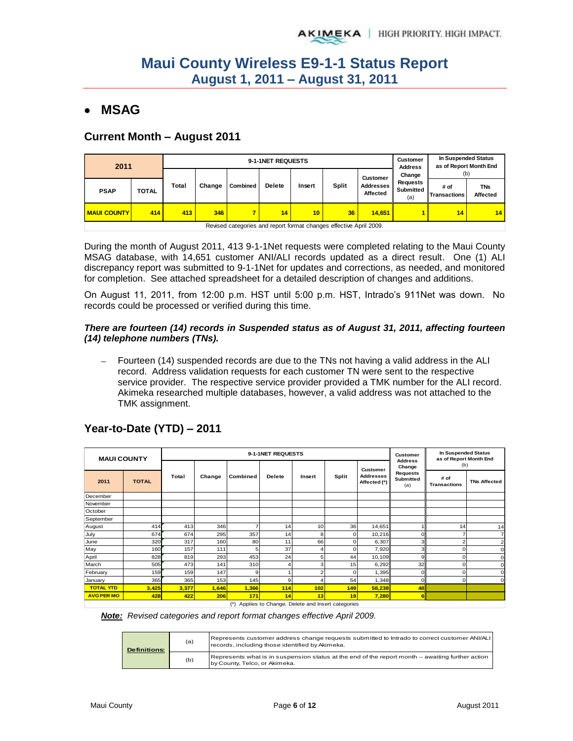# Maui County Wireless E9-1-1 Status Report
## August 1, 2011 – August 31, 2011

- **MSAG**

### Current Month – August 2011

| 2011 | | 9-1-1NET REQUESTS | | | | | | | Customer Address Change Requests Submitted (a) | In Suspended Status as of Report Month End (b) | |
|---|---|---|---|---|---|---|---|---|---|---|---|
| PSAP | TOTAL | Total | Change | Combined | Delete | Insert | Split | Customer Addresses Affected | | # of Transactions | TNs Affected |
| MAUI COUNTY | 414 | 413 | 346 | 7 | 14 | 10 | 36 | 14,651 | 1 | 14 | 14 |

Revised categories and report format changes effective April 2009.

During the month of August 2011, 413 9-1-1Net requests were completed relating to the Maui County MSAG database, with 14,651 customer ANI/ALI records updated as a direct result. One (1) ALI discrepancy report was submitted to 9-1-1Net for updates and corrections, as needed, and monitored for completion. See attached spreadsheet for a detailed description of changes and additions.

On August 11, 2011, from 12:00 p.m. HST until 5:00 p.m. HST, Intrado's 911Net was down. No records could be processed or verified during this time.

***There are fourteen (14) records in Suspended status as of August 31, 2011, affecting fourteen (14) telephone numbers (TNs).***

– Fourteen (14) suspended records are due to the TNs not having a valid address in the ALI record. Address validation requests for each customer TN were sent to the respective service provider. The respective service provider provided a TMK number for the ALI record. Akimeka researched multiple databases, however, a valid address was not attached to the TMK assignment.

### Year-to-Date (YTD) – 2011

| MAUI COUNTY | | 9-1-1NET REQUESTS | | | | | | | Customer Address Change Requests Submitted (a) | In Suspended Status as of Report Month End (b) | |
|---|---|---|---|---|---|---|---|---|---|---|---|
| 2011 | TOTAL | Total | Change | Combined | Delete | Insert | Split | Customer Addresses Affected (*) | | # of Transactions | TNs Affected |
| December | | | | | | | | | | | |
| November | | | | | | | | | | | |
| October | | | | | | | | | | | |
| September | | | | | | | | | | | |
| August | 414 | 413 | 346 | 7 | 14 | 10 | 36 | 14,651 | 1 | 14 | 14 |
| July | 674 | 674 | 295 | 357 | 14 | 8 | 0 | 10,216 | 0 | 7 | 7 |
| June | 320 | 317 | 160 | 80 | 11 | 66 | 0 | 6,307 | 3 | 2 | 2 |
| May | 160 | 157 | 111 | 5 | 37 | 4 | 0 | 7,920 | 3 | 0 | 0 |
| April | 828 | 819 | 293 | 453 | 24 | 5 | 44 | 10,109 | 9 | 0 | 0 |
| March | 505 | 473 | 141 | 310 | 4 | 3 | 15 | 6,292 | 32 | 0 | 0 |
| February | 159 | 159 | 147 | 9 | 1 | 2 | 0 | 1,395 | 0 | 0 | 0 |
| January | 365 | 365 | 153 | 145 | 9 | 4 | 54 | 1,348 | 0 | 0 | 0 |
| TOTAL YTD | 3,425 | 3,377 | 1,646 | 1,366 | 114 | 102 | 149 | 58,238 | 48 | | |
| AVG PER MO | 428 | 422 | 206 | 171 | 14 | 13 | 19 | 7,280 | 6 | | |

(*) Applies to Change, Delete and Insert categories

***Note:*** *Revised categories and report format changes effective April 2009.*

| Definitions: | (a) | Represents customer address change requests submitted to Intrado to correct customer ANI/ALI records, including those identified by Akimeka. |
|---|---|---|
| | (b) | Represents what is in suspension status at the end of the report month -- awaiting further action by County, Telco, or Akimeka. |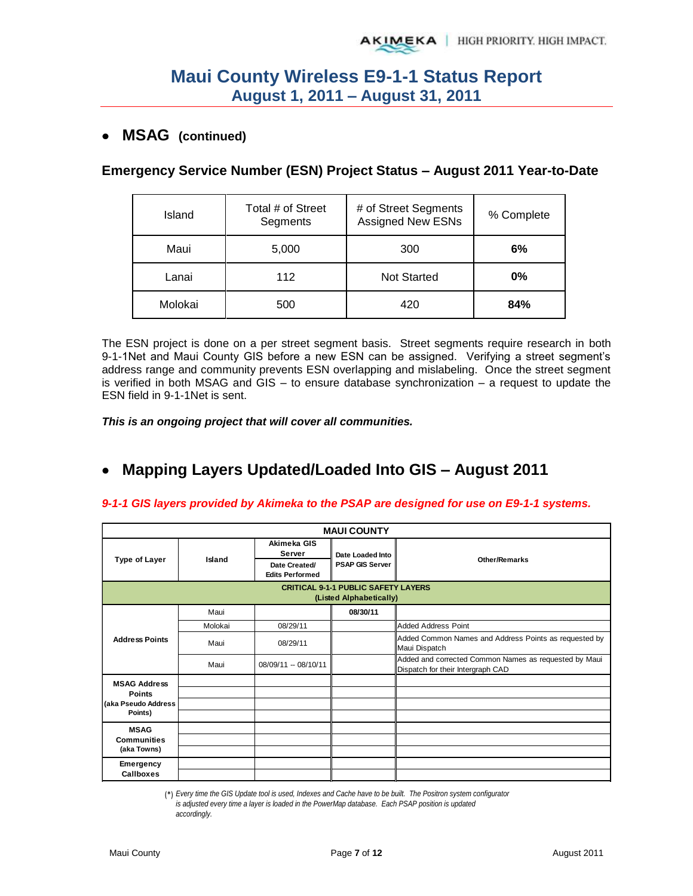# Maui County Wireless E9-1-1 Status Report
## August 1, 2011 – August 31, 2011

- ## MSAG (continued)

### Emergency Service Number (ESN) Project Status – August 2011 Year-to-Date

| Island | Total # of Street Segments | # of Street Segments Assigned New ESNs | % Complete |
|---|---|---|---|
| Maui | 5,000 | 300 | **6%** |
| Lanai | 112 | Not Started | **0%** |
| Molokai | 500 | 420 | **84%** |

The ESN project is done on a per street segment basis. Street segments require research in both 9-1-1Net and Maui County GIS before a new ESN can be assigned. Verifying a street segment's address range and community prevents ESN overlapping and mislabeling. Once the street segment is verified in both MSAG and GIS – to ensure database synchronization – a request to update the ESN field in 9-1-1Net is sent.

***This is an ongoing project that will cover all communities.***

- ## Mapping Layers Updated/Loaded Into GIS – August 2011

***9-1-1 GIS layers provided by Akimeka to the PSAP are designed for use on E9-1-1 systems.***

| MAUI COUNTY | | | | |
|---|---|---|---|---|
| Type of Layer | Island | Akimeka GIS Server Date Created/ Edits Performed | Date Loaded Into PSAP GIS Server | Other/Remarks |
| **CRITICAL 9-1-1 PUBLIC SAFETY LAYERS (Listed Alphabetically)** | | | | |
| Address Points | Maui | | 08/30/11 | |
| | Molokai | 08/29/11 | | Added Address Point |
| | Maui | 08/29/11 | | Added Common Names and Address Points as requested by Maui Dispatch |
| | Maui | 08/09/11 – 08/10/11 | | Added and corrected Common Names as requested by Maui Dispatch for their Intergraph CAD |
| MSAG Address Points (aka Pseudo Address Points) | | | | |
| | | | | |
| | | | | |
| | | | | |
| MSAG Communities (aka Towns) | | | | |
| | | | | |
| | | | | |
| Emergency Callboxes | | | | |
| | | | | |

(*) *Every time the GIS Update tool is used, Indexes and Cache have to be built. The Positron system configurator is adjusted every time a layer is loaded in the PowerMap database. Each PSAP position is updated accordingly.*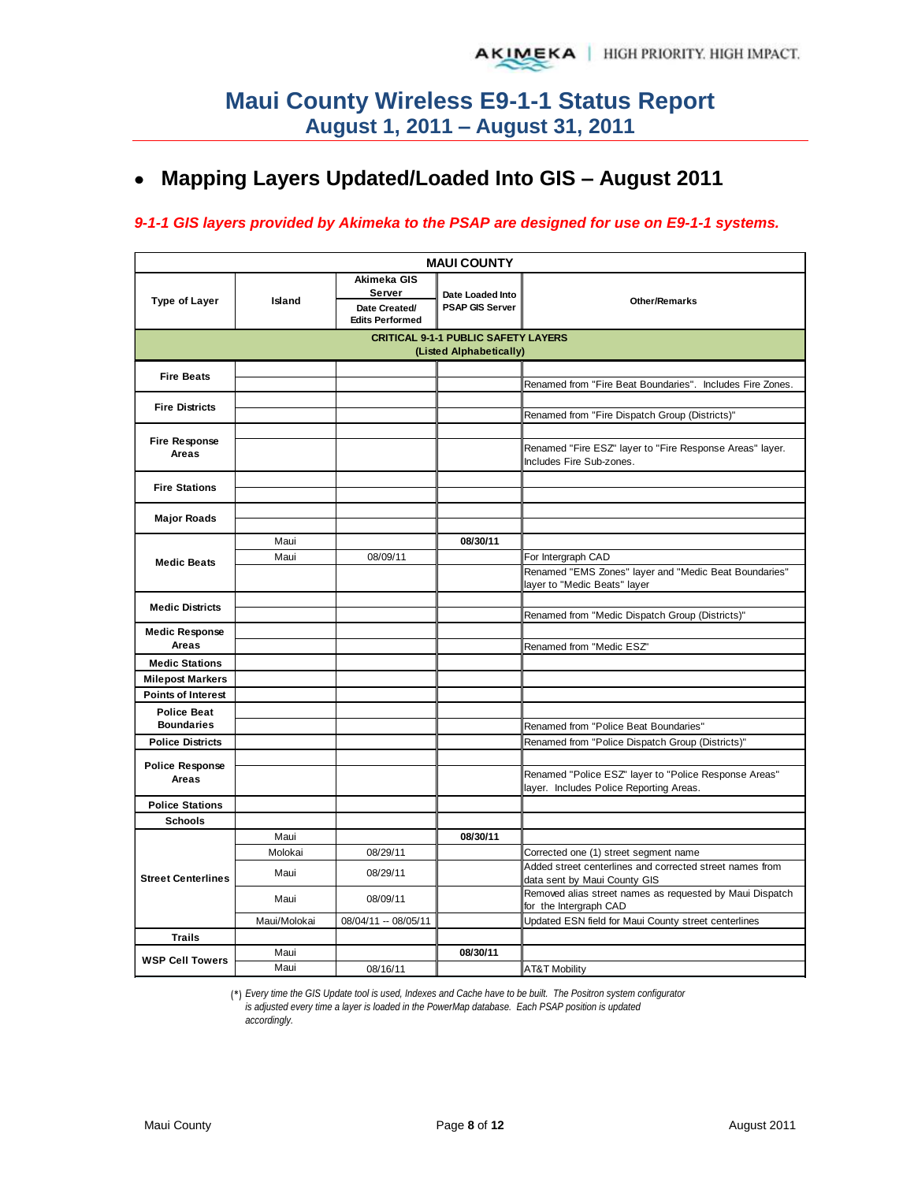# Maui County Wireless E9-1-1 Status Report
## August 1, 2011 – August 31, 2011

- **Mapping Layers Updated/Loaded Into GIS – August 2011**

***9-1-1 GIS layers provided by Akimeka to the PSAP are designed for use on E9-1-1 systems.***

| MAUI COUNTY | | | | |
|---|---|---|---|---|
| **Type of Layer** | **Island** | **Akimeka GIS Server** Date Created/ Edits Performed | **Date Loaded Into PSAP GIS Server** | **Other/Remarks** |
| **CRITICAL 9-1-1 PUBLIC SAFETY LAYERS (Listed Alphabetically)** | | | | |
| **Fire Beats** | | | | |
| | | | | Renamed from "Fire Beat Boundaries". Includes Fire Zones. |
| **Fire Districts** | | | | |
| | | | | Renamed from "Fire Dispatch Group (Districts)" |
| **Fire Response Areas** | | | | |
| | | | | Renamed "Fire ESZ" layer to "Fire Response Areas" layer. Includes Fire Sub-zones. |
| **Fire Stations** | | | | |
| | | | | |
| **Major Roads** | | | | |
| | | | | |
| **Medic Beats** | Maui | | 08/30/11 | |
| | Maui | 08/09/11 | | For Intergraph CAD |
| | | | | Renamed "EMS Zones" layer and "Medic Beat Boundaries" layer to "Medic Beats" layer |
| **Medic Districts** | | | | |
| | | | | Renamed from "Medic Dispatch Group (Districts)" |
| **Medic Response Areas** | | | | |
| | | | | Renamed from "Medic ESZ" |
| **Medic Stations** | | | | |
| **Milepost Markers** | | | | |
| **Points of Interest** | | | | |
| **Police Beat Boundaries** | | | | |
| | | | | Renamed from "Police Beat Boundaries" |
| **Police Districts** | | | | Renamed from "Police Dispatch Group (Districts)" |
| **Police Response Areas** | | | | |
| | | | | Renamed "Police ESZ" layer to "Police Response Areas" layer. Includes Police Reporting Areas. |
| **Police Stations** | | | | |
| **Schools** | | | | |
| **Street Centerlines** | Maui | | 08/30/11 | |
| | Molokai | 08/29/11 | | Corrected one (1) street segment name |
| | Maui | 08/29/11 | | Added street centerlines and corrected street names from data sent by Maui County GIS |
| | Maui | 08/09/11 | | Removed alias street names as requested by Maui Dispatch for the Intergraph CAD |
| | Maui/Molokai | 08/04/11 -- 08/05/11 | | Updated ESN field for Maui County street centerlines |
| **Trails** | | | | |
| **WSP Cell Towers** | Maui | | 08/30/11 | |
| | Maui | 08/16/11 | | AT&T Mobility |

(*) *Every time the GIS Update tool is used, Indexes and Cache have to be built. The Positron system configurator is adjusted every time a layer is loaded in the PowerMap database. Each PSAP position is updated accordingly.*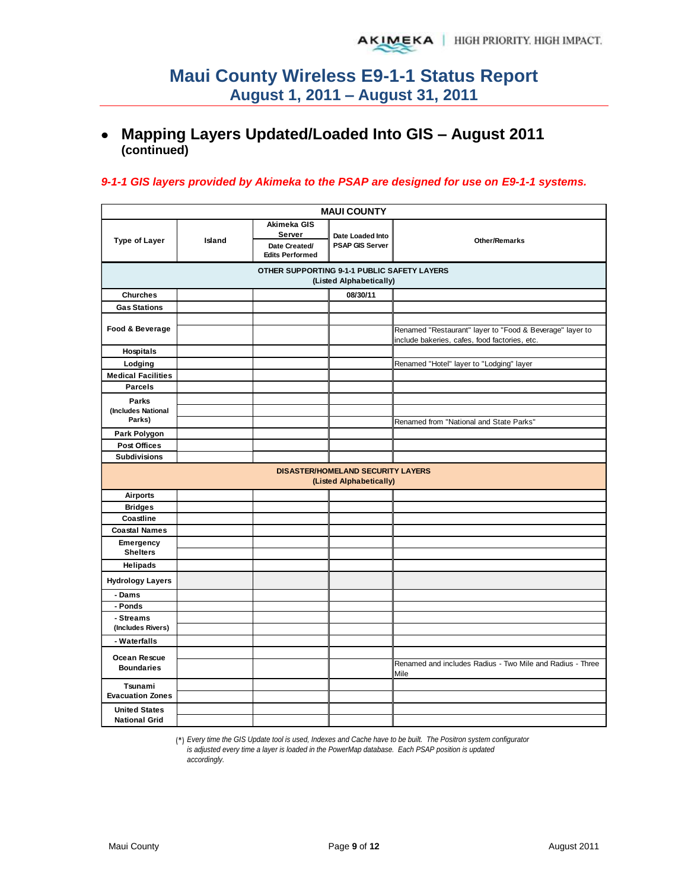# Maui County Wireless E9-1-1 Status Report
## August 1, 2011 – August 31, 2011

- **Mapping Layers Updated/Loaded Into GIS – August 2011 (continued)**

***9-1-1 GIS layers provided by Akimeka to the PSAP are designed for use on E9-1-1 systems.***

| MAUI COUNTY | | | | |
|---|---|---|---|---|
| **Type of Layer** | **Island** | **Akimeka GIS Server** Date Created/ Edits Performed | **Date Loaded Into PSAP GIS Server** | **Other/Remarks** |
| **OTHER SUPPORTING 9-1-1 PUBLIC SAFETY LAYERS (Listed Alphabetically)** | | | | |
| **Churches** | | | 08/30/11 | |
| **Gas Stations** | | | | |
| **Food & Beverage** | | | | |
| | | | | Renamed "Restaurant" layer to "Food & Beverage" layer to include bakeries, cafes, food factories, etc. |
| **Hospitals** | | | | |
| **Lodging** | | | | Renamed "Hotel" layer to "Lodging" layer |
| **Medical Facilities** | | | | |
| **Parcels** | | | | |
| **Parks (Includes National Parks)** | | | | |
| | | | | |
| | | | | Renamed from "National and State Parks" |
| **Park Polygon** | | | | |
| **Post Offices** | | | | |
| **Subdivisions** | | | | |
| **DISASTER/HOMELAND SECURITY LAYERS (Listed Alphabetically)** | | | | |
| **Airports** | | | | |
| **Bridges** | | | | |
| **Coastline** | | | | |
| **Coastal Names** | | | | |
| **Emergency Shelters** | | | | |
| | | | | |
| **Helipads** | | | | |
| **Hydrology Layers** | | | | |
| **- Dams** | | | | |
| **- Ponds** | | | | |
| **- Streams (Includes Rivers)** | | | | |
| | | | | |
| **- Waterfalls** | | | | |
| **Ocean Rescue Boundaries** | | | | |
| | | | | Renamed and includes Radius - Two Mile and Radius - Three Mile |
| **Tsunami Evacuation Zones** | | | | |
| | | | | |
| **United States National Grid** | | | | |
| | | | | |

(*) *Every time the GIS Update tool is used, Indexes and Cache have to be built. The Positron system configurator is adjusted every time a layer is loaded in the PowerMap database. Each PSAP position is updated accordingly.*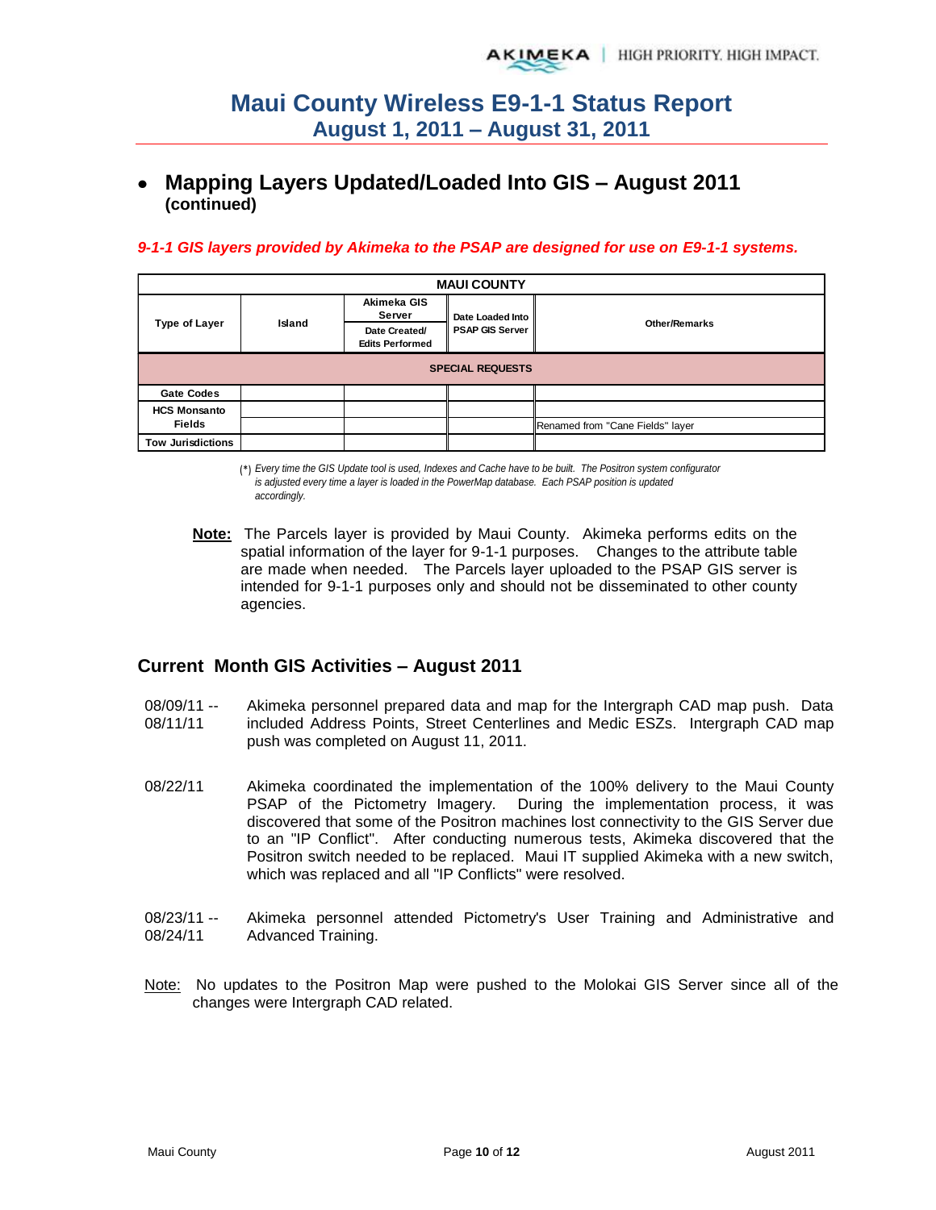# Maui County Wireless E9-1-1 Status Report
## August 1, 2011 – August 31, 2011

- **Mapping Layers Updated/Loaded Into GIS – August 2011 (continued)**

***9-1-1 GIS layers provided by Akimeka to the PSAP are designed for use on E9-1-1 systems.***

| MAUI COUNTY | | | | |
|---|---|---|---|---|
| **Type of Layer** | **Island** | **Akimeka GIS Server** / **Date Created/ Edits Performed** | **Date Loaded Into PSAP GIS Server** | **Other/Remarks** |
| **SPECIAL REQUESTS** | | | | |
| **Gate Codes** | | | | |
| **HCS Monsanto Fields** | | | | |
| | | | | Renamed from "Cane Fields" layer |
| **Tow Jurisdictions** | | | | |

(*) *Every time the GIS Update tool is used, Indexes and Cache have to be built. The Positron system configurator is adjusted every time a layer is loaded in the PowerMap database. Each PSAP position is updated accordingly.*

**Note:** The Parcels layer is provided by Maui County. Akimeka performs edits on the spatial information of the layer for 9-1-1 purposes. Changes to the attribute table are made when needed. The Parcels layer uploaded to the PSAP GIS server is intended for 9-1-1 purposes only and should not be disseminated to other county agencies.

## Current Month GIS Activities – August 2011

08/09/11 -- 08/11/11 Akimeka personnel prepared data and map for the Intergraph CAD map push. Data included Address Points, Street Centerlines and Medic ESZs. Intergraph CAD map push was completed on August 11, 2011.

08/22/11 Akimeka coordinated the implementation of the 100% delivery to the Maui County PSAP of the Pictometry Imagery. During the implementation process, it was discovered that some of the Positron machines lost connectivity to the GIS Server due to an "IP Conflict". After conducting numerous tests, Akimeka discovered that the Positron switch needed to be replaced. Maui IT supplied Akimeka with a new switch, which was replaced and all "IP Conflicts" were resolved.

08/23/11 -- 08/24/11 Akimeka personnel attended Pictometry's User Training and Administrative and Advanced Training.

Note: No updates to the Positron Map were pushed to the Molokai GIS Server since all of the changes were Intergraph CAD related.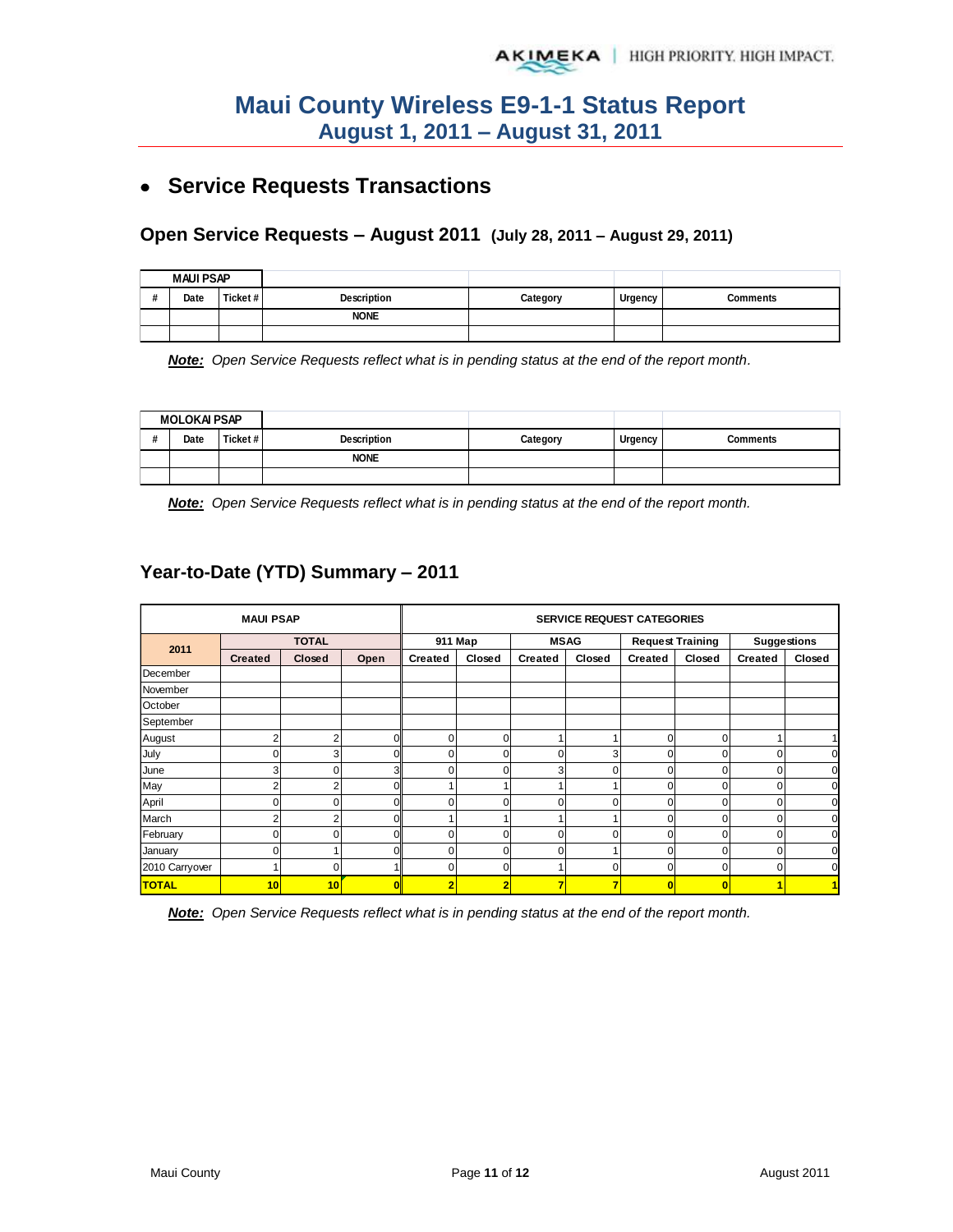# Maui County Wireless E9-1-1 Status Report
## August 1, 2011 – August 31, 2011

- **Service Requests Transactions**

### Open Service Requests – August 2011 (July 28, 2011 – August 29, 2011)

| MAUI PSAP | | | | | | |
|---|---|---|---|---|---|---|
| # | Date | Ticket # | Description | Category | Urgency | Comments |
| | | | NONE | | | |
| | | | | | | |

***Note:*** *Open Service Requests reflect what is in pending status at the end of the report month.*

| MOLOKAI PSAP | | | | | | |
|---|---|---|---|---|---|---|
| # | Date | Ticket # | Description | Category | Urgency | Comments |
| | | | NONE | | | |
| | | | | | | |

***Note:*** *Open Service Requests reflect what is in pending status at the end of the report month.*

### Year-to-Date (YTD) Summary – 2011

| MAUI PSAP | | | | SERVICE REQUEST CATEGORIES | | | | | | | |
|---|---|---|---|---|---|---|---|---|---|---|---|
| 2011 | TOTAL | | | 911 Map | | MSAG | | Request Training | | Suggestions | |
| | Created | Closed | Open | Created | Closed | Created | Closed | Created | Closed | Created | Closed |
| December | | | | | | | | | | | |
| November | | | | | | | | | | | |
| October | | | | | | | | | | | |
| September | | | | | | | | | | | |
| August | 2 | 2 | 0 | 0 | 0 | 1 | 1 | 0 | 0 | 1 | 1 |
| July | 0 | 3 | 0 | 0 | 0 | 0 | 3 | 0 | 0 | 0 | 0 |
| June | 3 | 0 | 3 | 0 | 0 | 3 | 0 | 0 | 0 | 0 | 0 |
| May | 2 | 2 | 0 | 1 | 1 | 1 | 1 | 0 | 0 | 0 | 0 |
| April | 0 | 0 | 0 | 0 | 0 | 0 | 0 | 0 | 0 | 0 | 0 |
| March | 2 | 2 | 0 | 1 | 1 | 1 | 1 | 0 | 0 | 0 | 0 |
| February | 0 | 0 | 0 | 0 | 0 | 0 | 0 | 0 | 0 | 0 | 0 |
| January | 0 | 1 | 0 | 0 | 0 | 0 | 1 | 0 | 0 | 0 | 0 |
| 2010 Carryover | 1 | 0 | 1 | 0 | 0 | 1 | 0 | 0 | 0 | 0 | 0 |
| **TOTAL** | **10** | **10** | **0** | **2** | **2** | **7** | **7** | **0** | **0** | **1** | **1** |

***Note:*** *Open Service Requests reflect what is in pending status at the end of the report month.*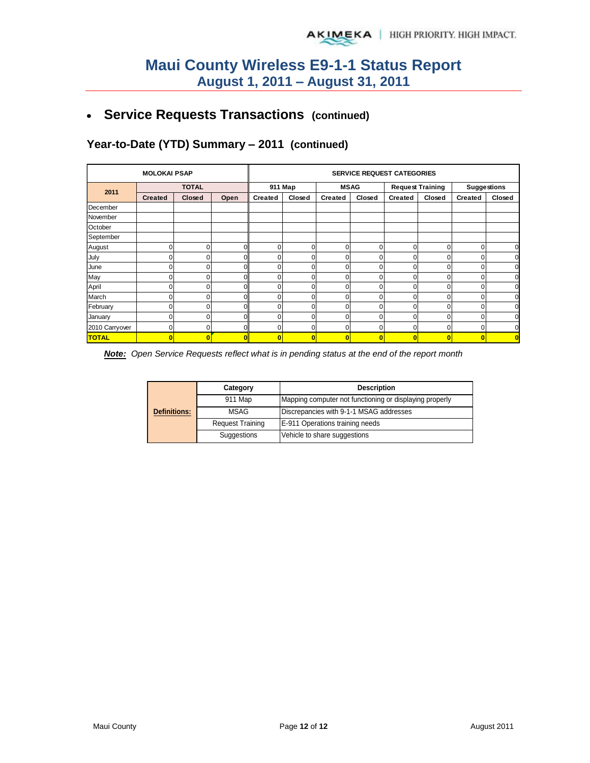# Maui County Wireless E9-1-1 Status Report
## August 1, 2011 – August 31, 2011

- ## Service Requests Transactions (continued)

### Year-to-Date (YTD) Summary – 2011 (continued)

| MOLOKAI PSAP | | | | SERVICE REQUEST CATEGORIES | | | | | | | |
|---|---|---|---|---|---|---|---|---|---|---|---|
| 2011 | TOTAL | | | 911 Map | | MSAG | | Request Training | | Suggestions | |
| | Created | Closed | Open | Created | Closed | Created | Closed | Created | Closed | Created | Closed |
| December | | | | | | | | | | | |
| November | | | | | | | | | | | |
| October | | | | | | | | | | | |
| September | | | | | | | | | | | |
| August | 0 | 0 | 0 | 0 | 0 | 0 | 0 | 0 | 0 | 0 | 0 |
| July | 0 | 0 | 0 | 0 | 0 | 0 | 0 | 0 | 0 | 0 | 0 |
| June | 0 | 0 | 0 | 0 | 0 | 0 | 0 | 0 | 0 | 0 | 0 |
| May | 0 | 0 | 0 | 0 | 0 | 0 | 0 | 0 | 0 | 0 | 0 |
| April | 0 | 0 | 0 | 0 | 0 | 0 | 0 | 0 | 0 | 0 | 0 |
| March | 0 | 0 | 0 | 0 | 0 | 0 | 0 | 0 | 0 | 0 | 0 |
| February | 0 | 0 | 0 | 0 | 0 | 0 | 0 | 0 | 0 | 0 | 0 |
| January | 0 | 0 | 0 | 0 | 0 | 0 | 0 | 0 | 0 | 0 | 0 |
| 2010 Carryover | 0 | 0 | 0 | 0 | 0 | 0 | 0 | 0 | 0 | 0 | 0 |
| **TOTAL** | **0** | **0** | **0** | **0** | **0** | **0** | **0** | **0** | **0** | **0** | **0** |

***Note:*** *Open Service Requests reflect what is in pending status at the end of the report month*

| | Category | Description |
|---|---|---|
| **Definitions:** | 911 Map | Mapping computer not functioning or displaying properly |
| | MSAG | Discrepancies with 9-1-1 MSAG addresses |
| | Request Training | E-911 Operations training needs |
| | Suggestions | Vehicle to share suggestions |